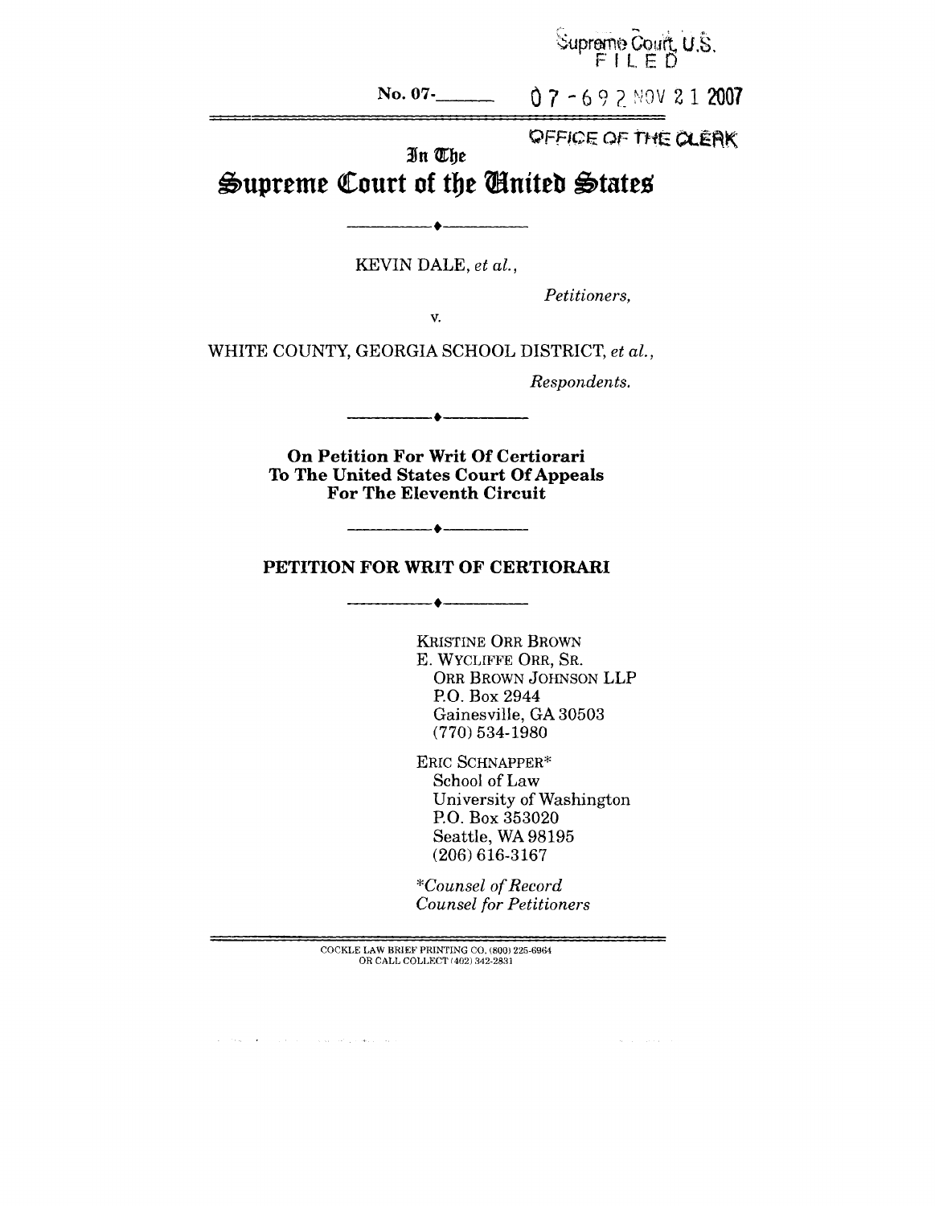Supreme Court, U.S.
FILED

No. 07-______ 07-692 NOV 21 2007

OFFICE OF THE CLERK

In The

# Supreme Court of the United States

---

KEVIN DALE, *et al.*,

*Petitioners,*

v.

WHITE COUNTY, GEORGIA SCHOOL DISTRICT, *et al.*,

*Respondents.*

---

**On Petition For Writ Of Certiorari To The United States Court Of Appeals For The Eleventh Circuit**

---

**PETITION FOR WRIT OF CERTIORARI**

---

KRISTINE ORR BROWN
E. WYCLIFFE ORR, SR.
ORR BROWN JOHNSON LLP
P.O. Box 2944
Gainesville, GA 30503
(770) 534-1980

ERIC SCHNAPPER*
School of Law
University of Washington
P.O. Box 353020
Seattle, WA 98195
(206) 616-3167

*\*Counsel of Record*
*Counsel for Petitioners*

COCKLE LAW BRIEF PRINTING CO. (800) 225-6964
OR CALL COLLECT (402) 342-2831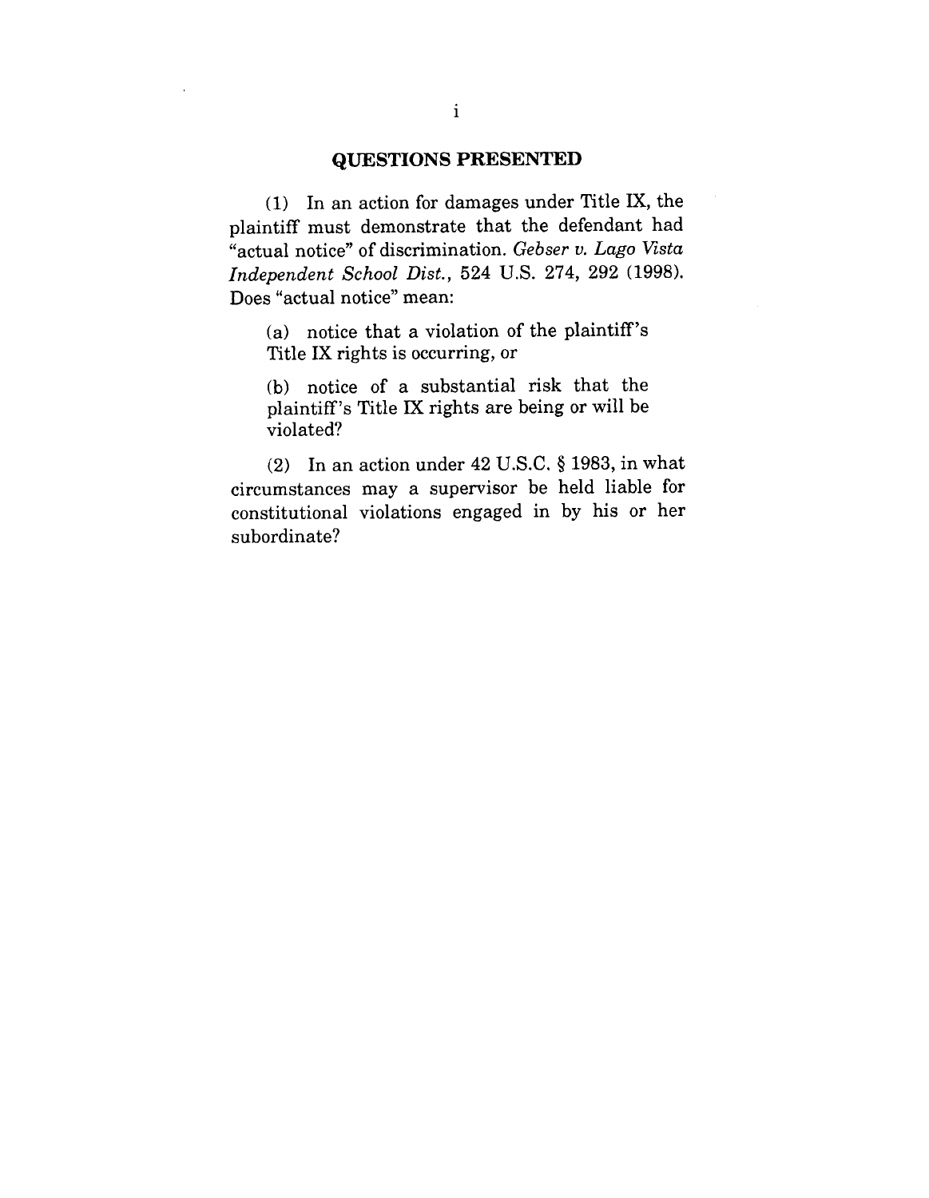## QUESTIONS PRESENTED

(1) In an action for damages under Title IX, the plaintiff must demonstrate that the defendant had "actual notice" of discrimination. *Gebser v. Lago Vista Independent School Dist.*, 524 U.S. 274, 292 (1998). Does "actual notice" mean:

> (a) notice that a violation of the plaintiff's Title IX rights is occurring, or
>
> (b) notice of a substantial risk that the plaintiff's Title IX rights are being or will be violated?

(2) In an action under 42 U.S.C. § 1983, in what circumstances may a supervisor be held liable for constitutional violations engaged in by his or her subordinate?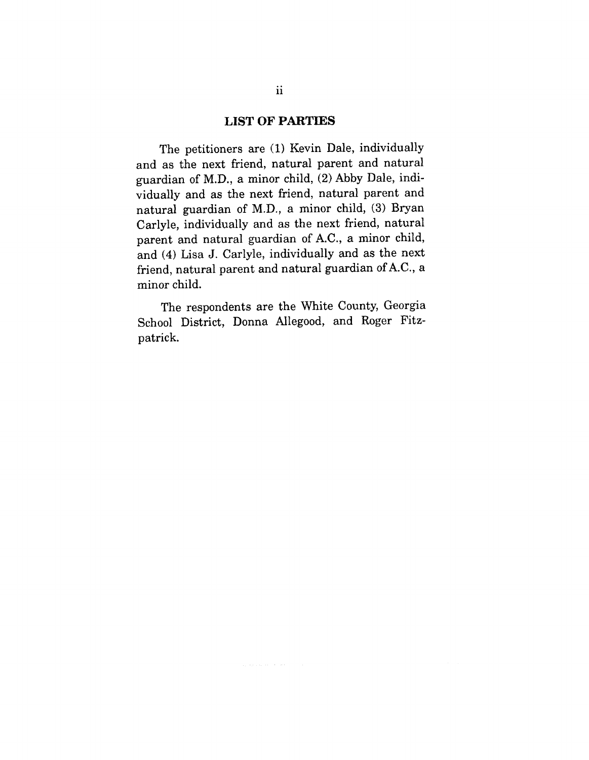## LIST OF PARTIES

The petitioners are (1) Kevin Dale, individually and as the next friend, natural parent and natural guardian of M.D., a minor child, (2) Abby Dale, individually and as the next friend, natural parent and natural guardian of M.D., a minor child, (3) Bryan Carlyle, individually and as the next friend, natural parent and natural guardian of A.C., a minor child, and (4) Lisa J. Carlyle, individually and as the next friend, natural parent and natural guardian of A.C., a minor child.

The respondents are the White County, Georgia School District, Donna Allegood, and Roger Fitzpatrick.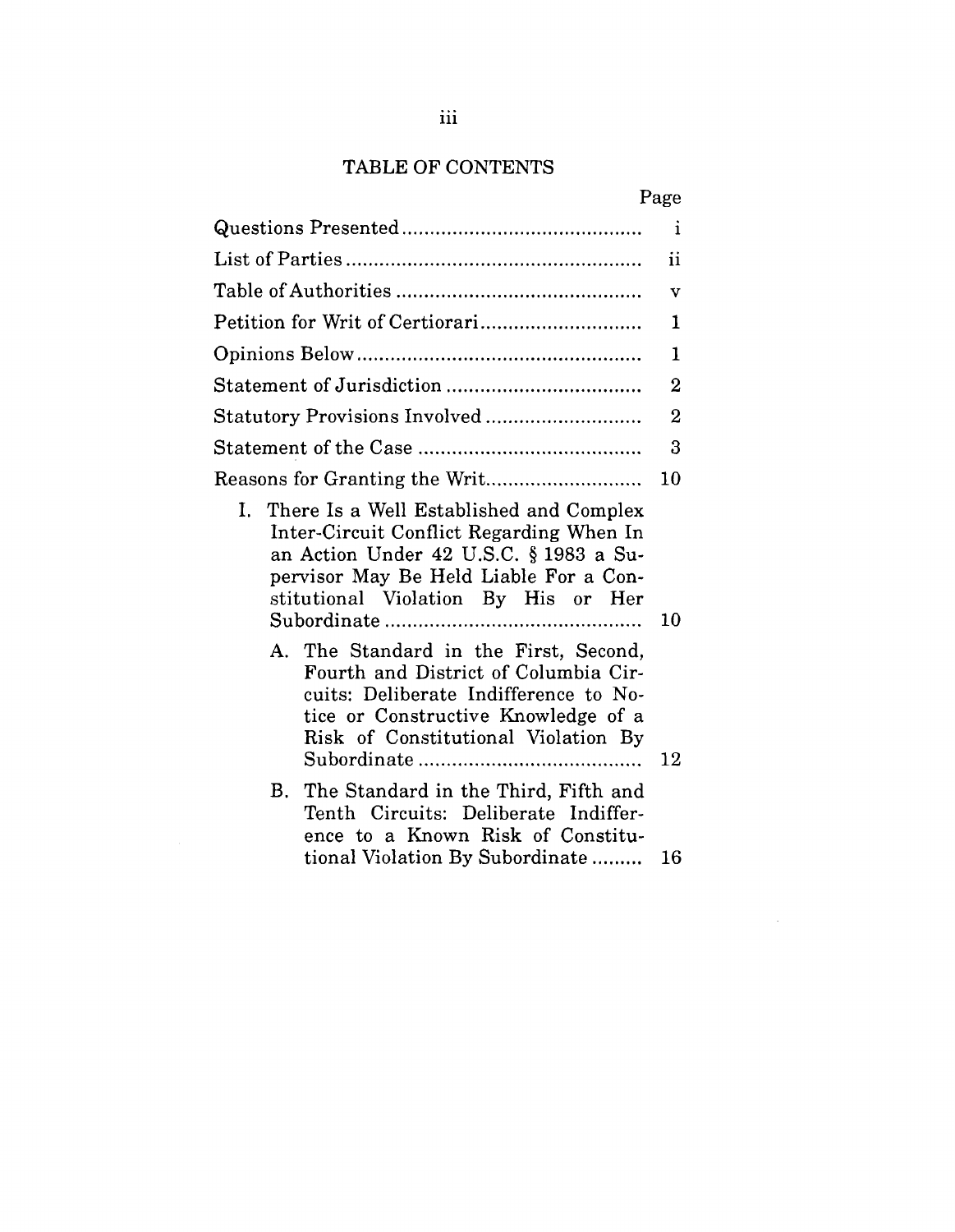# TABLE OF CONTENTS

| | Page |
|---|---|
| Questions Presented | i |
| List of Parties | ii |
| Table of Authorities | v |
| Petition for Writ of Certiorari | 1 |
| Opinions Below | 1 |
| Statement of Jurisdiction | 2 |
| Statutory Provisions Involved | 2 |
| Statement of the Case | 3 |
| Reasons for Granting the Writ | 10 |
| I. There Is a Well Established and Complex Inter-Circuit Conflict Regarding When In an Action Under 42 U.S.C. § 1983 a Supervisor May Be Held Liable For a Constitutional Violation By His or Her Subordinate | 10 |
| A. The Standard in the First, Second, Fourth and District of Columbia Circuits: Deliberate Indifference to Notice or Constructive Knowledge of a Risk of Constitutional Violation By Subordinate | 12 |
| B. The Standard in the Third, Fifth and Tenth Circuits: Deliberate Indifference to a Known Risk of Constitutional Violation By Subordinate | 16 |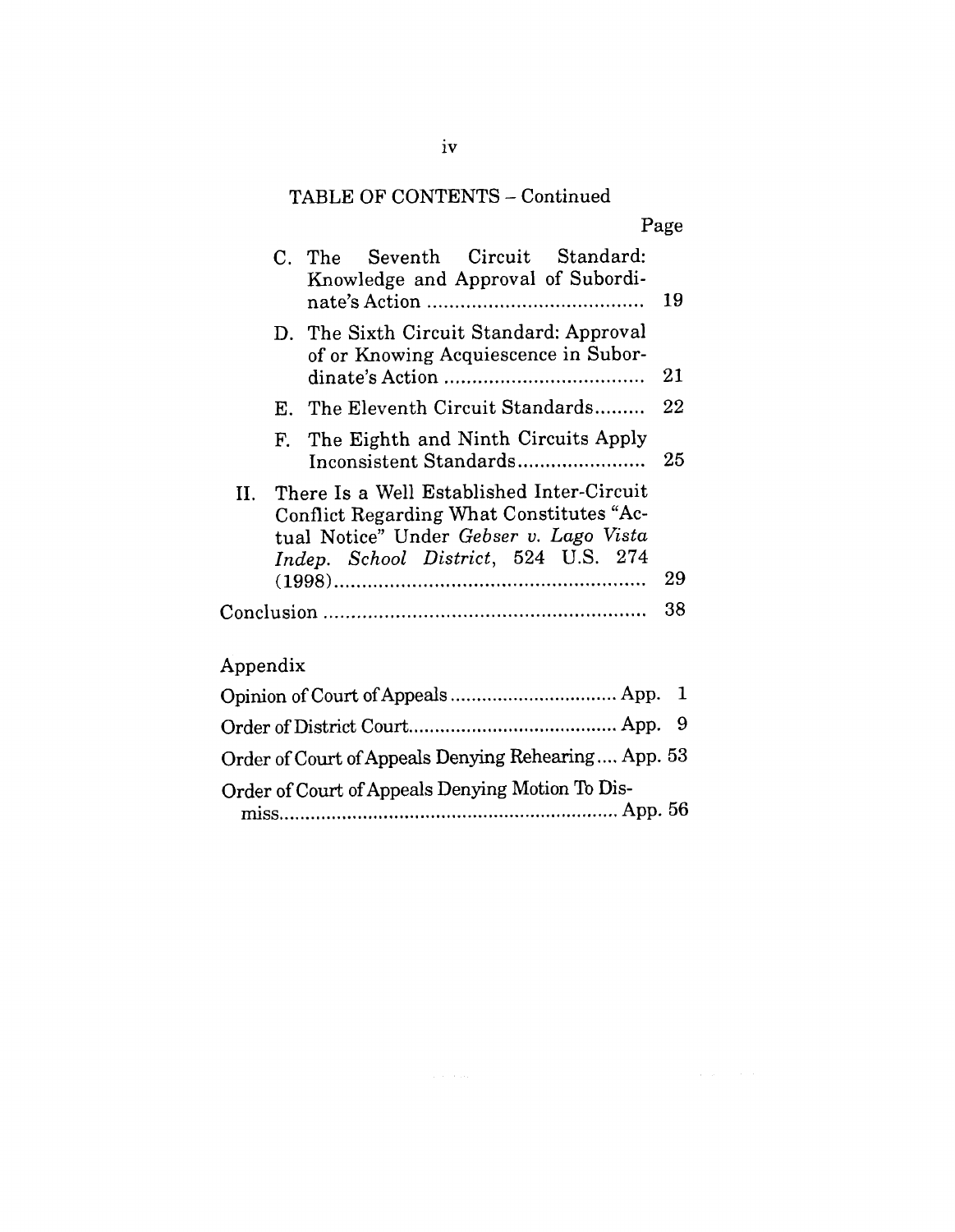TABLE OF CONTENTS – Continued

| | Page |
|---|---|
| C. The Seventh Circuit Standard: Knowledge and Approval of Subordinate's Action | 19 |
| D. The Sixth Circuit Standard: Approval of or Knowing Acquiescence in Subordinate's Action | 21 |
| E. The Eleventh Circuit Standards | 22 |
| F. The Eighth and Ninth Circuits Apply Inconsistent Standards | 25 |
| II. There Is a Well Established Inter-Circuit Conflict Regarding What Constitutes "Actual Notice" Under *Gebser v. Lago Vista Indep. School District*, 524 U.S. 274 (1998) | 29 |
| Conclusion | 38 |

Appendix

| | |
|---|---|
| Opinion of Court of Appeals | App. 1 |
| Order of District Court | App. 9 |
| Order of Court of Appeals Denying Rehearing | App. 53 |
| Order of Court of Appeals Denying Motion To Dismiss | App. 56 |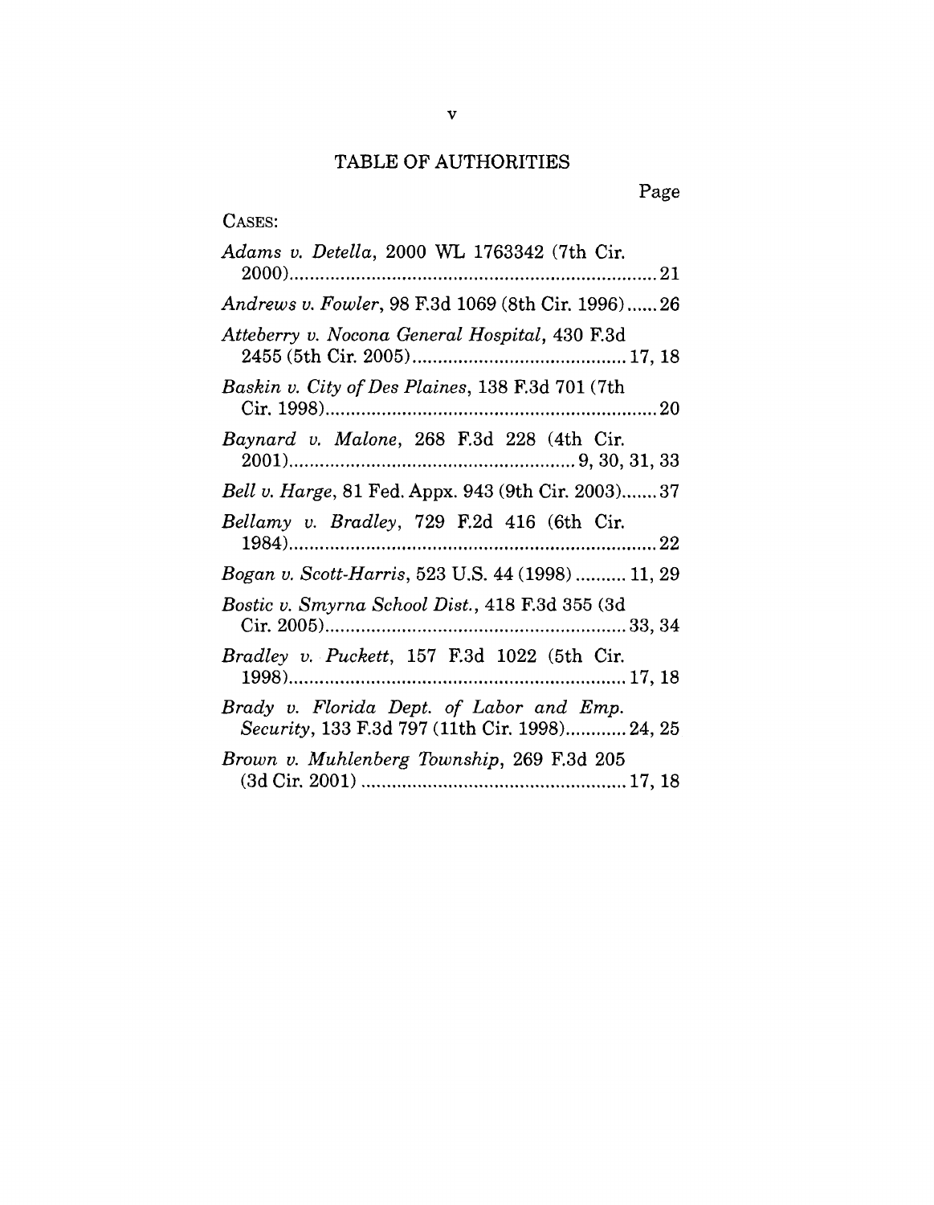# TABLE OF AUTHORITIES

Page

CASES:

*Adams v. Detella*, 2000 WL 1763342 (7th Cir. 2000)....................................................................... 21

*Andrews v. Fowler*, 98 F.3d 1069 (8th Cir. 1996)...... 26

*Atteberry v. Nocona General Hospital*, 430 F.3d 2455 (5th Cir. 2005).......................................... 17, 18

*Baskin v. City of Des Plaines*, 138 F.3d 701 (7th Cir. 1998)................................................................ 20

*Baynard v. Malone*, 268 F.3d 228 (4th Cir. 2001)........................................................ 9, 30, 31, 33

*Bell v. Harge*, 81 Fed. Appx. 943 (9th Cir. 2003)....... 37

*Bellamy v. Bradley*, 729 F.2d 416 (6th Cir. 1984)....................................................................... 22

*Bogan v. Scott-Harris*, 523 U.S. 44 (1998) .......... 11, 29

*Bostic v. Smyrna School Dist.*, 418 F.3d 355 (3d Cir. 2005)........................................................... 33, 34

*Bradley v. Puckett*, 157 F.3d 1022 (5th Cir. 1998)................................................................. 17, 18

*Brady v. Florida Dept. of Labor and Emp. Security*, 133 F.3d 797 (11th Cir. 1998)............ 24, 25

*Brown v. Muhlenberg Township*, 269 F.3d 205 (3d Cir. 2001) .................................................... 17, 18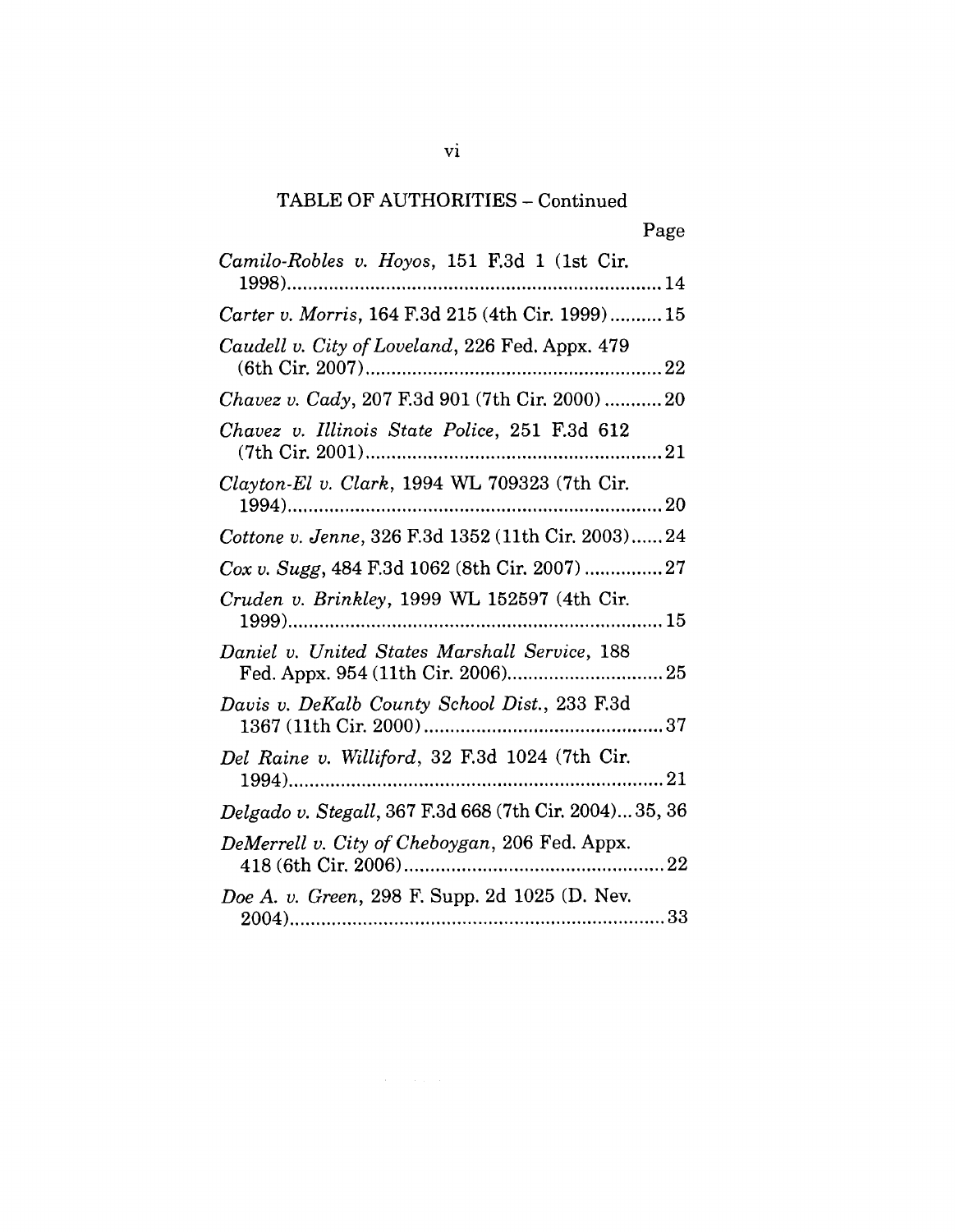TABLE OF AUTHORITIES – Continued

Page

*Camilo-Robles v. Hoyos*, 151 F.3d 1 (1st Cir. 1998)........................................................................14

*Carter v. Morris*, 164 F.3d 215 (4th Cir. 1999)..........15

*Caudell v. City of Loveland*, 226 Fed. Appx. 479 (6th Cir. 2007).........................................................22

*Chavez v. Cady*, 207 F.3d 901 (7th Cir. 2000)...........20

*Chavez v. Illinois State Police*, 251 F.3d 612 (7th Cir. 2001).........................................................21

*Clayton-El v. Clark*, 1994 WL 709323 (7th Cir. 1994)........................................................................20

*Cottone v. Jenne*, 326 F.3d 1352 (11th Cir. 2003)......24

*Cox v. Sugg*, 484 F.3d 1062 (8th Cir. 2007)...............27

*Cruden v. Brinkley*, 1999 WL 152597 (4th Cir. 1999)........................................................................15

*Daniel v. United States Marshall Service*, 188 Fed. Appx. 954 (11th Cir. 2006).............................25

*Davis v. DeKalb County School Dist.*, 233 F.3d 1367 (11th Cir. 2000).............................................37

*Del Raine v. Williford*, 32 F.3d 1024 (7th Cir. 1994)........................................................................21

*Delgado v. Stegall*, 367 F.3d 668 (7th Cir. 2004)...35, 36

*DeMerrell v. City of Cheboygan*, 206 Fed. Appx. 418 (6th Cir. 2006).................................................22

*Doe A. v. Green*, 298 F. Supp. 2d 1025 (D. Nev. 2004)........................................................................33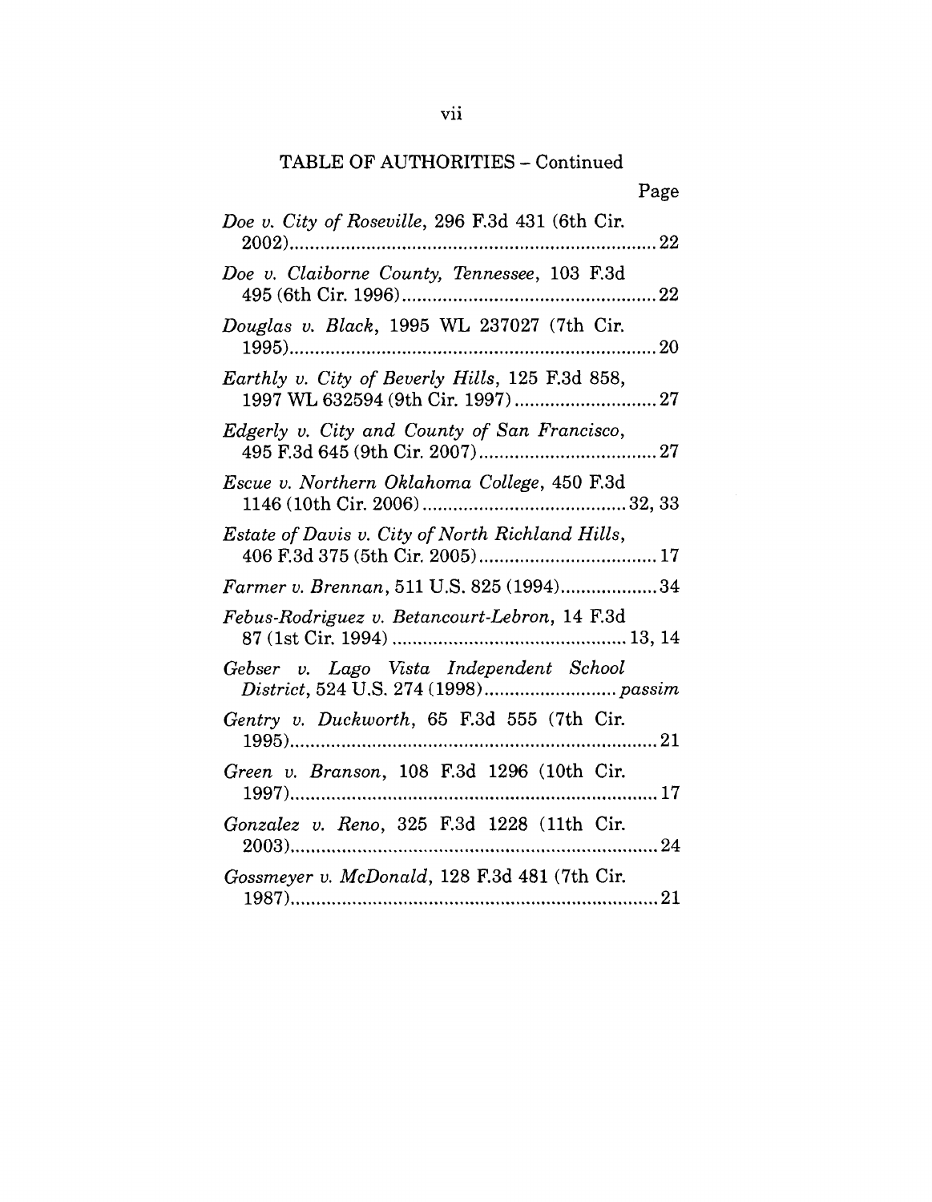TABLE OF AUTHORITIES – Continued

Page

*Doe v. City of Roseville*, 296 F.3d 431 (6th Cir. 2002)........................................................................22

*Doe v. Claiborne County, Tennessee*, 103 F.3d 495 (6th Cir. 1996)..................................................22

*Douglas v. Black*, 1995 WL 237027 (7th Cir. 1995)........................................................................20

*Earthly v. City of Beverly Hills*, 125 F.3d 858, 1997 WL 632594 (9th Cir. 1997)............................27

*Edgerly v. City and County of San Francisco*, 495 F.3d 645 (9th Cir. 2007)..................................27

*Escue v. Northern Oklahoma College*, 450 F.3d 1146 (10th Cir. 2006)........................................32, 33

*Estate of Davis v. City of North Richland Hills*, 406 F.3d 375 (5th Cir. 2005)..................................17

*Farmer v. Brennan*, 511 U.S. 825 (1994)...................34

*Febus-Rodriguez v. Betancourt-Lebron*, 14 F.3d 87 (1st Cir. 1994)..............................................13, 14

*Gebser v. Lago Vista Independent School District*, 524 U.S. 274 (1998).........................*passim*

*Gentry v. Duckworth*, 65 F.3d 555 (7th Cir. 1995)........................................................................21

*Green v. Branson*, 108 F.3d 1296 (10th Cir. 1997)........................................................................17

*Gonzalez v. Reno*, 325 F.3d 1228 (11th Cir. 2003)........................................................................24

*Gossmeyer v. McDonald*, 128 F.3d 481 (7th Cir. 1987)........................................................................21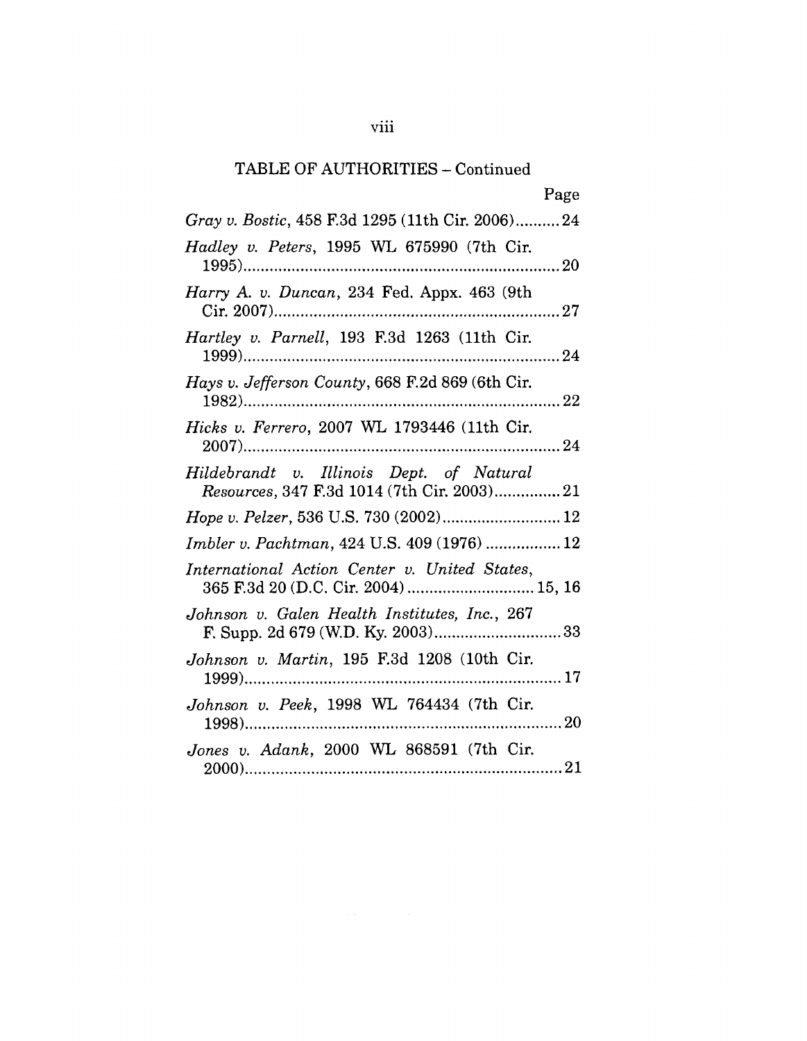## TABLE OF AUTHORITIES – Continued

Page

*Gray v. Bostic*, 458 F.3d 1295 (11th Cir. 2006) .......... 24

*Hadley v. Peters*, 1995 WL 675990 (7th Cir. 1995) .......... 20

*Harry A. v. Duncan*, 234 Fed. Appx. 463 (9th Cir. 2007) .......... 27

*Hartley v. Parnell*, 193 F.3d 1263 (11th Cir. 1999) .......... 24

*Hays v. Jefferson County*, 668 F.2d 869 (6th Cir. 1982) .......... 22

*Hicks v. Ferrero*, 2007 WL 1793446 (11th Cir. 2007) .......... 24

*Hildebrandt v. Illinois Dept. of Natural Resources*, 347 F.3d 1014 (7th Cir. 2003) .......... 21

*Hope v. Pelzer*, 536 U.S. 730 (2002) .......... 12

*Imbler v. Pachtman*, 424 U.S. 409 (1976) .......... 12

*International Action Center v. United States*, 365 F.3d 20 (D.C. Cir. 2004) .......... 15, 16

*Johnson v. Galen Health Institutes, Inc.*, 267 F. Supp. 2d 679 (W.D. Ky. 2003) .......... 33

*Johnson v. Martin*, 195 F.3d 1208 (10th Cir. 1999) .......... 17

*Johnson v. Peek*, 1998 WL 764434 (7th Cir. 1998) .......... 20

*Jones v. Adank*, 2000 WL 868591 (7th Cir. 2000) .......... 21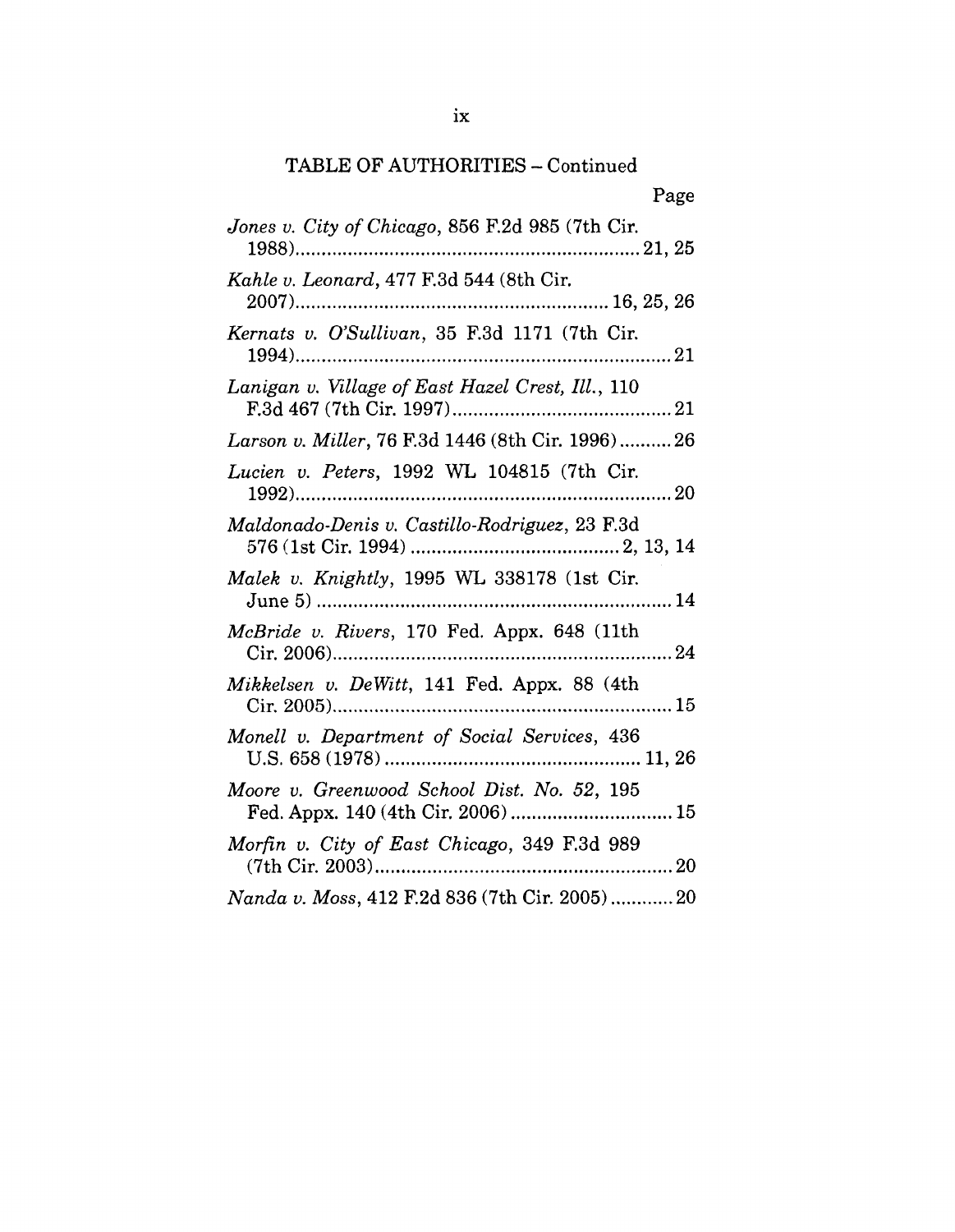TABLE OF AUTHORITIES – Continued

Page

*Jones v. City of Chicago*, 856 F.2d 985 (7th Cir. 1988) .......... 21, 25

*Kahle v. Leonard*, 477 F.3d 544 (8th Cir. 2007) .......... 16, 25, 26

*Kernats v. O'Sullivan*, 35 F.3d 1171 (7th Cir. 1994) .......... 21

*Lanigan v. Village of East Hazel Crest, Ill.*, 110 F.3d 467 (7th Cir. 1997) .......... 21

*Larson v. Miller*, 76 F.3d 1446 (8th Cir. 1996) .......... 26

*Lucien v. Peters*, 1992 WL 104815 (7th Cir. 1992) .......... 20

*Maldonado-Denis v. Castillo-Rodriguez*, 23 F.3d 576 (1st Cir. 1994) .......... 2, 13, 14

*Malek v. Knightly*, 1995 WL 338178 (1st Cir. June 5) .......... 14

*McBride v. Rivers*, 170 Fed. Appx. 648 (11th Cir. 2006) .......... 24

*Mikkelsen v. DeWitt*, 141 Fed. Appx. 88 (4th Cir. 2005) .......... 15

*Monell v. Department of Social Services*, 436 U.S. 658 (1978) .......... 11, 26

*Moore v. Greenwood School Dist. No. 52*, 195 Fed. Appx. 140 (4th Cir. 2006) .......... 15

*Morfin v. City of East Chicago*, 349 F.3d 989 (7th Cir. 2003) .......... 20

*Nanda v. Moss*, 412 F.2d 836 (7th Cir. 2005) .......... 20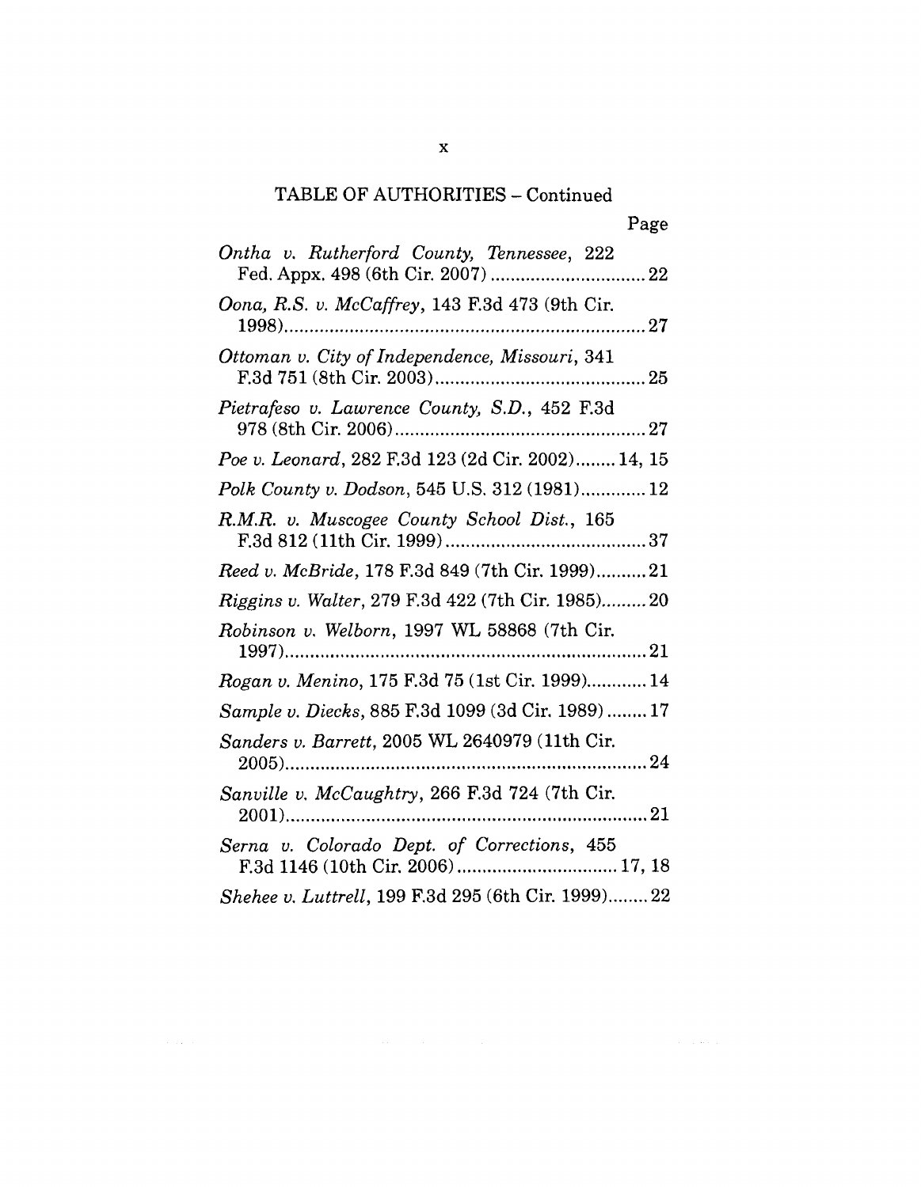TABLE OF AUTHORITIES – Continued

Page

*Ontha v. Rutherford County, Tennessee*, 222 Fed. Appx. 498 (6th Cir. 2007) ............................... 22

*Oona, R.S. v. McCaffrey*, 143 F.3d 473 (9th Cir. 1998) ........................................................................ 27

*Ottoman v. City of Independence, Missouri*, 341 F.3d 751 (8th Cir. 2003) .......................................... 25

*Pietrafeso v. Lawrence County, S.D.*, 452 F.3d 978 (8th Cir. 2006) .................................................. 27

*Poe v. Leonard*, 282 F.3d 123 (2d Cir. 2002) ........ 14, 15

*Polk County v. Dodson*, 545 U.S. 312 (1981) ............. 12

*R.M.R. v. Muscogee County School Dist.*, 165 F.3d 812 (11th Cir. 1999) ........................................ 37

*Reed v. McBride*, 178 F.3d 849 (7th Cir. 1999) .......... 21

*Riggins v. Walter*, 279 F.3d 422 (7th Cir. 1985) ......... 20

*Robinson v. Welborn*, 1997 WL 58868 (7th Cir. 1997) ........................................................................ 21

*Rogan v. Menino*, 175 F.3d 75 (1st Cir. 1999) ............ 14

*Sample v. Diecks*, 885 F.3d 1099 (3d Cir. 1989) ........ 17

*Sanders v. Barrett*, 2005 WL 2640979 (11th Cir. 2005) ........................................................................ 24

*Sanville v. McCaughtry*, 266 F.3d 724 (7th Cir. 2001) ........................................................................ 21

*Serna v. Colorado Dept. of Corrections*, 455 F.3d 1146 (10th Cir. 2006) ................................ 17, 18

*Shehee v. Luttrell*, 199 F.3d 295 (6th Cir. 1999) ........ 22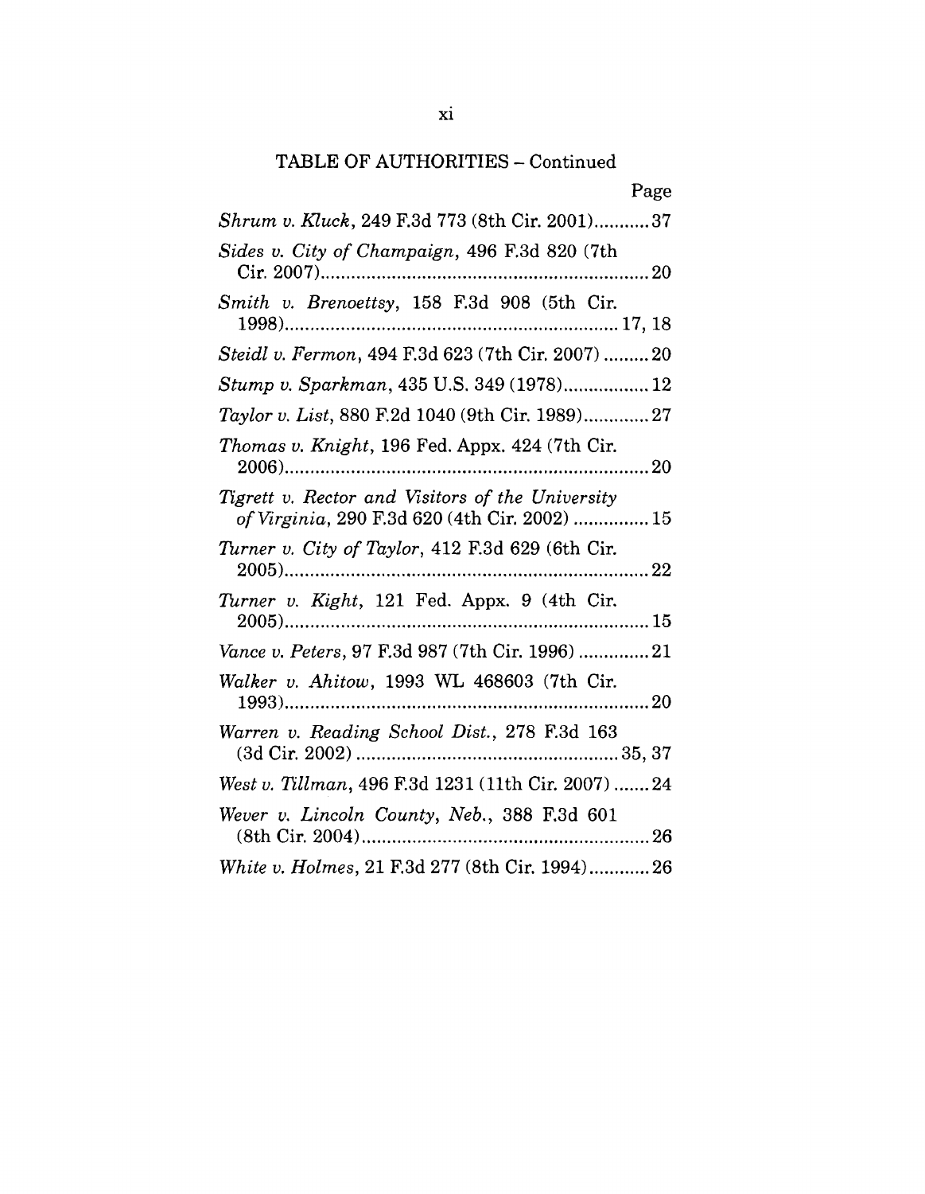TABLE OF AUTHORITIES – Continued

Page

*Shrum v. Kluck*, 249 F.3d 773 (8th Cir. 2001)........... 37

*Sides v. City of Champaign*, 496 F.3d 820 (7th Cir. 2007)................................................................. 20

*Smith v. Brenoettsy*, 158 F.3d 908 (5th Cir. 1998)................................................................. 17, 18

*Steidl v. Fermon*, 494 F.3d 623 (7th Cir. 2007) ......... 20

*Stump v. Sparkman*, 435 U.S. 349 (1978)................. 12

*Taylor v. List*, 880 F.2d 1040 (9th Cir. 1989)............. 27

*Thomas v. Knight*, 196 Fed. Appx. 424 (7th Cir. 2006)....................................................................... 20

*Tigrett v. Rector and Visitors of the University of Virginia*, 290 F.3d 620 (4th Cir. 2002) ............... 15

*Turner v. City of Taylor*, 412 F.3d 629 (6th Cir. 2005)....................................................................... 22

*Turner v. Kight*, 121 Fed. Appx. 9 (4th Cir. 2005)....................................................................... 15

*Vance v. Peters*, 97 F.3d 987 (7th Cir. 1996) .............. 21

*Walker v. Ahitow*, 1993 WL 468603 (7th Cir. 1993)....................................................................... 20

*Warren v. Reading School Dist.*, 278 F.3d 163 (3d Cir. 2002) ................................................... 35, 37

*West v. Tillman*, 496 F.3d 1231 (11th Cir. 2007) ....... 24

*Wever v. Lincoln County, Neb.*, 388 F.3d 601 (8th Cir. 2004)......................................................... 26

*White v. Holmes*, 21 F.3d 277 (8th Cir. 1994)............ 26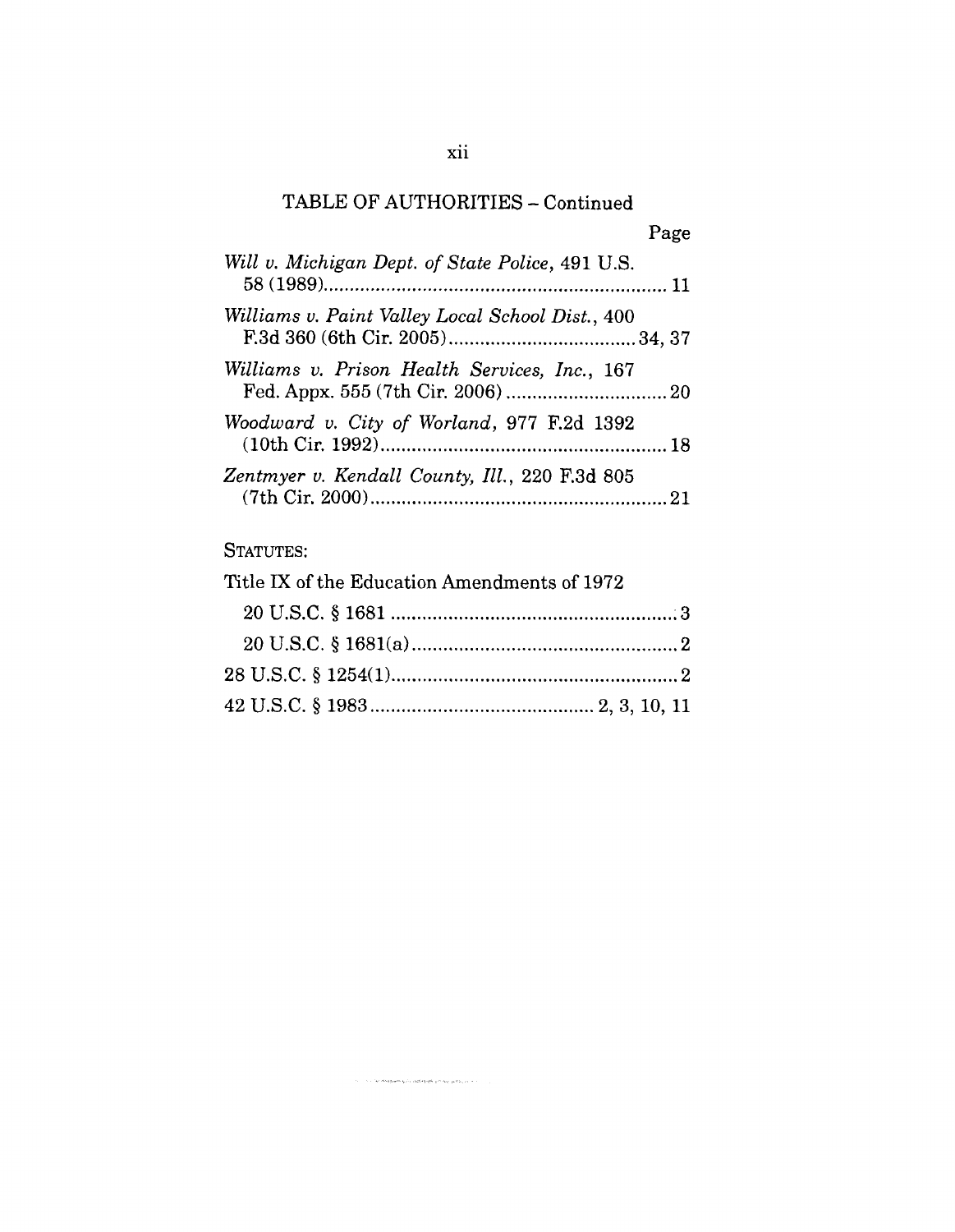## TABLE OF AUTHORITIES – Continued

Page

*Will v. Michigan Dept. of State Police*, 491 U.S. 58 (1989) ... 11

*Williams v. Paint Valley Local School Dist.*, 400 F.3d 360 (6th Cir. 2005) ... 34, 37

*Williams v. Prison Health Services, Inc.*, 167 Fed. Appx. 555 (7th Cir. 2006) ... 20

*Woodward v. City of Worland*, 977 F.2d 1392 (10th Cir. 1992) ... 18

*Zentmyer v. Kendall County, Ill.*, 220 F.3d 805 (7th Cir. 2000) ... 21

STATUTES:

Title IX of the Education Amendments of 1972

20 U.S.C. § 1681 ... 3

20 U.S.C. § 1681(a) ... 2

28 U.S.C. § 1254(1) ... 2

42 U.S.C. § 1983 ... 2, 3, 10, 11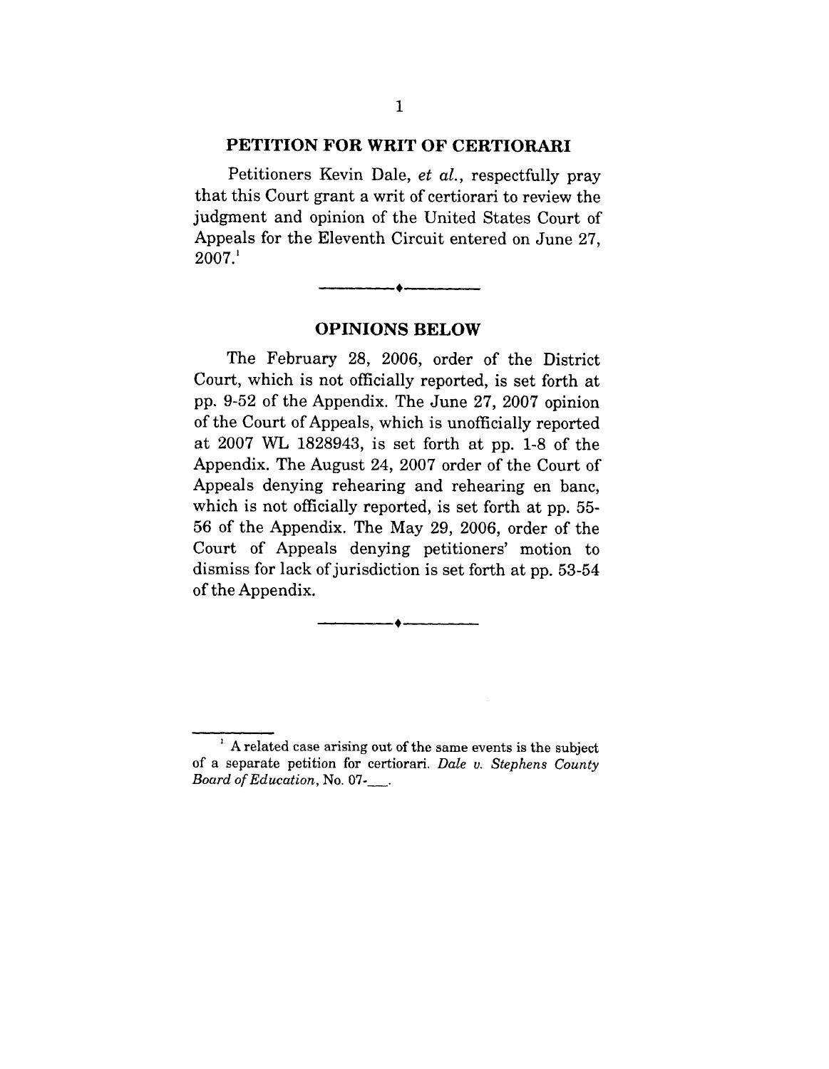## PETITION FOR WRIT OF CERTIORARI

Petitioners Kevin Dale, *et al.*, respectfully pray that this Court grant a writ of certiorari to review the judgment and opinion of the United States Court of Appeals for the Eleventh Circuit entered on June 27, 2007.[1]

## OPINIONS BELOW

The February 28, 2006, order of the District Court, which is not officially reported, is set forth at pp. 9-52 of the Appendix. The June 27, 2007 opinion of the Court of Appeals, which is unofficially reported at 2007 WL 1828943, is set forth at pp. 1-8 of the Appendix. The August 24, 2007 order of the Court of Appeals denying rehearing and rehearing en banc, which is not officially reported, is set forth at pp. 55-56 of the Appendix. The May 29, 2006, order of the Court of Appeals denying petitioners' motion to dismiss for lack of jurisdiction is set forth at pp. 53-54 of the Appendix.

---

[1] A related case arising out of the same events is the subject of a separate petition for certiorari. *Dale v. Stephens County Board of Education*, No. 07-___.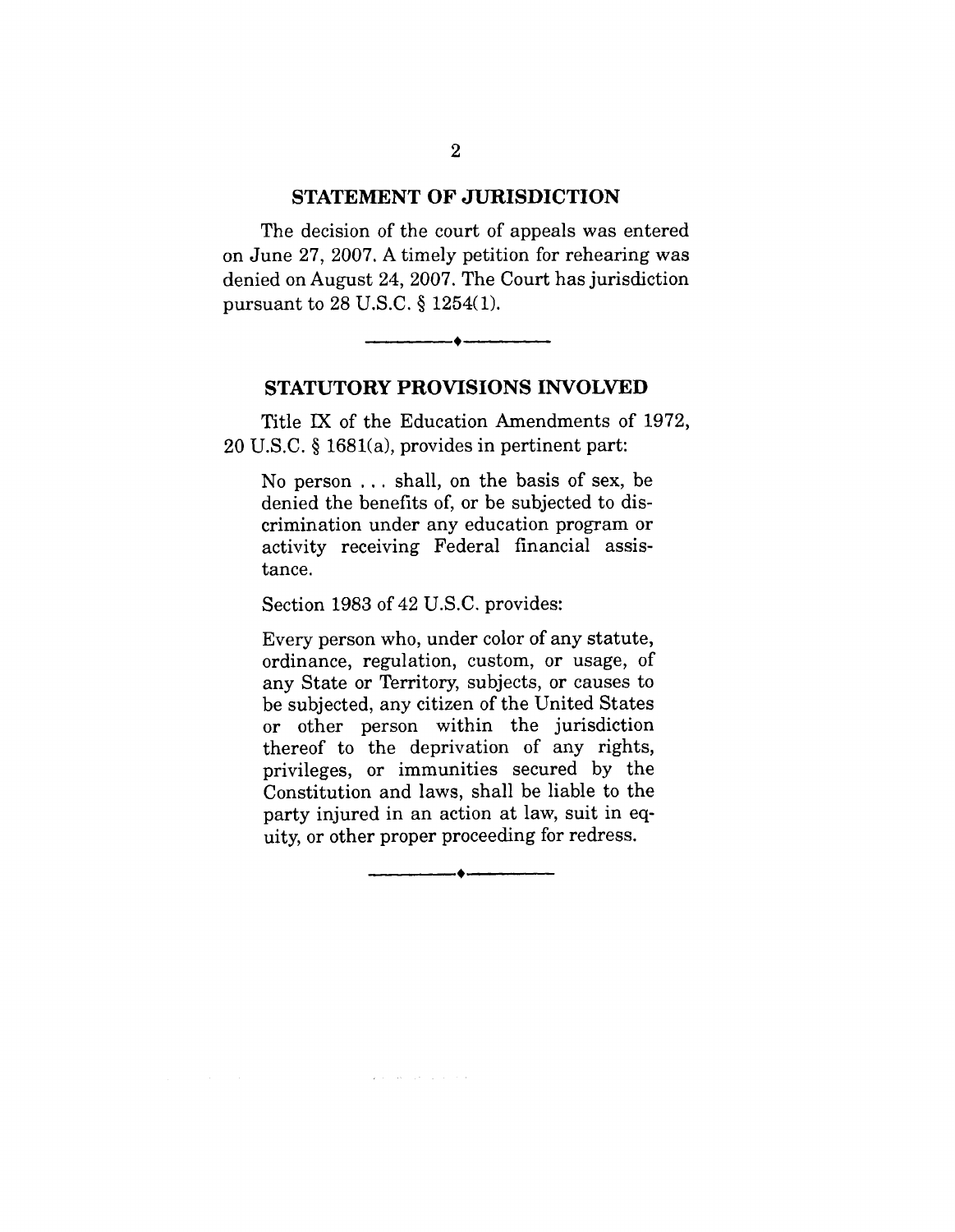## STATEMENT OF JURISDICTION

The decision of the court of appeals was entered on June 27, 2007. A timely petition for rehearing was denied on August 24, 2007. The Court has jurisdiction pursuant to 28 U.S.C. § 1254(1).

## STATUTORY PROVISIONS INVOLVED

Title IX of the Education Amendments of 1972, 20 U.S.C. § 1681(a), provides in pertinent part:

> No person . . . shall, on the basis of sex, be denied the benefits of, or be subjected to discrimination under any education program or activity receiving Federal financial assistance.

Section 1983 of 42 U.S.C. provides:

> Every person who, under color of any statute, ordinance, regulation, custom, or usage, of any State or Territory, subjects, or causes to be subjected, any citizen of the United States or other person within the jurisdiction thereof to the deprivation of any rights, privileges, or immunities secured by the Constitution and laws, shall be liable to the party injured in an action at law, suit in equity, or other proper proceeding for redress.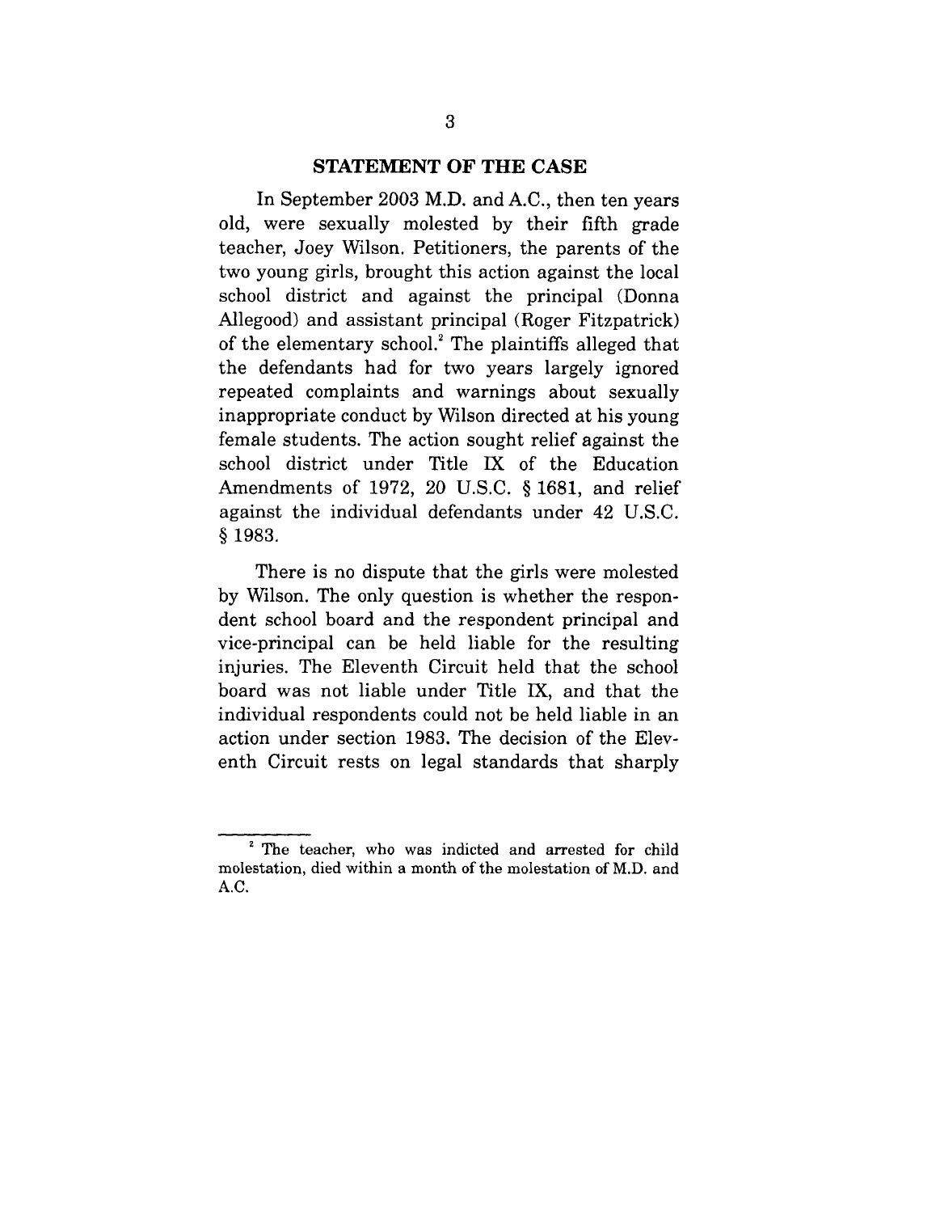## STATEMENT OF THE CASE

In September 2003 M.D. and A.C., then ten years old, were sexually molested by their fifth grade teacher, Joey Wilson. Petitioners, the parents of the two young girls, brought this action against the local school district and against the principal (Donna Allegood) and assistant principal (Roger Fitzpatrick) of the elementary school.[2] The plaintiffs alleged that the defendants had for two years largely ignored repeated complaints and warnings about sexually inappropriate conduct by Wilson directed at his young female students. The action sought relief against the school district under Title IX of the Education Amendments of 1972, 20 U.S.C. § 1681, and relief against the individual defendants under 42 U.S.C. § 1983.

There is no dispute that the girls were molested by Wilson. The only question is whether the respondent school board and the respondent principal and vice-principal can be held liable for the resulting injuries. The Eleventh Circuit held that the school board was not liable under Title IX, and that the individual respondents could not be held liable in an action under section 1983. The decision of the Eleventh Circuit rests on legal standards that sharply

[2] The teacher, who was indicted and arrested for child molestation, died within a month of the molestation of M.D. and A.C.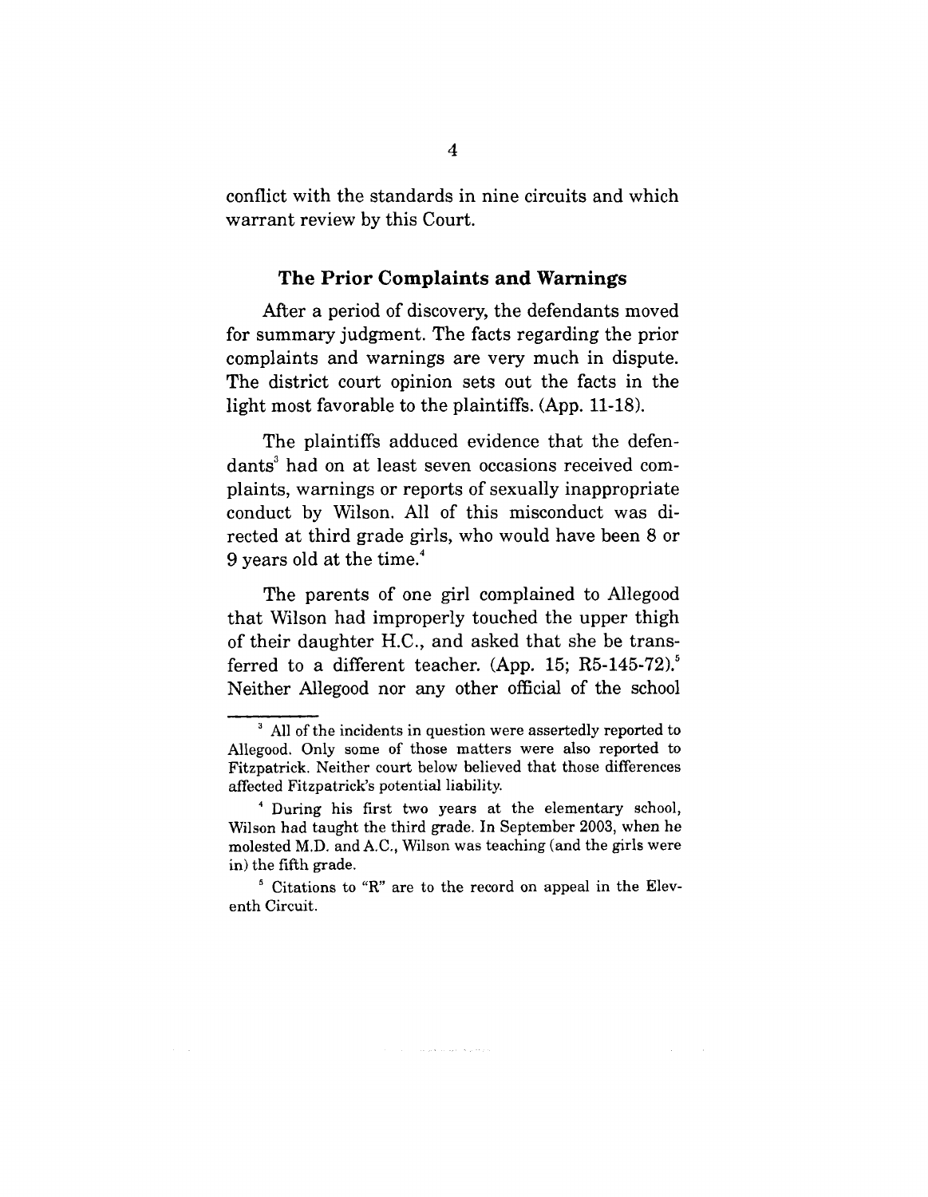conflict with the standards in nine circuits and which warrant review by this Court.

## The Prior Complaints and Warnings

After a period of discovery, the defendants moved for summary judgment. The facts regarding the prior complaints and warnings are very much in dispute. The district court opinion sets out the facts in the light most favorable to the plaintiffs. (App. 11-18).

The plaintiffs adduced evidence that the defendants[3] had on at least seven occasions received complaints, warnings or reports of sexually inappropriate conduct by Wilson. All of this misconduct was directed at third grade girls, who would have been 8 or 9 years old at the time.[4]

The parents of one girl complained to Allegood that Wilson had improperly touched the upper thigh of their daughter H.C., and asked that she be transferred to a different teacher. (App. 15; R5-145-72).[5] Neither Allegood nor any other official of the school

---

[3] All of the incidents in question were assertedly reported to Allegood. Only some of those matters were also reported to Fitzpatrick. Neither court below believed that those differences affected Fitzpatrick's potential liability.

[4] During his first two years at the elementary school, Wilson had taught the third grade. In September 2003, when he molested M.D. and A.C., Wilson was teaching (and the girls were in) the fifth grade.

[5] Citations to "R" are to the record on appeal in the Eleventh Circuit.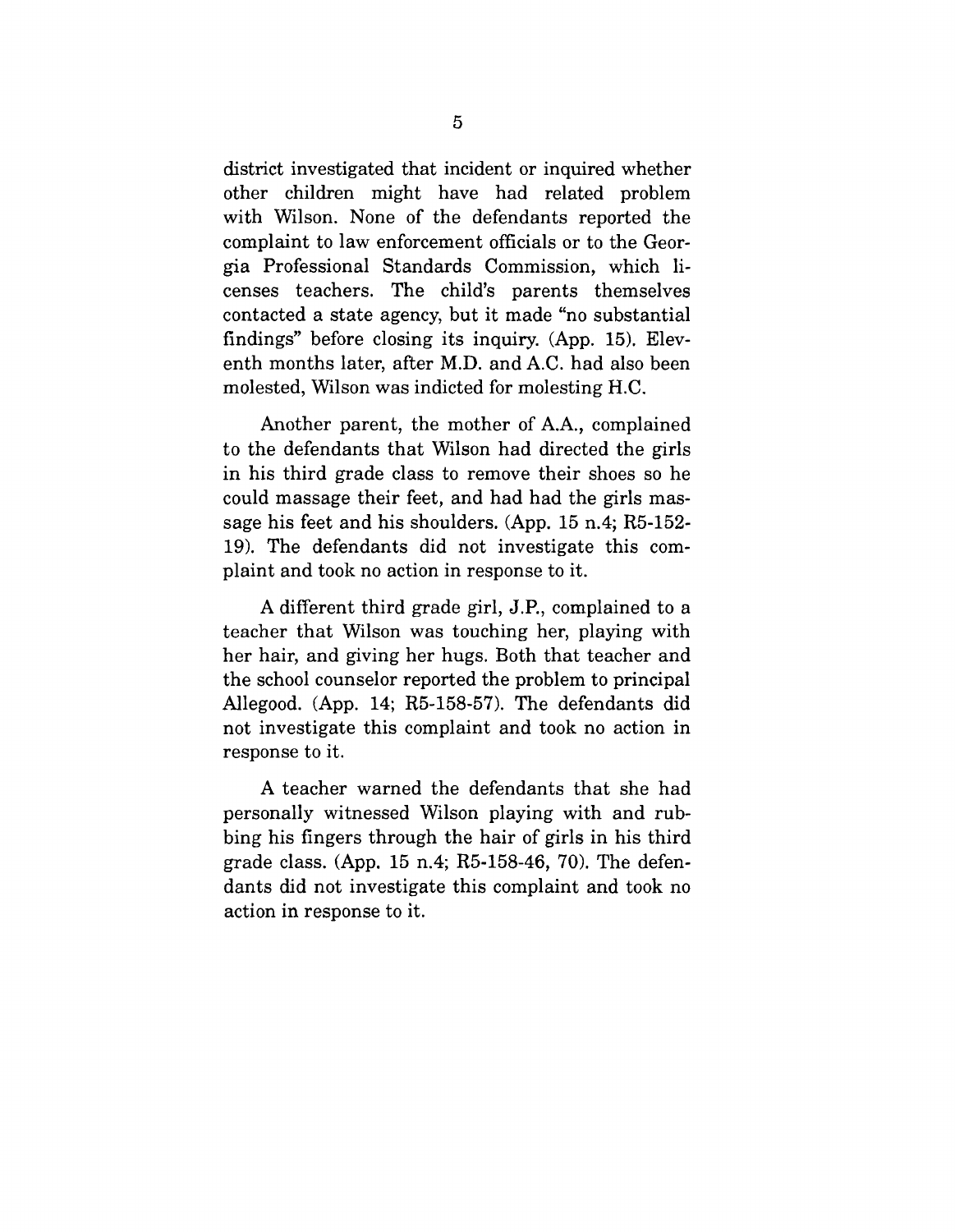district investigated that incident or inquired whether other children might have had related problem with Wilson. None of the defendants reported the complaint to law enforcement officials or to the Georgia Professional Standards Commission, which licenses teachers. The child's parents themselves contacted a state agency, but it made "no substantial findings" before closing its inquiry. (App. 15). Eleventh months later, after M.D. and A.C. had also been molested, Wilson was indicted for molesting H.C.

Another parent, the mother of A.A., complained to the defendants that Wilson had directed the girls in his third grade class to remove their shoes so he could massage their feet, and had had the girls massage his feet and his shoulders. (App. 15 n.4; R5-152-19). The defendants did not investigate this complaint and took no action in response to it.

A different third grade girl, J.P., complained to a teacher that Wilson was touching her, playing with her hair, and giving her hugs. Both that teacher and the school counselor reported the problem to principal Allegood. (App. 14; R5-158-57). The defendants did not investigate this complaint and took no action in response to it.

A teacher warned the defendants that she had personally witnessed Wilson playing with and rubbing his fingers through the hair of girls in his third grade class. (App. 15 n.4; R5-158-46, 70). The defendants did not investigate this complaint and took no action in response to it.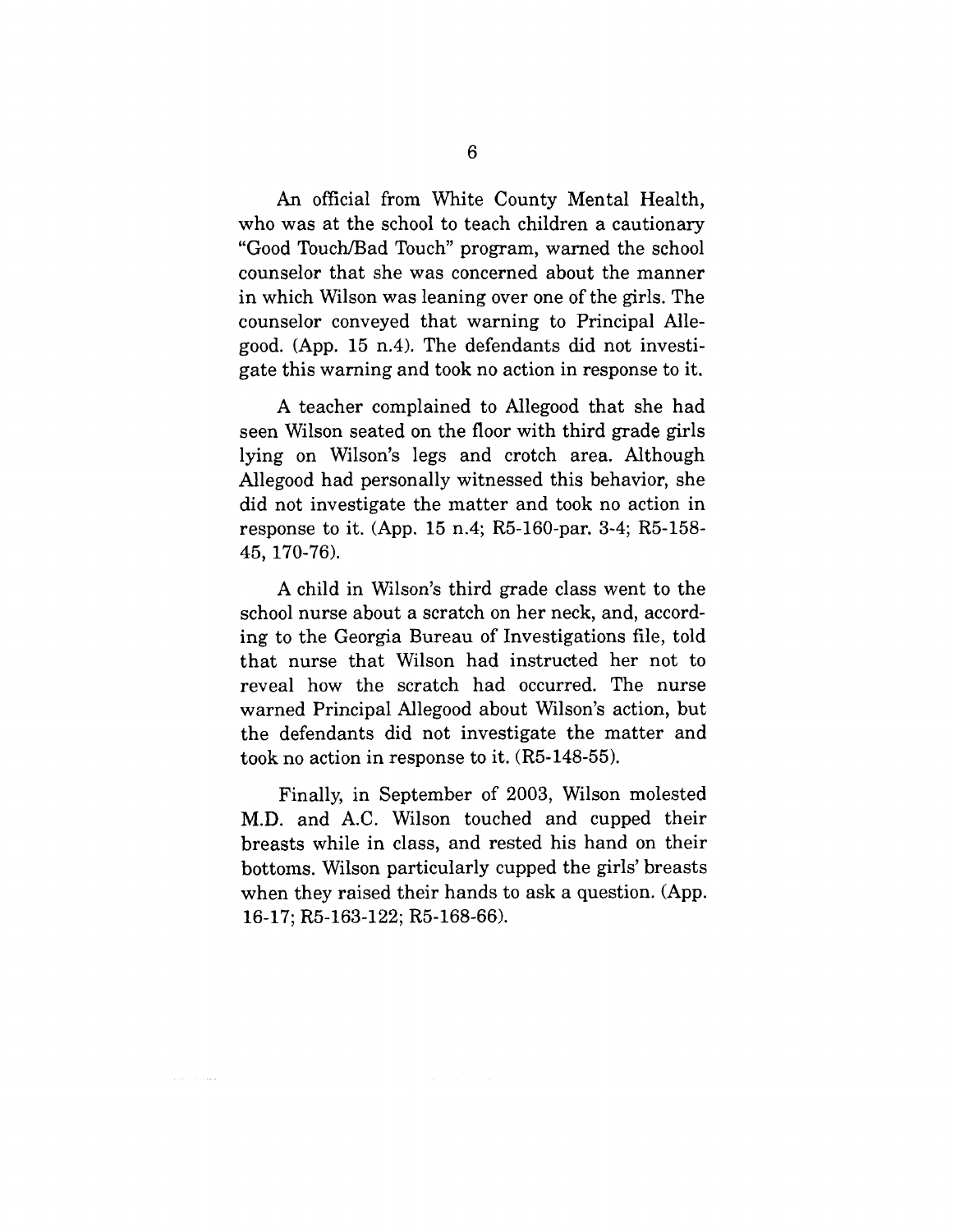An official from White County Mental Health, who was at the school to teach children a cautionary "Good Touch/Bad Touch" program, warned the school counselor that she was concerned about the manner in which Wilson was leaning over one of the girls. The counselor conveyed that warning to Principal Allegood. (App. 15 n.4). The defendants did not investigate this warning and took no action in response to it.

A teacher complained to Allegood that she had seen Wilson seated on the floor with third grade girls lying on Wilson's legs and crotch area. Although Allegood had personally witnessed this behavior, she did not investigate the matter and took no action in response to it. (App. 15 n.4; R5-160-par. 3-4; R5-158-45, 170-76).

A child in Wilson's third grade class went to the school nurse about a scratch on her neck, and, according to the Georgia Bureau of Investigations file, told that nurse that Wilson had instructed her not to reveal how the scratch had occurred. The nurse warned Principal Allegood about Wilson's action, but the defendants did not investigate the matter and took no action in response to it. (R5-148-55).

Finally, in September of 2003, Wilson molested M.D. and A.C. Wilson touched and cupped their breasts while in class, and rested his hand on their bottoms. Wilson particularly cupped the girls' breasts when they raised their hands to ask a question. (App. 16-17; R5-163-122; R5-168-66).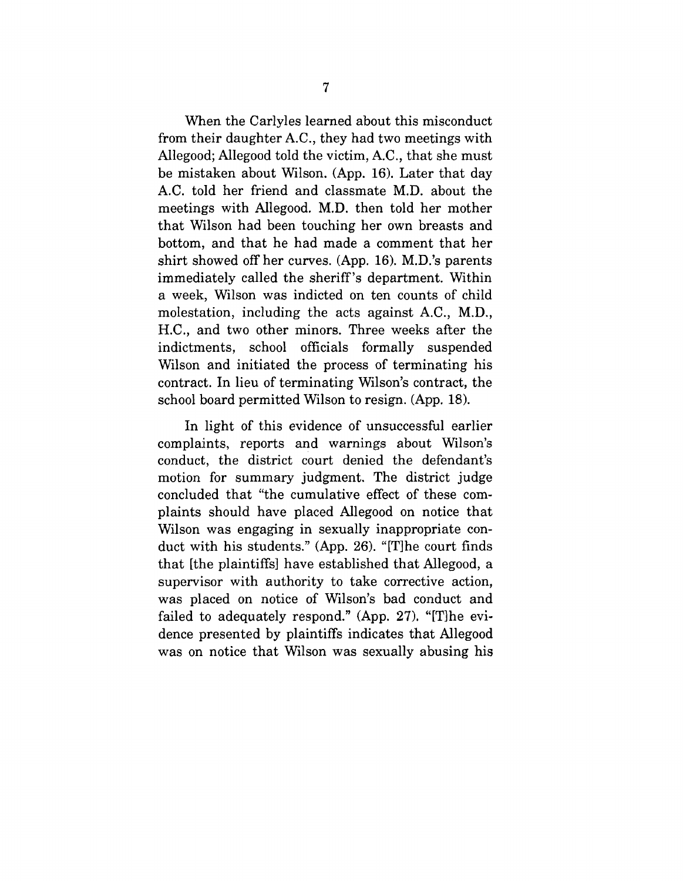When the Carlyles learned about this misconduct from their daughter A.C., they had two meetings with Allegood; Allegood told the victim, A.C., that she must be mistaken about Wilson. (App. 16). Later that day A.C. told her friend and classmate M.D. about the meetings with Allegood. M.D. then told her mother that Wilson had been touching her own breasts and bottom, and that he had made a comment that her shirt showed off her curves. (App. 16). M.D.'s parents immediately called the sheriff's department. Within a week, Wilson was indicted on ten counts of child molestation, including the acts against A.C., M.D., H.C., and two other minors. Three weeks after the indictments, school officials formally suspended Wilson and initiated the process of terminating his contract. In lieu of terminating Wilson's contract, the school board permitted Wilson to resign. (App. 18).

In light of this evidence of unsuccessful earlier complaints, reports and warnings about Wilson's conduct, the district court denied the defendant's motion for summary judgment. The district judge concluded that "the cumulative effect of these complaints should have placed Allegood on notice that Wilson was engaging in sexually inappropriate conduct with his students." (App. 26). "[T]he court finds that [the plaintiffs] have established that Allegood, a supervisor with authority to take corrective action, was placed on notice of Wilson's bad conduct and failed to adequately respond." (App. 27). "[T]he evidence presented by plaintiffs indicates that Allegood was on notice that Wilson was sexually abusing his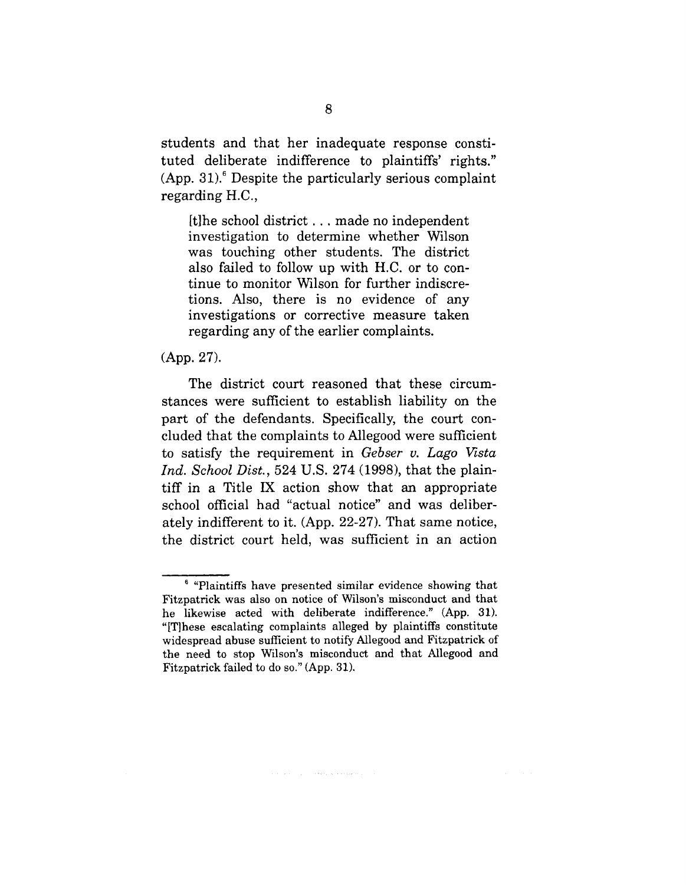students and that her inadequate response constituted deliberate indifference to plaintiffs' rights." (App. 31).[6] Despite the particularly serious complaint regarding H.C.,

> [t]he school district . . . made no independent investigation to determine whether Wilson was touching other students. The district also failed to follow up with H.C. or to continue to monitor Wilson for further indiscretions. Also, there is no evidence of any investigations or corrective measure taken regarding any of the earlier complaints.

(App. 27).

The district court reasoned that these circumstances were sufficient to establish liability on the part of the defendants. Specifically, the court concluded that the complaints to Allegood were sufficient to satisfy the requirement in *Gebser v. Lago Vista Ind. School Dist.*, 524 U.S. 274 (1998), that the plaintiff in a Title IX action show that an appropriate school official had "actual notice" and was deliberately indifferent to it. (App. 22-27). That same notice, the district court held, was sufficient in an action

---

[6] "Plaintiffs have presented similar evidence showing that Fitzpatrick was also on notice of Wilson's misconduct and that he likewise acted with deliberate indifference." (App. 31). "[T]hese escalating complaints alleged by plaintiffs constitute widespread abuse sufficient to notify Allegood and Fitzpatrick of the need to stop Wilson's misconduct and that Allegood and Fitzpatrick failed to do so." (App. 31).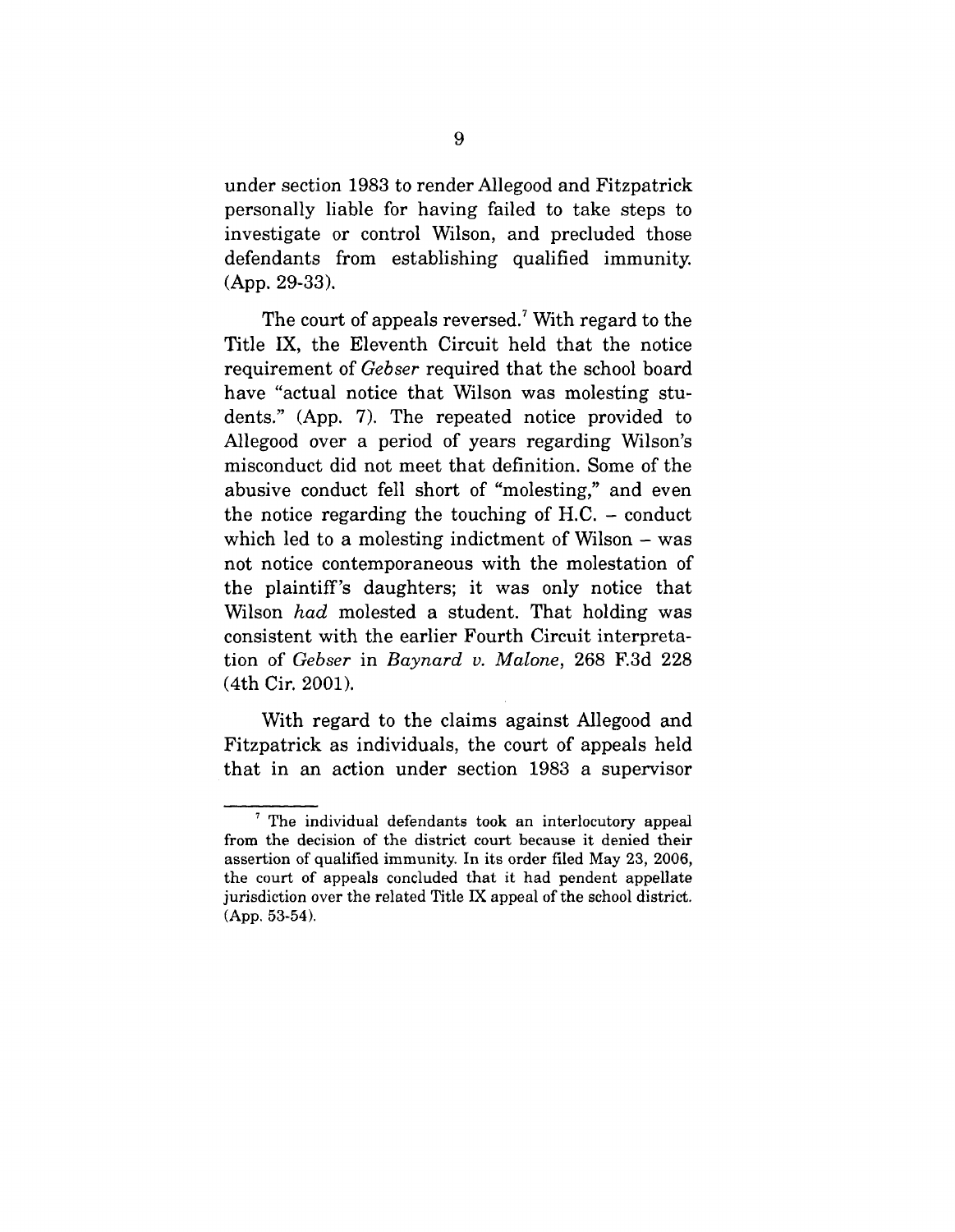under section 1983 to render Allegood and Fitzpatrick personally liable for having failed to take steps to investigate or control Wilson, and precluded those defendants from establishing qualified immunity. (App. 29-33).

The court of appeals reversed.[7] With regard to the Title IX, the Eleventh Circuit held that the notice requirement of *Gebser* required that the school board have "actual notice that Wilson was molesting students." (App. 7). The repeated notice provided to Allegood over a period of years regarding Wilson's misconduct did not meet that definition. Some of the abusive conduct fell short of "molesting," and even the notice regarding the touching of H.C. – conduct which led to a molesting indictment of Wilson – was not notice contemporaneous with the molestation of the plaintiff's daughters; it was only notice that Wilson *had* molested a student. That holding was consistent with the earlier Fourth Circuit interpretation of *Gebser* in *Baynard v. Malone*, 268 F.3d 228 (4th Cir. 2001).

With regard to the claims against Allegood and Fitzpatrick as individuals, the court of appeals held that in an action under section 1983 a supervisor

[7] The individual defendants took an interlocutory appeal from the decision of the district court because it denied their assertion of qualified immunity. In its order filed May 23, 2006, the court of appeals concluded that it had pendent appellate jurisdiction over the related Title IX appeal of the school district. (App. 53-54).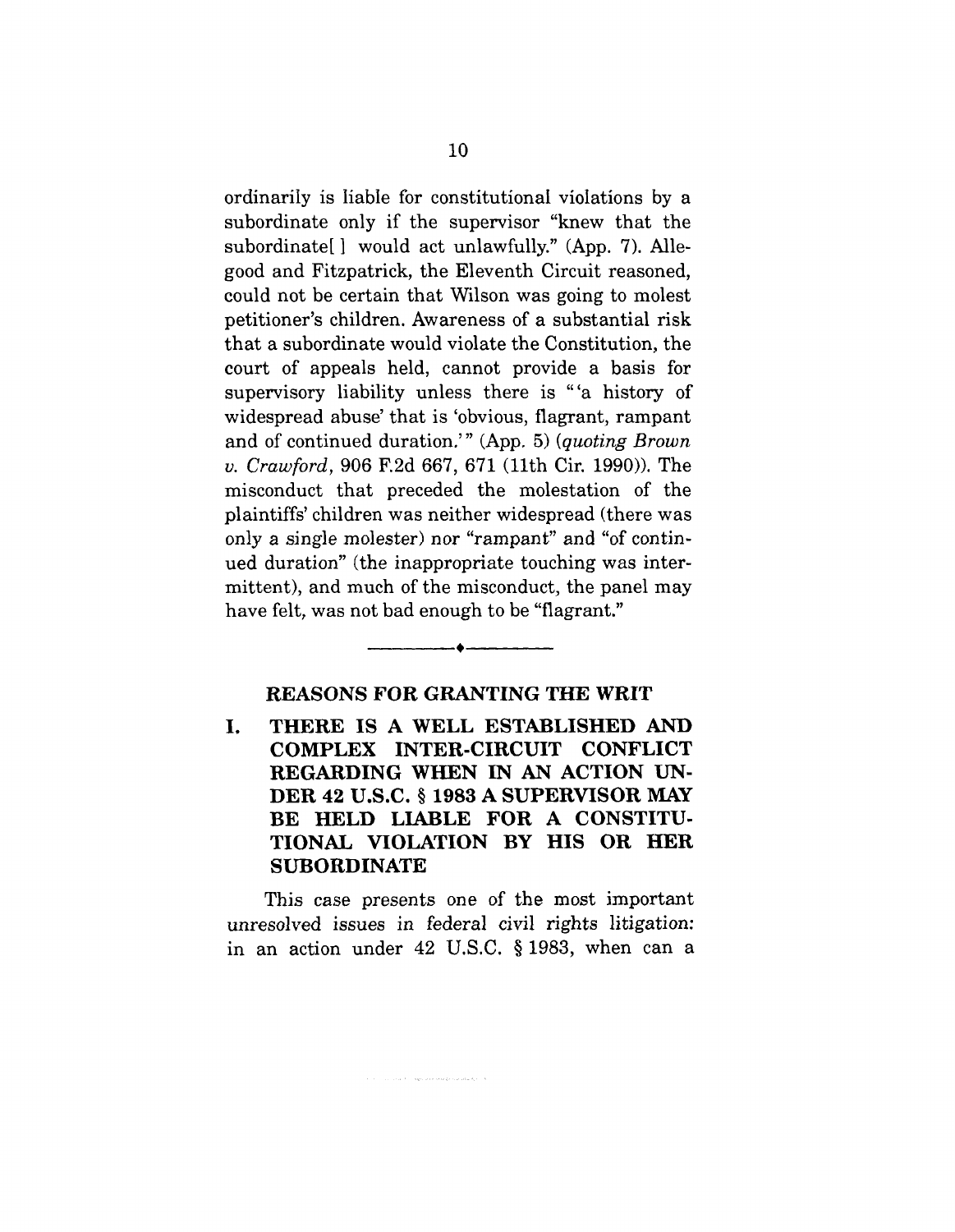ordinarily is liable for constitutional violations by a subordinate only if the supervisor "knew that the subordinate[ ] would act unlawfully." (App. 7). Allegood and Fitzpatrick, the Eleventh Circuit reasoned, could not be certain that Wilson was going to molest petitioner's children. Awareness of a substantial risk that a subordinate would violate the Constitution, the court of appeals held, cannot provide a basis for supervisory liability unless there is "'a history of widespread abuse' that is 'obvious, flagrant, rampant and of continued duration.'" (App. 5) (*quoting Brown v. Crawford*, 906 F.2d 667, 671 (11th Cir. 1990)). The misconduct that preceded the molestation of the plaintiffs' children was neither widespread (there was only a single molester) nor "rampant" and "of continued duration" (the inappropriate touching was intermittent), and much of the misconduct, the panel may have felt, was not bad enough to be "flagrant."

## REASONS FOR GRANTING THE WRIT

### I. THERE IS A WELL ESTABLISHED AND COMPLEX INTER-CIRCUIT CONFLICT REGARDING WHEN IN AN ACTION UNDER 42 U.S.C. § 1983 A SUPERVISOR MAY BE HELD LIABLE FOR A CONSTITUTIONAL VIOLATION BY HIS OR HER SUBORDINATE

This case presents one of the most important unresolved issues in federal civil rights litigation: in an action under 42 U.S.C. § 1983, when can a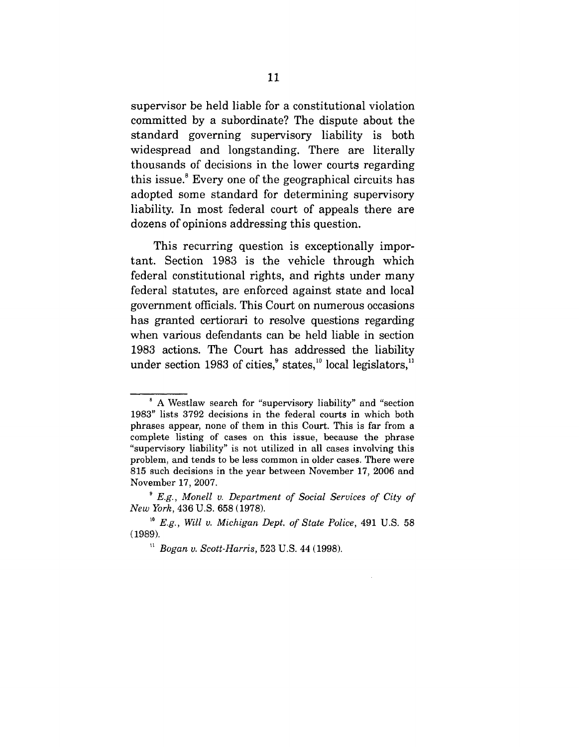supervisor be held liable for a constitutional violation committed by a subordinate? The dispute about the standard governing supervisory liability is both widespread and longstanding. There are literally thousands of decisions in the lower courts regarding this issue.[8] Every one of the geographical circuits has adopted some standard for determining supervisory liability. In most federal court of appeals there are dozens of opinions addressing this question.

This recurring question is exceptionally important. Section 1983 is the vehicle through which federal constitutional rights, and rights under many federal statutes, are enforced against state and local government officials. This Court on numerous occasions has granted certiorari to resolve questions regarding when various defendants can be held liable in section 1983 actions. The Court has addressed the liability under section 1983 of cities,[9] states,[10] local legislators,[11]

---

[8] A Westlaw search for "supervisory liability" and "section 1983" lists 3792 decisions in the federal courts in which both phrases appear, none of them in this Court. This is far from a complete listing of cases on this issue, because the phrase "supervisory liability" is not utilized in all cases involving this problem, and tends to be less common in older cases. There were 815 such decisions in the year between November 17, 2006 and November 17, 2007.

[9] *E.g., Monell v. Department of Social Services of City of New York*, 436 U.S. 658 (1978).

[10] *E.g., Will v. Michigan Dept. of State Police*, 491 U.S. 58 (1989).

[11] *Bogan v. Scott-Harris*, 523 U.S. 44 (1998).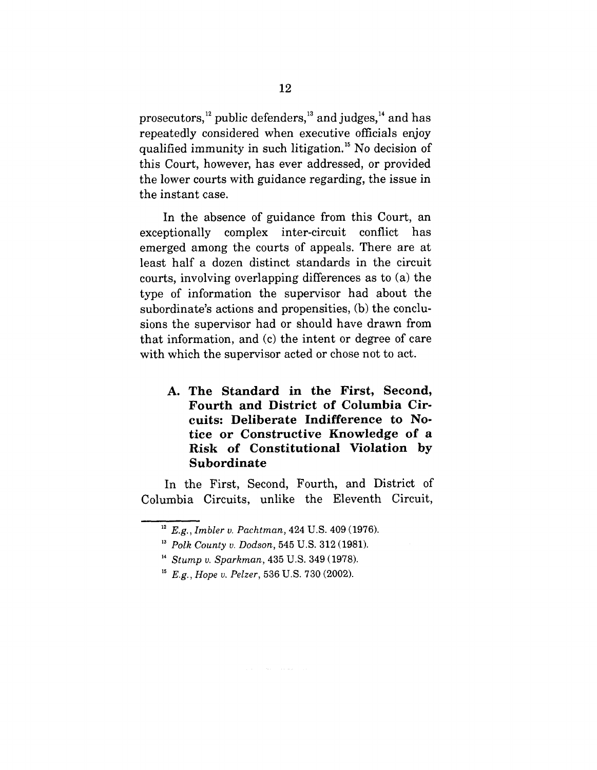prosecutors,[12] public defenders,[13] and judges,[14] and has repeatedly considered when executive officials enjoy qualified immunity in such litigation.[15] No decision of this Court, however, has ever addressed, or provided the lower courts with guidance regarding, the issue in the instant case.

In the absence of guidance from this Court, an exceptionally complex inter-circuit conflict has emerged among the courts of appeals. There are at least half a dozen distinct standards in the circuit courts, involving overlapping differences as to (a) the type of information the supervisor had about the subordinate's actions and propensities, (b) the conclusions the supervisor had or should have drawn from that information, and (c) the intent or degree of care with which the supervisor acted or chose not to act.

### A. The Standard in the First, Second, Fourth and District of Columbia Circuits: Deliberate Indifference to Notice or Constructive Knowledge of a Risk of Constitutional Violation by Subordinate

In the First, Second, Fourth, and District of Columbia Circuits, unlike the Eleventh Circuit,

---

[12] *E.g., Imbler v. Pachtman*, 424 U.S. 409 (1976).

[13] *Polk County v. Dodson*, 545 U.S. 312 (1981).

[14] *Stump v. Sparkman*, 435 U.S. 349 (1978).

[15] *E.g., Hope v. Pelzer*, 536 U.S. 730 (2002).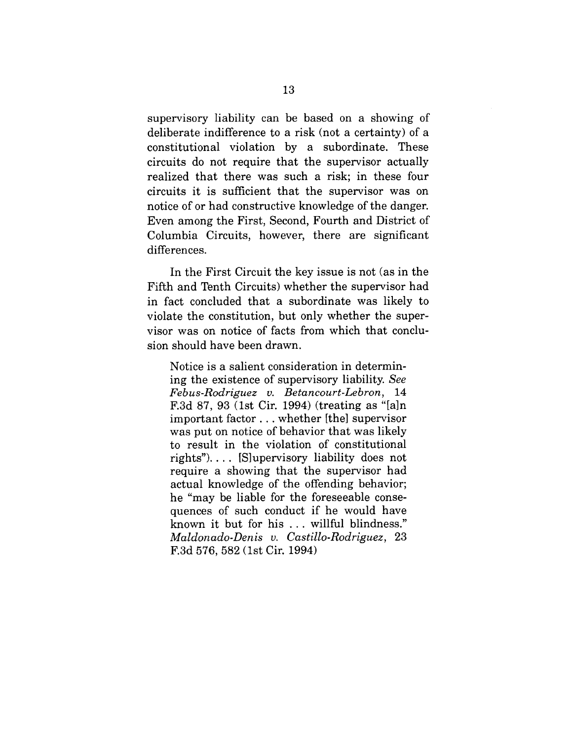supervisory liability can be based on a showing of deliberate indifference to a risk (not a certainty) of a constitutional violation by a subordinate. These circuits do not require that the supervisor actually realized that there was such a risk; in these four circuits it is sufficient that the supervisor was on notice of or had constructive knowledge of the danger. Even among the First, Second, Fourth and District of Columbia Circuits, however, there are significant differences.

In the First Circuit the key issue is not (as in the Fifth and Tenth Circuits) whether the supervisor had in fact concluded that a subordinate was likely to violate the constitution, but only whether the supervisor was on notice of facts from which that conclusion should have been drawn.

> Notice is a salient consideration in determining the existence of supervisory liability. *See Febus-Rodriguez v. Betancourt-Lebron*, 14 F.3d 87, 93 (1st Cir. 1994) (treating as "[a]n important factor . . . whether [the] supervisor was put on notice of behavior that was likely to result in the violation of constitutional rights"). . . . [S]upervisory liability does not require a showing that the supervisor had actual knowledge of the offending behavior; he "may be liable for the foreseeable consequences of such conduct if he would have known it but for his . . . willful blindness." *Maldonado-Denis v. Castillo-Rodriguez*, 23 F.3d 576, 582 (1st Cir. 1994)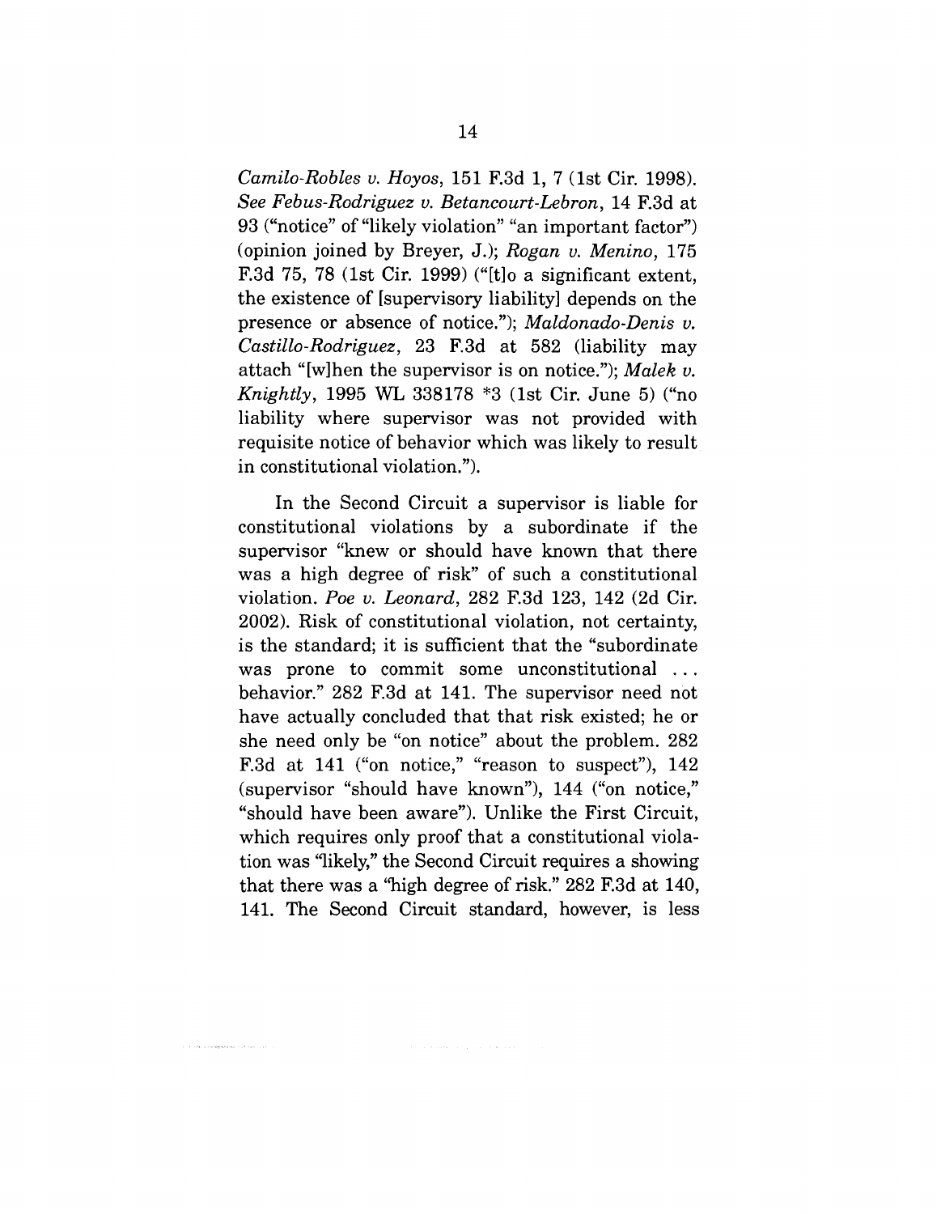*Camilo-Robles v. Hoyos*, 151 F.3d 1, 7 (1st Cir. 1998). *See Febus-Rodriguez v. Betancourt-Lebron*, 14 F.3d at 93 ("notice" of "likely violation" "an important factor") (opinion joined by Breyer, J.); *Rogan v. Menino*, 175 F.3d 75, 78 (1st Cir. 1999) ("[t]o a significant extent, the existence of [supervisory liability] depends on the presence or absence of notice."); *Maldonado-Denis v. Castillo-Rodriguez*, 23 F.3d at 582 (liability may attach "[w]hen the supervisor is on notice."); *Malek v. Knightly*, 1995 WL 338178 *3 (1st Cir. June 5) ("no liability where supervisor was not provided with requisite notice of behavior which was likely to result in constitutional violation.").

In the Second Circuit a supervisor is liable for constitutional violations by a subordinate if the supervisor "knew or should have known that there was a high degree of risk" of such a constitutional violation. *Poe v. Leonard*, 282 F.3d 123, 142 (2d Cir. 2002). Risk of constitutional violation, not certainty, is the standard; it is sufficient that the "subordinate was prone to commit some unconstitutional ... behavior." 282 F.3d at 141. The supervisor need not have actually concluded that that risk existed; he or she need only be "on notice" about the problem. 282 F.3d at 141 ("on notice," "reason to suspect"), 142 (supervisor "should have known"), 144 ("on notice," "should have been aware"). Unlike the First Circuit, which requires only proof that a constitutional violation was "likely," the Second Circuit requires a showing that there was a "high degree of risk." 282 F.3d at 140, 141. The Second Circuit standard, however, is less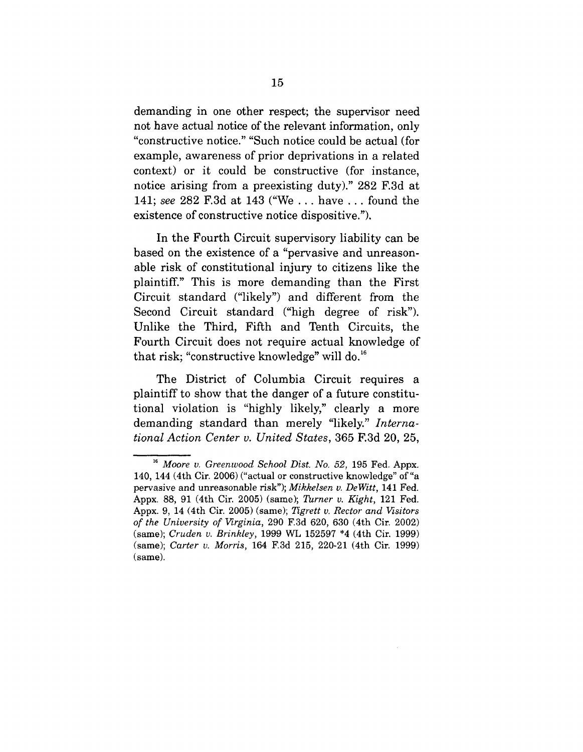demanding in one other respect; the supervisor need not have actual notice of the relevant information, only "constructive notice." "Such notice could be actual (for example, awareness of prior deprivations in a related context) or it could be constructive (for instance, notice arising from a preexisting duty)." 282 F.3d at 141; *see* 282 F.3d at 143 ("We . . . have . . . found the existence of constructive notice dispositive.").

In the Fourth Circuit supervisory liability can be based on the existence of a "pervasive and unreasonable risk of constitutional injury to citizens like the plaintiff." This is more demanding than the First Circuit standard ("likely") and different from the Second Circuit standard ("high degree of risk"). Unlike the Third, Fifth and Tenth Circuits, the Fourth Circuit does not require actual knowledge of that risk; "constructive knowledge" will do.[16]

The District of Columbia Circuit requires a plaintiff to show that the danger of a future constitutional violation is "highly likely," clearly a more demanding standard than merely "likely." *International Action Center v. United States*, 365 F.3d 20, 25,

---

[16] *Moore v. Greenwood School Dist. No. 52*, 195 Fed. Appx. 140, 144 (4th Cir. 2006) ("actual or constructive knowledge" of "a pervasive and unreasonable risk"); *Mikkelsen v. DeWitt*, 141 Fed. Appx. 88, 91 (4th Cir. 2005) (same); *Turner v. Kight*, 121 Fed. Appx. 9, 14 (4th Cir. 2005) (same); *Tigrett v. Rector and Visitors of the University of Virginia*, 290 F.3d 620, 630 (4th Cir. 2002) (same); *Cruden v. Brinkley*, 1999 WL 152597 *4 (4th Cir. 1999) (same); *Carter v. Morris*, 164 F.3d 215, 220-21 (4th Cir. 1999) (same).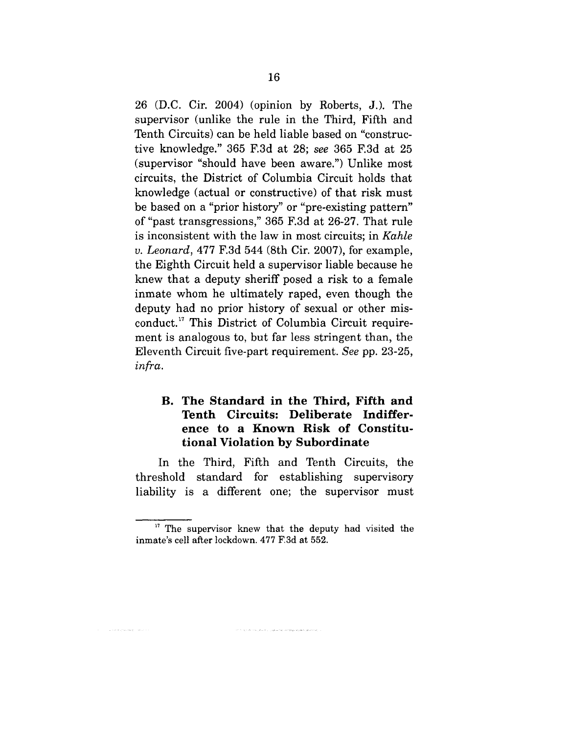26 (D.C. Cir. 2004) (opinion by Roberts, J.). The supervisor (unlike the rule in the Third, Fifth and Tenth Circuits) can be held liable based on "constructive knowledge." 365 F.3d at 28; *see* 365 F.3d at 25 (supervisor "should have been aware.") Unlike most circuits, the District of Columbia Circuit holds that knowledge (actual or constructive) of that risk must be based on a "prior history" or "pre-existing pattern" of "past transgressions," 365 F.3d at 26-27. That rule is inconsistent with the law in most circuits; in *Kahle v. Leonard*, 477 F.3d 544 (8th Cir. 2007), for example, the Eighth Circuit held a supervisor liable because he knew that a deputy sheriff posed a risk to a female inmate whom he ultimately raped, even though the deputy had no prior history of sexual or other misconduct.[17] This District of Columbia Circuit requirement is analogous to, but far less stringent than, the Eleventh Circuit five-part requirement. *See* pp. 23-25, *infra*.

### B. The Standard in the Third, Fifth and Tenth Circuits: Deliberate Indifference to a Known Risk of Constitutional Violation by Subordinate

In the Third, Fifth and Tenth Circuits, the threshold standard for establishing supervisory liability is a different one; the supervisor must

---

[17] The supervisor knew that the deputy had visited the inmate's cell after lockdown. 477 F.3d at 552.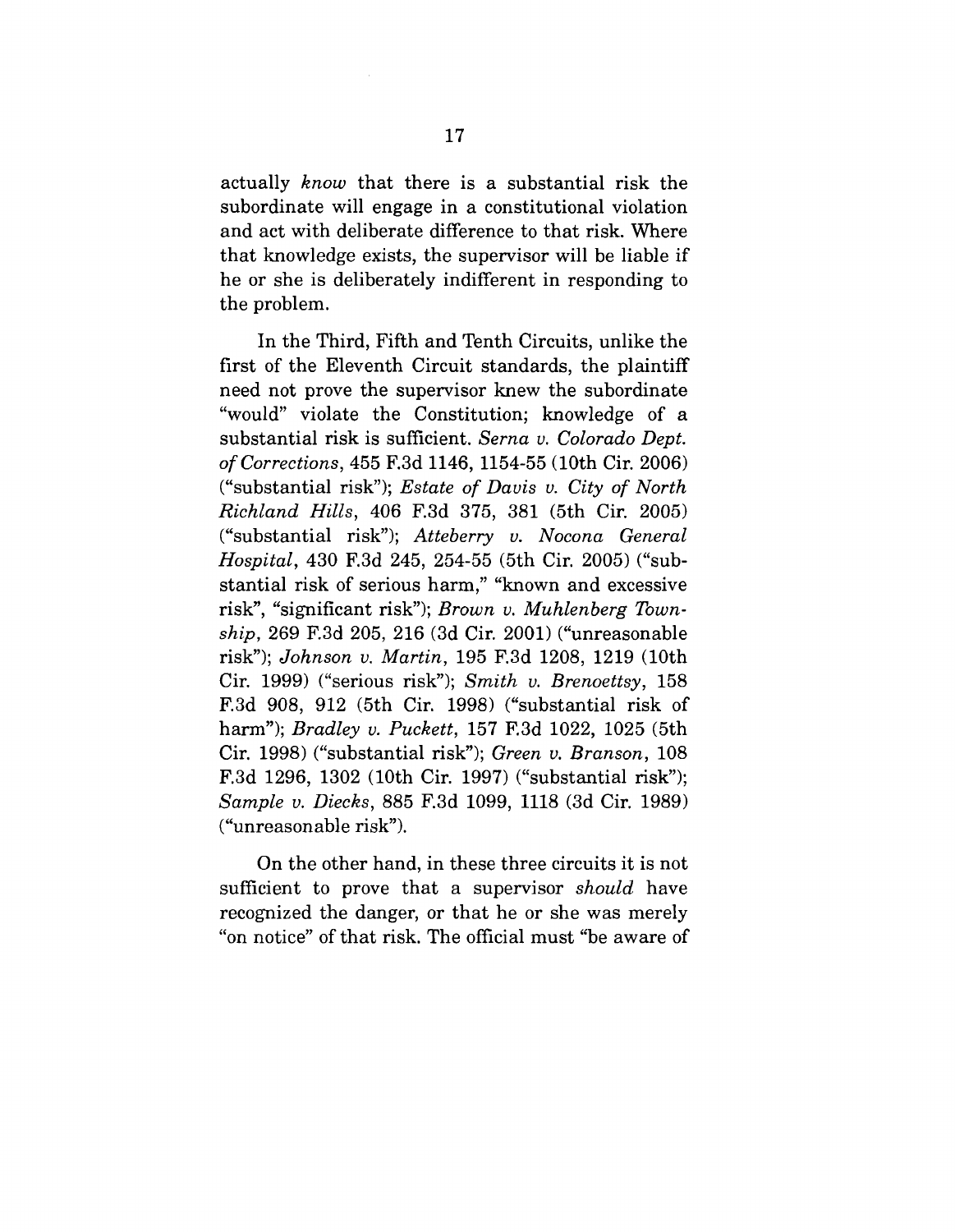actually *know* that there is a substantial risk the subordinate will engage in a constitutional violation and act with deliberate difference to that risk. Where that knowledge exists, the supervisor will be liable if he or she is deliberately indifferent in responding to the problem.

In the Third, Fifth and Tenth Circuits, unlike the first of the Eleventh Circuit standards, the plaintiff need not prove the supervisor knew the subordinate "would" violate the Constitution; knowledge of a substantial risk is sufficient. *Serna v. Colorado Dept. of Corrections*, 455 F.3d 1146, 1154-55 (10th Cir. 2006) ("substantial risk"); *Estate of Davis v. City of North Richland Hills*, 406 F.3d 375, 381 (5th Cir. 2005) ("substantial risk"); *Atteberry v. Nocona General Hospital*, 430 F.3d 245, 254-55 (5th Cir. 2005) ("substantial risk of serious harm," "known and excessive risk", "significant risk"); *Brown v. Muhlenberg Township*, 269 F.3d 205, 216 (3d Cir. 2001) ("unreasonable risk"); *Johnson v. Martin*, 195 F.3d 1208, 1219 (10th Cir. 1999) ("serious risk"); *Smith v. Brenoettsy*, 158 F.3d 908, 912 (5th Cir. 1998) ("substantial risk of harm"); *Bradley v. Puckett*, 157 F.3d 1022, 1025 (5th Cir. 1998) ("substantial risk"); *Green v. Branson*, 108 F.3d 1296, 1302 (10th Cir. 1997) ("substantial risk"); *Sample v. Diecks*, 885 F.3d 1099, 1118 (3d Cir. 1989) ("unreasonable risk").

On the other hand, in these three circuits it is not sufficient to prove that a supervisor *should* have recognized the danger, or that he or she was merely "on notice" of that risk. The official must "be aware of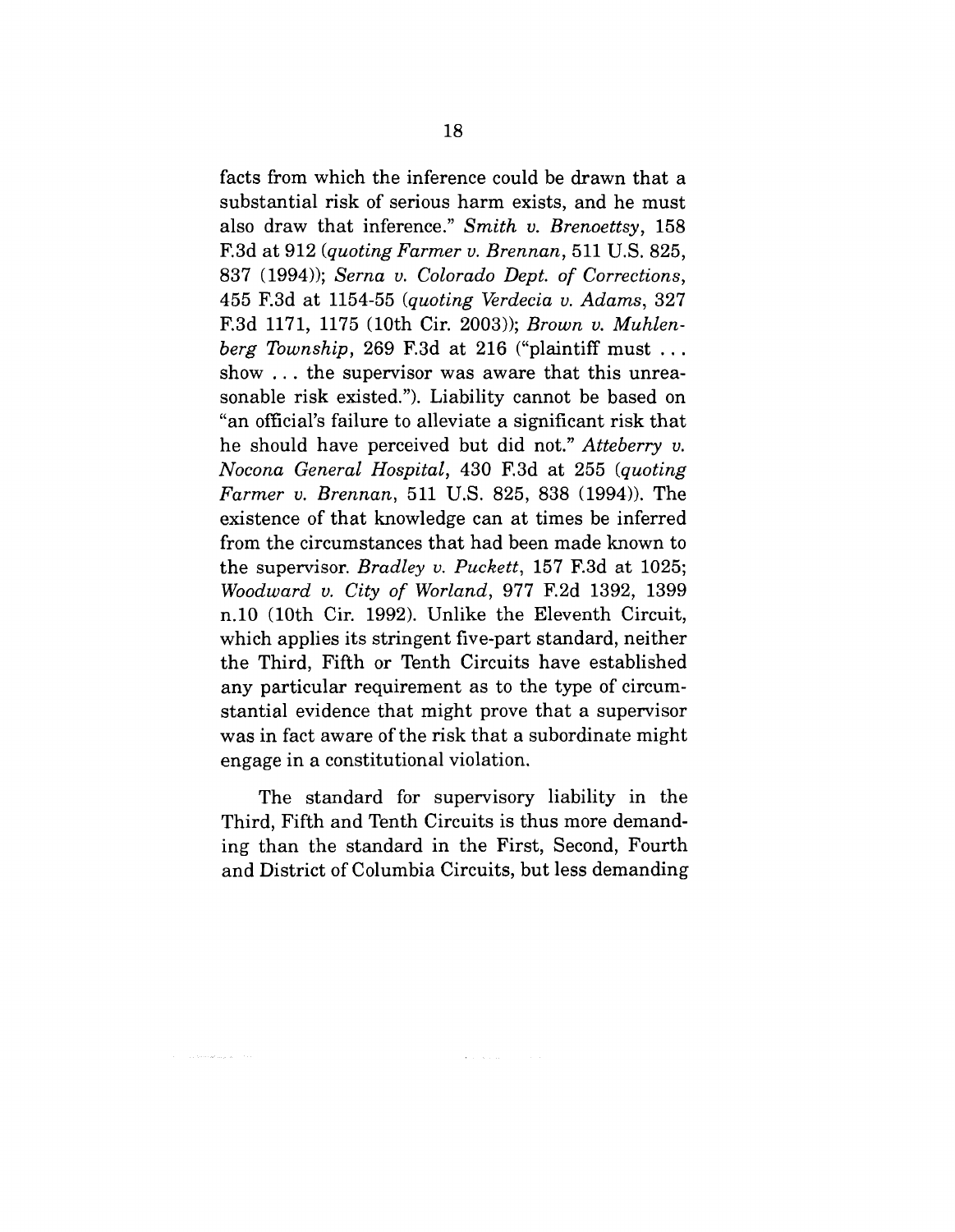facts from which the inference could be drawn that a substantial risk of serious harm exists, and he must also draw that inference." *Smith v. Brenoettsy*, 158 F.3d at 912 (*quoting Farmer v. Brennan*, 511 U.S. 825, 837 (1994)); *Serna v. Colorado Dept. of Corrections*, 455 F.3d at 1154-55 (*quoting Verdecia v. Adams*, 327 F.3d 1171, 1175 (10th Cir. 2003)); *Brown v. Muhlenberg Township*, 269 F.3d at 216 ("plaintiff must ... show ... the supervisor was aware that this unreasonable risk existed."). Liability cannot be based on "an official's failure to alleviate a significant risk that he should have perceived but did not." *Atteberry v. Nocona General Hospital*, 430 F.3d at 255 (*quoting Farmer v. Brennan*, 511 U.S. 825, 838 (1994)). The existence of that knowledge can at times be inferred from the circumstances that had been made known to the supervisor. *Bradley v. Puckett*, 157 F.3d at 1025; *Woodward v. City of Worland*, 977 F.2d 1392, 1399 n.10 (10th Cir. 1992). Unlike the Eleventh Circuit, which applies its stringent five-part standard, neither the Third, Fifth or Tenth Circuits have established any particular requirement as to the type of circumstantial evidence that might prove that a supervisor was in fact aware of the risk that a subordinate might engage in a constitutional violation.

The standard for supervisory liability in the Third, Fifth and Tenth Circuits is thus more demanding than the standard in the First, Second, Fourth and District of Columbia Circuits, but less demanding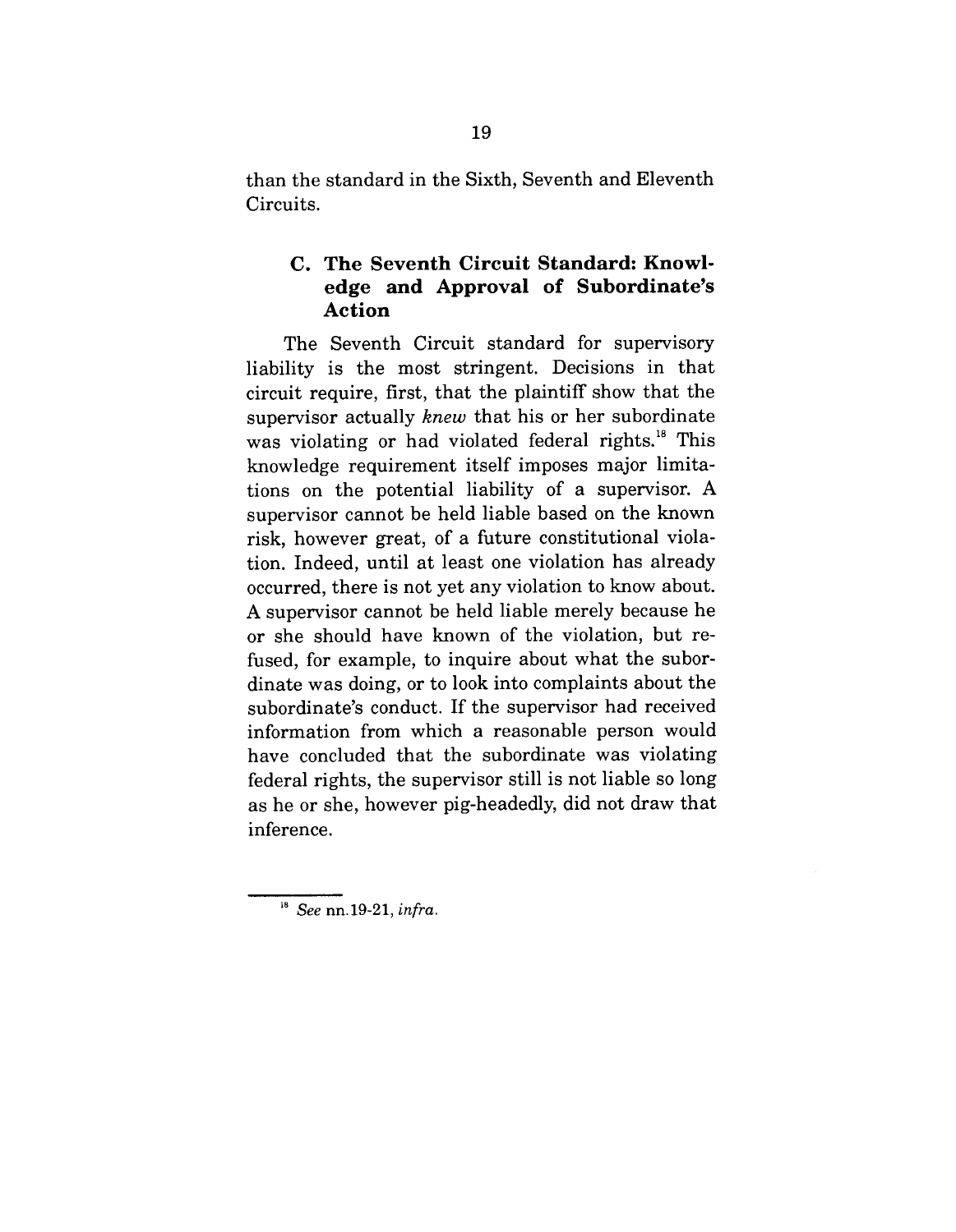than the standard in the Sixth, Seventh and Eleventh Circuits.

### C. The Seventh Circuit Standard: Knowledge and Approval of Subordinate's Action

The Seventh Circuit standard for supervisory liability is the most stringent. Decisions in that circuit require, first, that the plaintiff show that the supervisor actually *knew* that his or her subordinate was violating or had violated federal rights.[18] This knowledge requirement itself imposes major limitations on the potential liability of a supervisor. A supervisor cannot be held liable based on the known risk, however great, of a future constitutional violation. Indeed, until at least one violation has already occurred, there is not yet any violation to know about. A supervisor cannot be held liable merely because he or she should have known of the violation, but refused, for example, to inquire about what the subordinate was doing, or to look into complaints about the subordinate's conduct. If the supervisor had received information from which a reasonable person would have concluded that the subordinate was violating federal rights, the supervisor still is not liable so long as he or she, however pig-headedly, did not draw that inference.

---

[18] *See* nn.19-21, *infra*.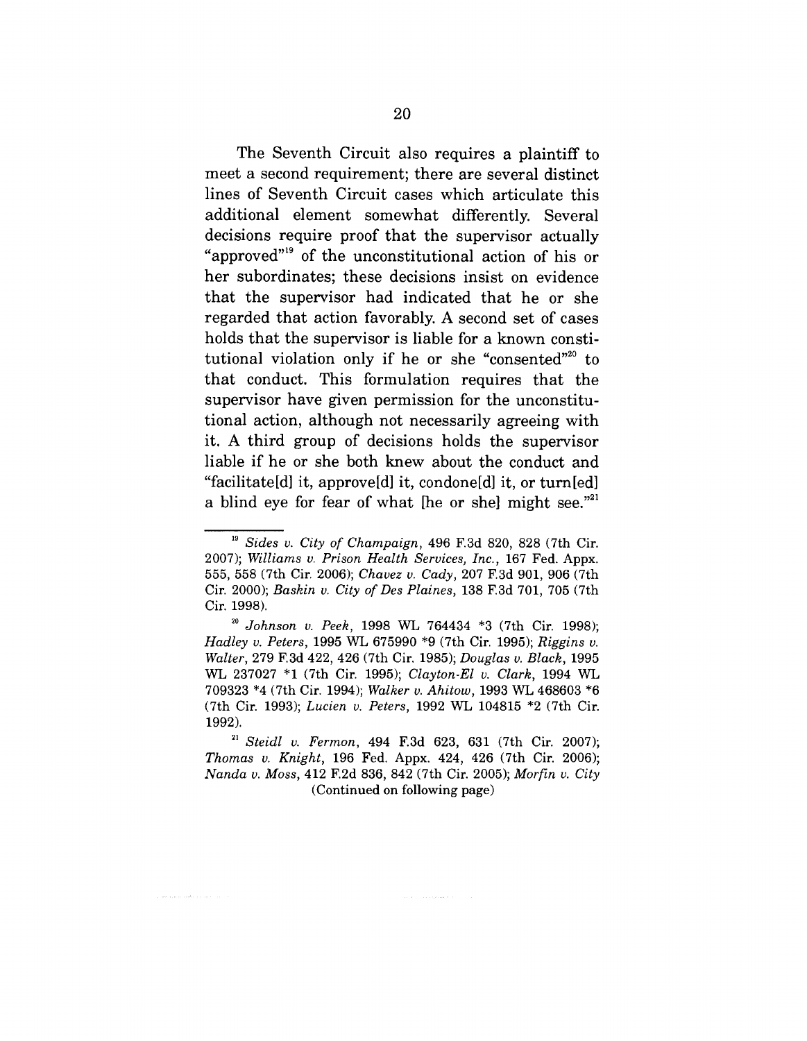The Seventh Circuit also requires a plaintiff to meet a second requirement; there are several distinct lines of Seventh Circuit cases which articulate this additional element somewhat differently. Several decisions require proof that the supervisor actually "approved"[19] of the unconstitutional action of his or her subordinates; these decisions insist on evidence that the supervisor had indicated that he or she regarded that action favorably. A second set of cases holds that the supervisor is liable for a known constitutional violation only if he or she "consented"[20] to that conduct. This formulation requires that the supervisor have given permission for the unconstitutional action, although not necessarily agreeing with it. A third group of decisions holds the supervisor liable if he or she both knew about the conduct and "facilitate[d] it, approve[d] it, condone[d] it, or turn[ed] a blind eye for fear of what [he or she] might see."[21]

---

[19] *Sides v. City of Champaign*, 496 F.3d 820, 828 (7th Cir. 2007); *Williams v. Prison Health Services, Inc.*, 167 Fed. Appx. 555, 558 (7th Cir. 2006); *Chavez v. Cady*, 207 F.3d 901, 906 (7th Cir. 2000); *Baskin v. City of Des Plaines*, 138 F.3d 701, 705 (7th Cir. 1998).

[20] *Johnson v. Peek*, 1998 WL 764434 *3 (7th Cir. 1998); *Hadley v. Peters*, 1995 WL 675990 *9 (7th Cir. 1995); *Riggins v. Walter*, 279 F.3d 422, 426 (7th Cir. 1985); *Douglas v. Black*, 1995 WL 237027 *1 (7th Cir. 1995); *Clayton-El v. Clark*, 1994 WL 709323 *4 (7th Cir. 1994); *Walker v. Ahitow*, 1993 WL 468603 *6 (7th Cir. 1993); *Lucien v. Peters*, 1992 WL 104815 *2 (7th Cir. 1992).

[21] *Steidl v. Fermon*, 494 F.3d 623, 631 (7th Cir. 2007); *Thomas v. Knight*, 196 Fed. Appx. 424, 426 (7th Cir. 2006); *Nanda v. Moss*, 412 F.2d 836, 842 (7th Cir. 2005); *Morfin v. City*

(Continued on following page)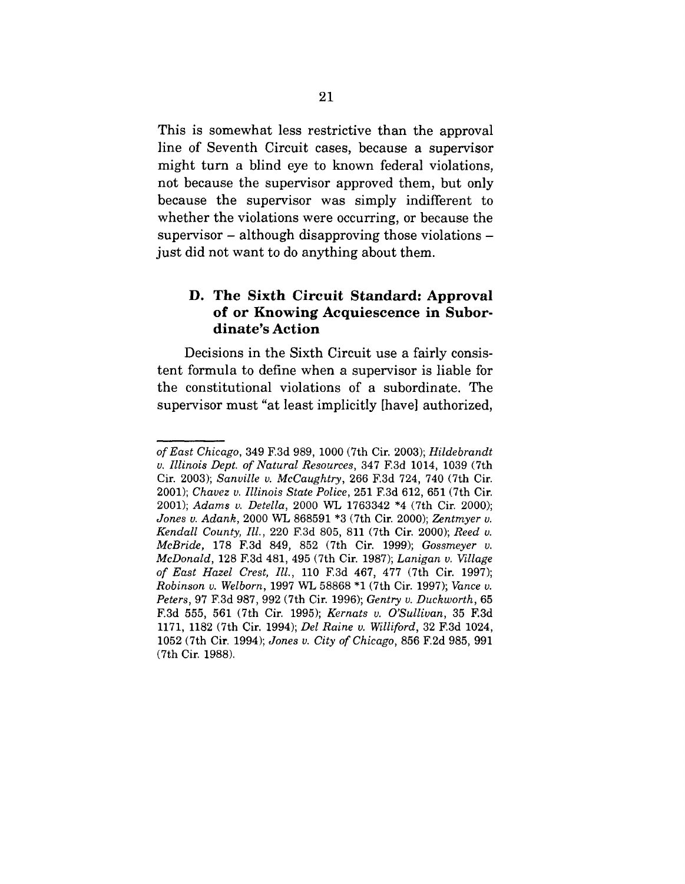This is somewhat less restrictive than the approval line of Seventh Circuit cases, because a supervisor might turn a blind eye to known federal violations, not because the supervisor approved them, but only because the supervisor was simply indifferent to whether the violations were occurring, or because the supervisor – although disapproving those violations – just did not want to do anything about them.

### D. The Sixth Circuit Standard: Approval of or Knowing Acquiescence in Subordinate's Action

Decisions in the Sixth Circuit use a fairly consistent formula to define when a supervisor is liable for the constitutional violations of a subordinate. The supervisor must "at least implicitly [have] authorized,

---

*of East Chicago*, 349 F.3d 989, 1000 (7th Cir. 2003); *Hildebrandt v. Illinois Dept. of Natural Resources*, 347 F.3d 1014, 1039 (7th Cir. 2003); *Sanville v. McCaughtry*, 266 F.3d 724, 740 (7th Cir. 2001); *Chavez v. Illinois State Police*, 251 F.3d 612, 651 (7th Cir. 2001); *Adams v. Detella*, 2000 WL 1763342 *4 (7th Cir. 2000); *Jones v. Adank*, 2000 WL 868591 *3 (7th Cir. 2000); *Zentmyer v. Kendall County, Ill.*, 220 F.3d 805, 811 (7th Cir. 2000); *Reed v. McBride*, 178 F.3d 849, 852 (7th Cir. 1999); *Gossmeyer v. McDonald*, 128 F.3d 481, 495 (7th Cir. 1987); *Lanigan v. Village of East Hazel Crest, Ill.*, 110 F.3d 467, 477 (7th Cir. 1997); *Robinson v. Welborn*, 1997 WL 58868 *1 (7th Cir. 1997); *Vance v. Peters*, 97 F.3d 987, 992 (7th Cir. 1996); *Gentry v. Duckworth*, 65 F.3d 555, 561 (7th Cir. 1995); *Kernats v. O'Sullivan*, 35 F.3d 1171, 1182 (7th Cir. 1994); *Del Raine v. Williford*, 32 F.3d 1024, 1052 (7th Cir. 1994); *Jones v. City of Chicago*, 856 F.2d 985, 991 (7th Cir. 1988).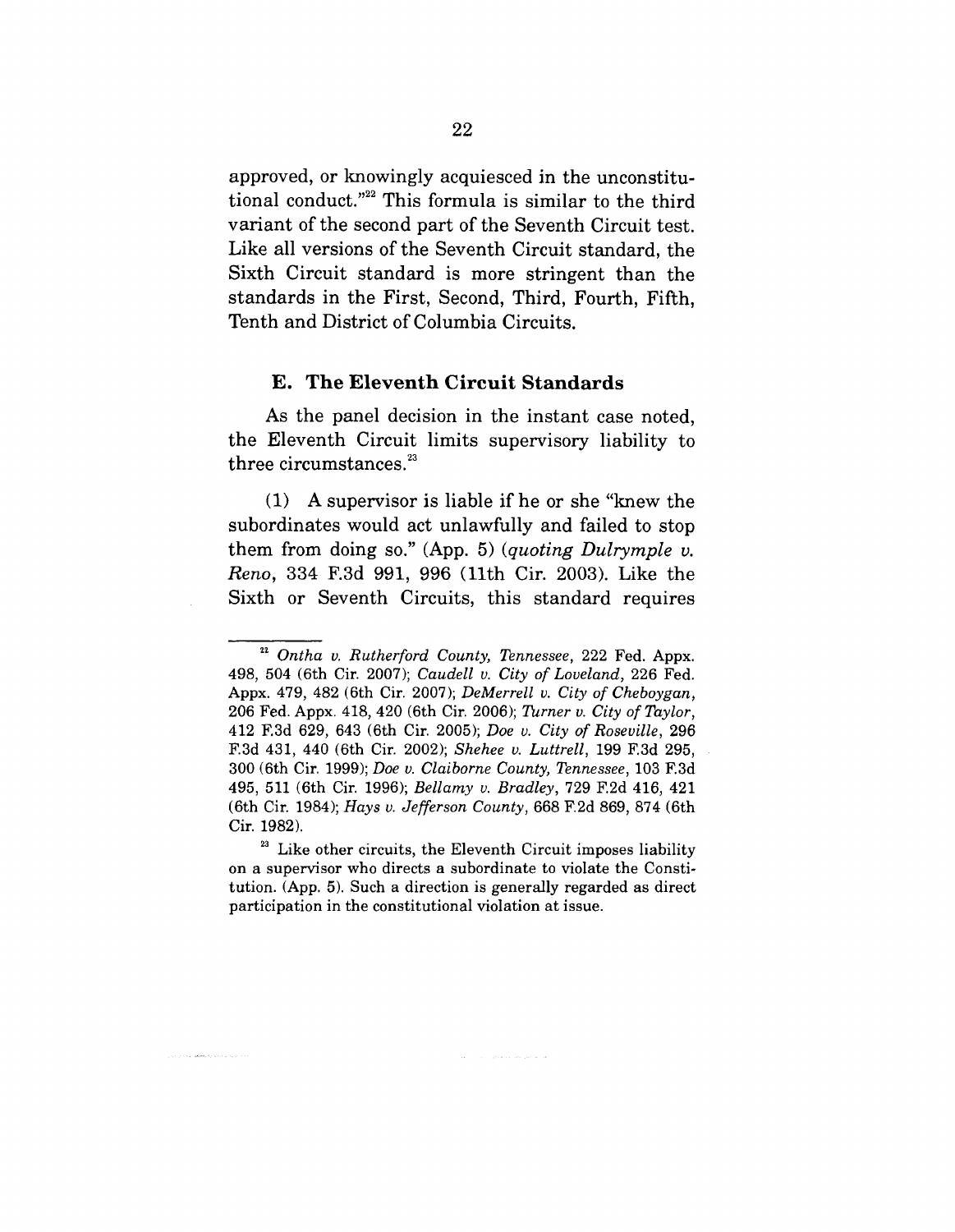approved, or knowingly acquiesced in the unconstitutional conduct."[22] This formula is similar to the third variant of the second part of the Seventh Circuit test. Like all versions of the Seventh Circuit standard, the Sixth Circuit standard is more stringent than the standards in the First, Second, Third, Fourth, Fifth, Tenth and District of Columbia Circuits.

### E. The Eleventh Circuit Standards

As the panel decision in the instant case noted, the Eleventh Circuit limits supervisory liability to three circumstances.[23]

(1) A supervisor is liable if he or she "knew the subordinates would act unlawfully and failed to stop them from doing so." (App. 5) (*quoting Dulrymple v. Reno*, 334 F.3d 991, 996 (11th Cir. 2003). Like the Sixth or Seventh Circuits, this standard requires

---

[22] *Ontha v. Rutherford County, Tennessee*, 222 Fed. Appx. 498, 504 (6th Cir. 2007); *Caudell v. City of Loveland*, 226 Fed. Appx. 479, 482 (6th Cir. 2007); *DeMerrell v. City of Cheboygan*, 206 Fed. Appx. 418, 420 (6th Cir. 2006); *Turner v. City of Taylor*, 412 F.3d 629, 643 (6th Cir. 2005); *Doe v. City of Roseville*, 296 F.3d 431, 440 (6th Cir. 2002); *Shehee v. Luttrell*, 199 F.3d 295, 300 (6th Cir. 1999); *Doe v. Claiborne County, Tennessee*, 103 F.3d 495, 511 (6th Cir. 1996); *Bellamy v. Bradley*, 729 F.2d 416, 421 (6th Cir. 1984); *Hays v. Jefferson County*, 668 F.2d 869, 874 (6th Cir. 1982).

[23] Like other circuits, the Eleventh Circuit imposes liability on a supervisor who directs a subordinate to violate the Constitution. (App. 5). Such a direction is generally regarded as direct participation in the constitutional violation at issue.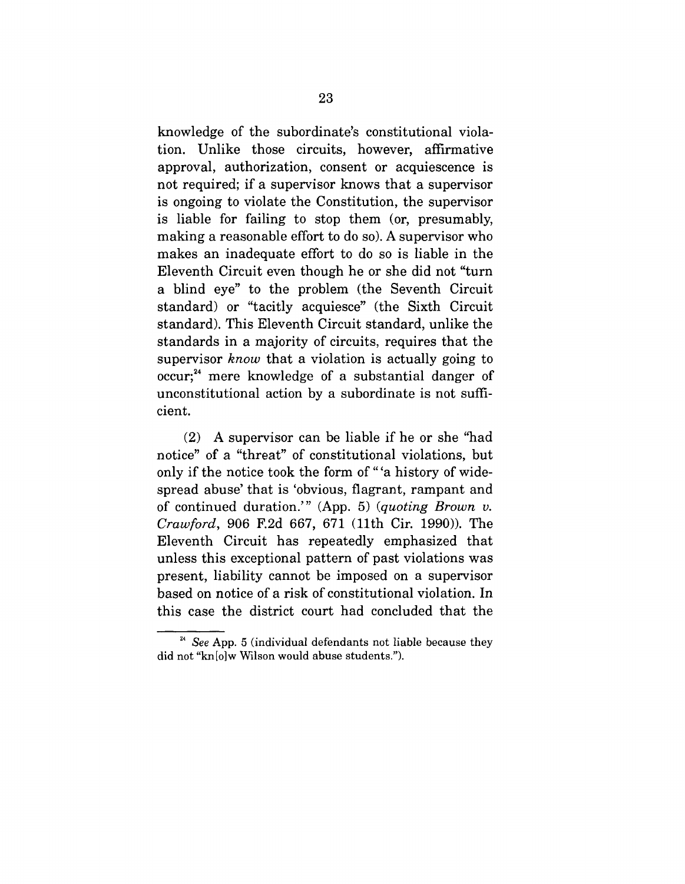knowledge of the subordinate's constitutional violation. Unlike those circuits, however, affirmative approval, authorization, consent or acquiescence is not required; if a supervisor knows that a supervisor is ongoing to violate the Constitution, the supervisor is liable for failing to stop them (or, presumably, making a reasonable effort to do so). A supervisor who makes an inadequate effort to do so is liable in the Eleventh Circuit even though he or she did not "turn a blind eye" to the problem (the Seventh Circuit standard) or "tacitly acquiesce" (the Sixth Circuit standard). This Eleventh Circuit standard, unlike the standards in a majority of circuits, requires that the supervisor *know* that a violation is actually going to occur;[24] mere knowledge of a substantial danger of unconstitutional action by a subordinate is not sufficient.

(2) A supervisor can be liable if he or she "had notice" of a "threat" of constitutional violations, but only if the notice took the form of "'a history of widespread abuse' that is 'obvious, flagrant, rampant and of continued duration.'" (App. 5) (*quoting Brown v. Crawford*, 906 F.2d 667, 671 (11th Cir. 1990)). The Eleventh Circuit has repeatedly emphasized that unless this exceptional pattern of past violations was present, liability cannot be imposed on a supervisor based on notice of a risk of constitutional violation. In this case the district court had concluded that the

---

[24] *See* App. 5 (individual defendants not liable because they did not "kn[o]w Wilson would abuse students.").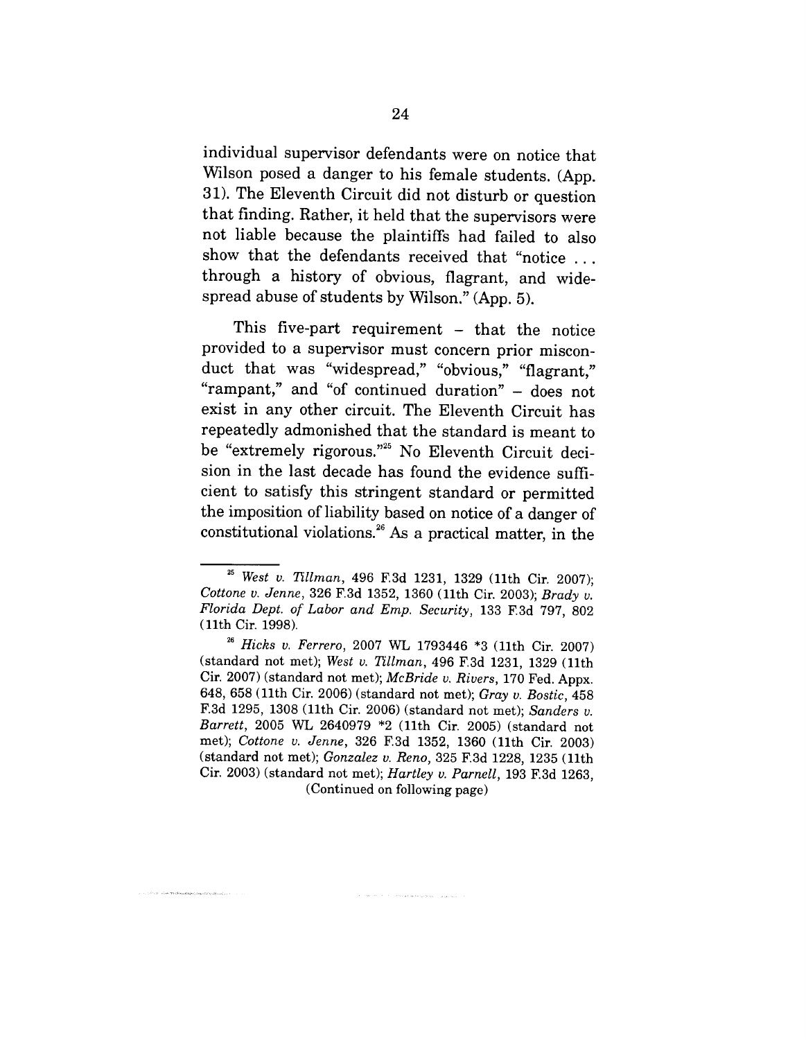individual supervisor defendants were on notice that Wilson posed a danger to his female students. (App. 31). The Eleventh Circuit did not disturb or question that finding. Rather, it held that the supervisors were not liable because the plaintiffs had failed to also show that the defendants received that "notice . . . through a history of obvious, flagrant, and widespread abuse of students by Wilson." (App. 5).

This five-part requirement – that the notice provided to a supervisor must concern prior misconduct that was "widespread," "obvious," "flagrant," "rampant," and "of continued duration" – does not exist in any other circuit. The Eleventh Circuit has repeatedly admonished that the standard is meant to be "extremely rigorous."[25] No Eleventh Circuit decision in the last decade has found the evidence sufficient to satisfy this stringent standard or permitted the imposition of liability based on notice of a danger of constitutional violations.[26] As a practical matter, in the

---

[25] *West v. Tillman*, 496 F.3d 1231, 1329 (11th Cir. 2007); *Cottone v. Jenne*, 326 F.3d 1352, 1360 (11th Cir. 2003); *Brady v. Florida Dept. of Labor and Emp. Security*, 133 F.3d 797, 802 (11th Cir. 1998).

[26] *Hicks v. Ferrero*, 2007 WL 1793446 *3 (11th Cir. 2007) (standard not met); *West v. Tillman*, 496 F.3d 1231, 1329 (11th Cir. 2007) (standard not met); *McBride v. Rivers*, 170 Fed. Appx. 648, 658 (11th Cir. 2006) (standard not met); *Gray v. Bostic*, 458 F.3d 1295, 1308 (11th Cir. 2006) (standard not met); *Sanders v. Barrett*, 2005 WL 2640979 *2 (11th Cir. 2005) (standard not met); *Cottone v. Jenne*, 326 F.3d 1352, 1360 (11th Cir. 2003) (standard not met); *Gonzalez v. Reno*, 325 F.3d 1228, 1235 (11th Cir. 2003) (standard not met); *Hartley v. Parnell*, 193 F.3d 1263,

(Continued on following page)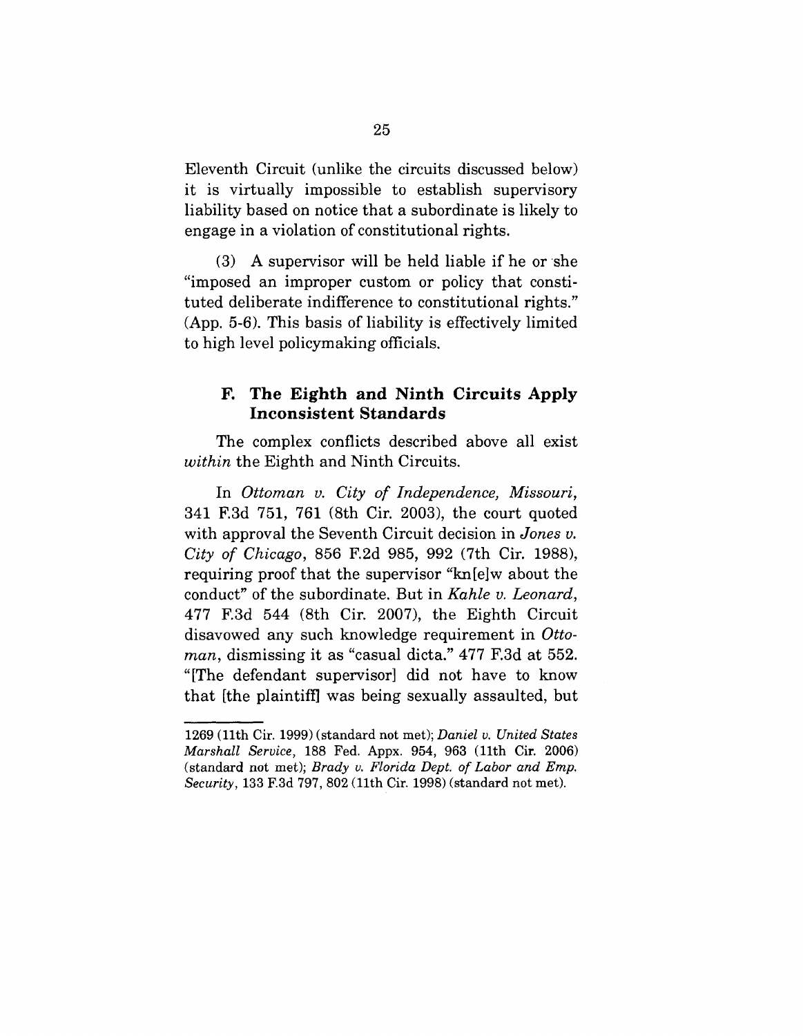Eleventh Circuit (unlike the circuits discussed below) it is virtually impossible to establish supervisory liability based on notice that a subordinate is likely to engage in a violation of constitutional rights.

(3) A supervisor will be held liable if he or she "imposed an improper custom or policy that constituted deliberate indifference to constitutional rights." (App. 5-6). This basis of liability is effectively limited to high level policymaking officials.

### F. The Eighth and Ninth Circuits Apply Inconsistent Standards

The complex conflicts described above all exist *within* the Eighth and Ninth Circuits.

In *Ottoman v. City of Independence, Missouri*, 341 F.3d 751, 761 (8th Cir. 2003), the court quoted with approval the Seventh Circuit decision in *Jones v. City of Chicago*, 856 F.2d 985, 992 (7th Cir. 1988), requiring proof that the supervisor "kn[e]w about the conduct" of the subordinate. But in *Kahle v. Leonard*, 477 F.3d 544 (8th Cir. 2007), the Eighth Circuit disavowed any such knowledge requirement in *Ottoman*, dismissing it as "casual dicta." 477 F.3d at 552. "[The defendant supervisor] did not have to know that [the plaintiff] was being sexually assaulted, but

---

1269 (11th Cir. 1999) (standard not met); *Daniel v. United States Marshall Service*, 188 Fed. Appx. 954, 963 (11th Cir. 2006) (standard not met); *Brady v. Florida Dept. of Labor and Emp. Security*, 133 F.3d 797, 802 (11th Cir. 1998) (standard not met).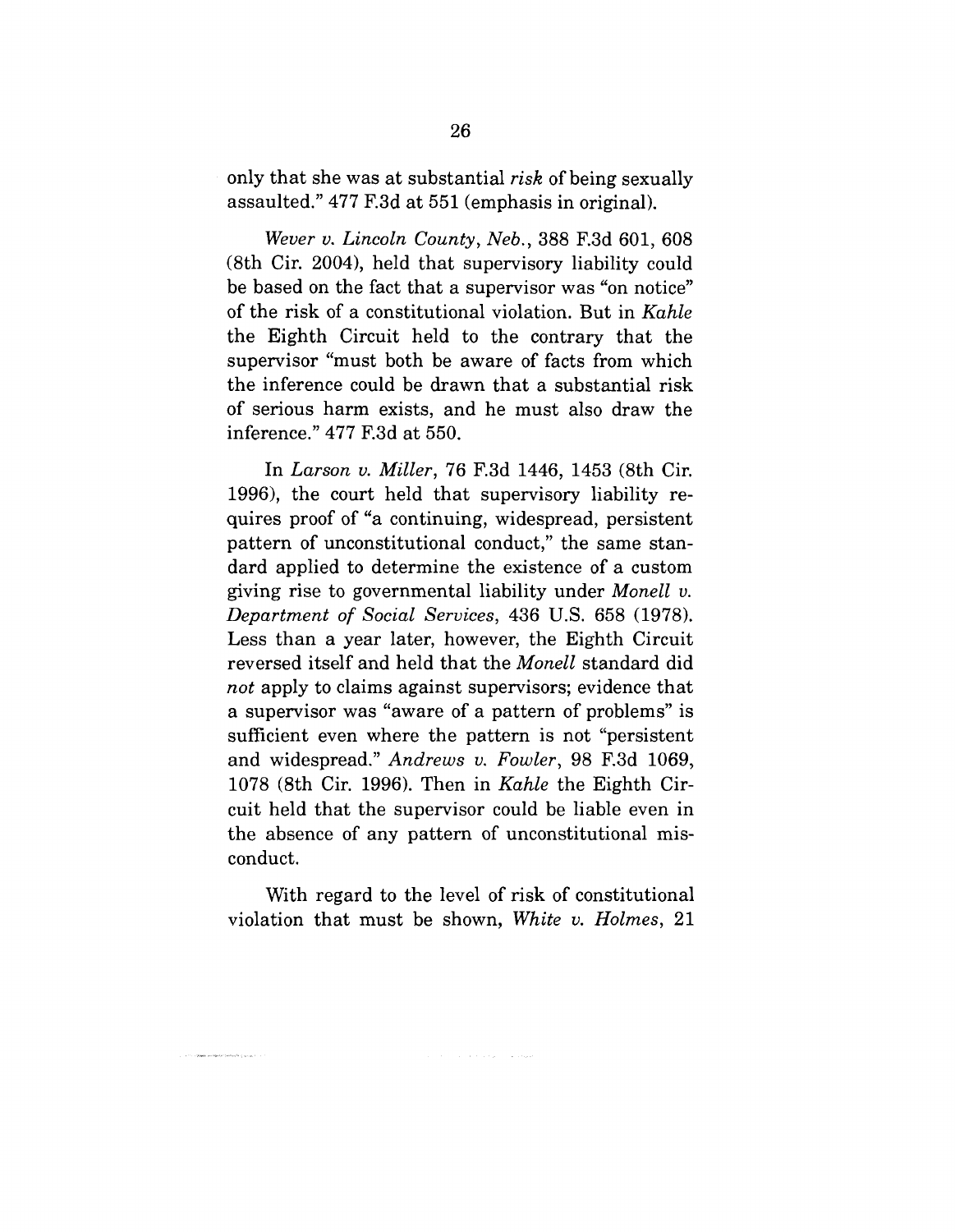only that she was at substantial *risk* of being sexually assaulted." 477 F.3d at 551 (emphasis in original).

*Wever v. Lincoln County, Neb.*, 388 F.3d 601, 608 (8th Cir. 2004), held that supervisory liability could be based on the fact that a supervisor was "on notice" of the risk of a constitutional violation. But in *Kahle* the Eighth Circuit held to the contrary that the supervisor "must both be aware of facts from which the inference could be drawn that a substantial risk of serious harm exists, and he must also draw the inference." 477 F.3d at 550.

In *Larson v. Miller*, 76 F.3d 1446, 1453 (8th Cir. 1996), the court held that supervisory liability requires proof of "a continuing, widespread, persistent pattern of unconstitutional conduct," the same standard applied to determine the existence of a custom giving rise to governmental liability under *Monell v. Department of Social Services*, 436 U.S. 658 (1978). Less than a year later, however, the Eighth Circuit reversed itself and held that the *Monell* standard did *not* apply to claims against supervisors; evidence that a supervisor was "aware of a pattern of problems" is sufficient even where the pattern is not "persistent and widespread." *Andrews v. Fowler*, 98 F.3d 1069, 1078 (8th Cir. 1996). Then in *Kahle* the Eighth Circuit held that the supervisor could be liable even in the absence of any pattern of unconstitutional misconduct.

With regard to the level of risk of constitutional violation that must be shown, *White v. Holmes*, 21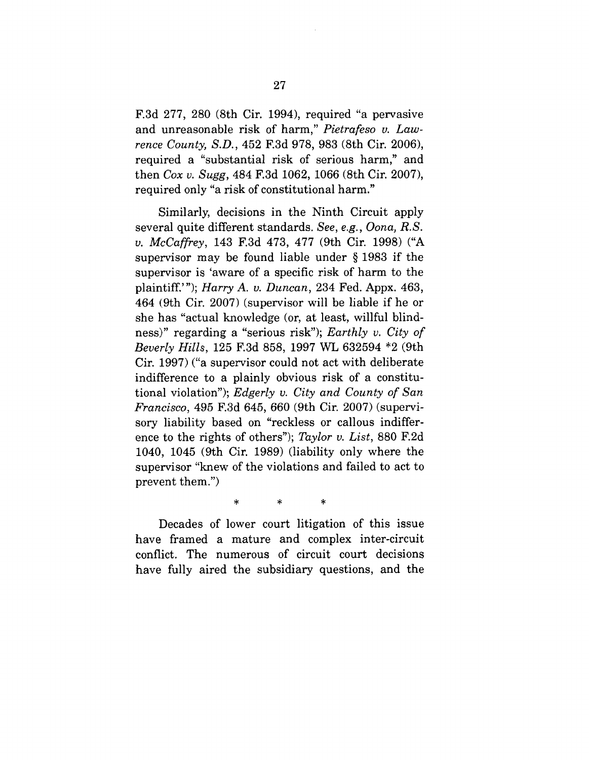F.3d 277, 280 (8th Cir. 1994), required "a pervasive and unreasonable risk of harm," *Pietrafeso v. Lawrence County, S.D.*, 452 F.3d 978, 983 (8th Cir. 2006), required a "substantial risk of serious harm," and then *Cox v. Sugg*, 484 F.3d 1062, 1066 (8th Cir. 2007), required only "a risk of constitutional harm."

Similarly, decisions in the Ninth Circuit apply several quite different standards. *See, e.g., Oona, R.S. v. McCaffrey*, 143 F.3d 473, 477 (9th Cir. 1998) ("A supervisor may be found liable under § 1983 if the supervisor is 'aware of a specific risk of harm to the plaintiff.'"); *Harry A. v. Duncan*, 234 Fed. Appx. 463, 464 (9th Cir. 2007) (supervisor will be liable if he or she has "actual knowledge (or, at least, willful blindness)" regarding a "serious risk"); *Earthly v. City of Beverly Hills*, 125 F.3d 858, 1997 WL 632594 *2 (9th Cir. 1997) ("a supervisor could not act with deliberate indifference to a plainly obvious risk of a constitutional violation"); *Edgerly v. City and County of San Francisco*, 495 F.3d 645, 660 (9th Cir. 2007) (supervisory liability based on "reckless or callous indifference to the rights of others"); *Taylor v. List*, 880 F.2d 1040, 1045 (9th Cir. 1989) (liability only where the supervisor "knew of the violations and failed to act to prevent them.")

\* \* \*

Decades of lower court litigation of this issue have framed a mature and complex inter-circuit conflict. The numerous of circuit court decisions have fully aired the subsidiary questions, and the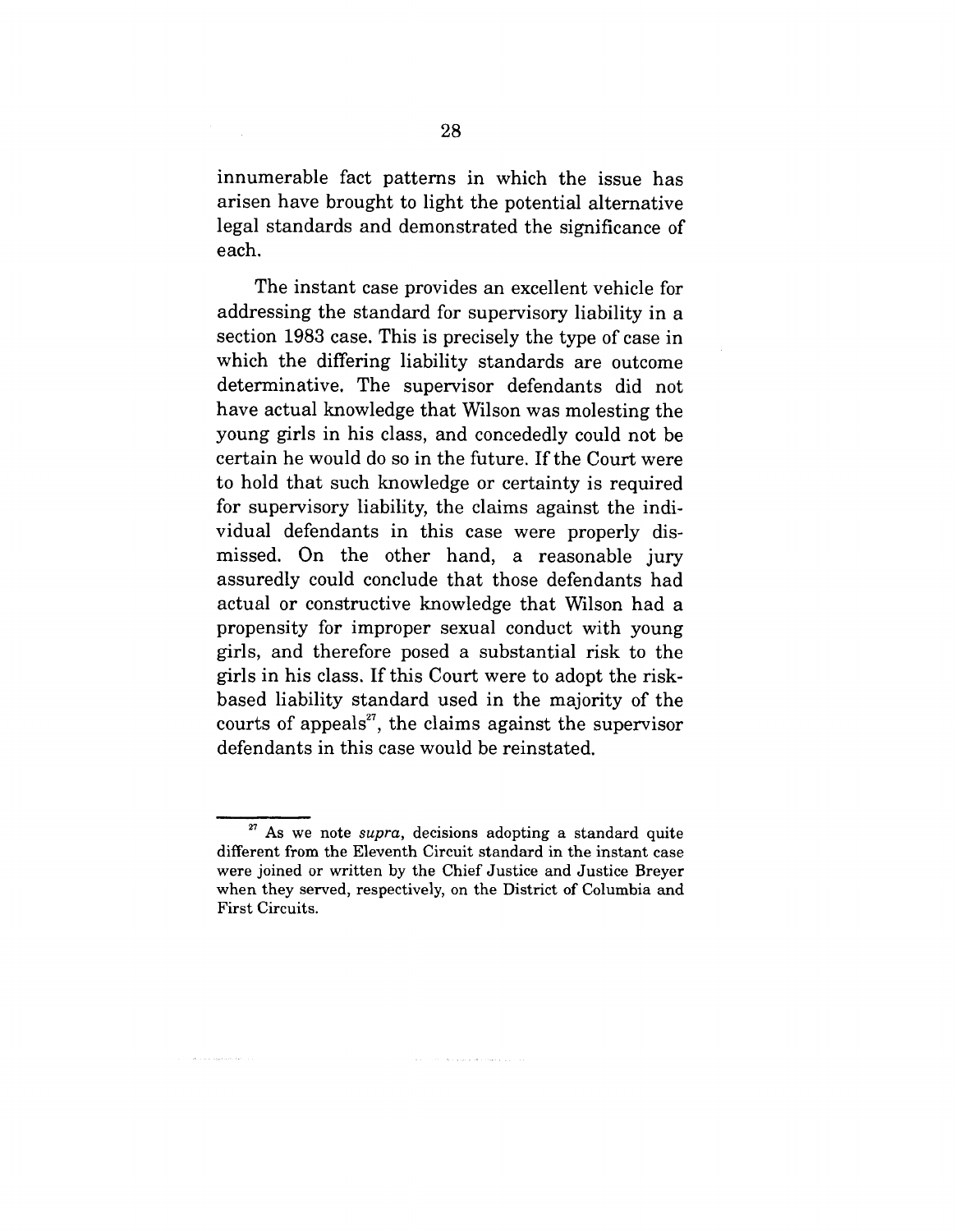innumerable fact patterns in which the issue has arisen have brought to light the potential alternative legal standards and demonstrated the significance of each.

The instant case provides an excellent vehicle for addressing the standard for supervisory liability in a section 1983 case. This is precisely the type of case in which the differing liability standards are outcome determinative. The supervisor defendants did not have actual knowledge that Wilson was molesting the young girls in his class, and concededly could not be certain he would do so in the future. If the Court were to hold that such knowledge or certainty is required for supervisory liability, the claims against the individual defendants in this case were properly dismissed. On the other hand, a reasonable jury assuredly could conclude that those defendants had actual or constructive knowledge that Wilson had a propensity for improper sexual conduct with young girls, and therefore posed a substantial risk to the girls in his class. If this Court were to adopt the risk-based liability standard used in the majority of the courts of appeals[27], the claims against the supervisor defendants in this case would be reinstated.

[27] As we note *supra*, decisions adopting a standard quite different from the Eleventh Circuit standard in the instant case were joined or written by the Chief Justice and Justice Breyer when they served, respectively, on the District of Columbia and First Circuits.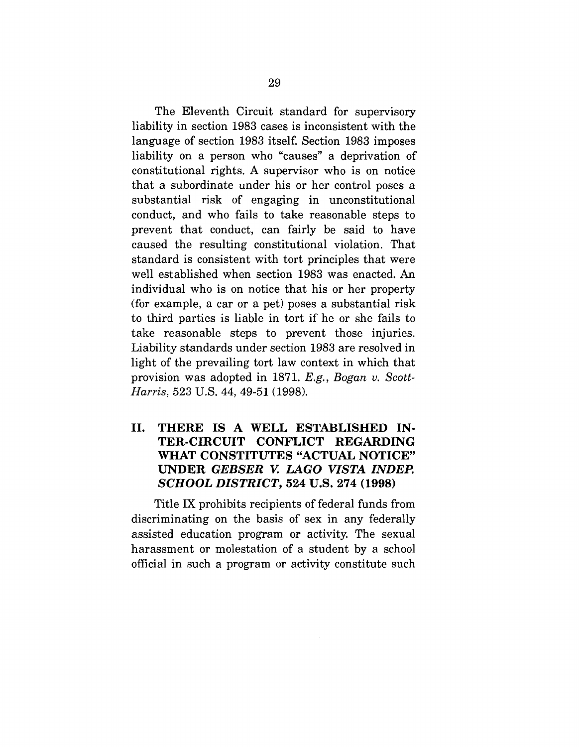The Eleventh Circuit standard for supervisory liability in section 1983 cases is inconsistent with the language of section 1983 itself. Section 1983 imposes liability on a person who "causes" a deprivation of constitutional rights. A supervisor who is on notice that a subordinate under his or her control poses a substantial risk of engaging in unconstitutional conduct, and who fails to take reasonable steps to prevent that conduct, can fairly be said to have caused the resulting constitutional violation. That standard is consistent with tort principles that were well established when section 1983 was enacted. An individual who is on notice that his or her property (for example, a car or a pet) poses a substantial risk to third parties is liable in tort if he or she fails to take reasonable steps to prevent those injuries. Liability standards under section 1983 are resolved in light of the prevailing tort law context in which that provision was adopted in 1871. *E.g., Bogan v. Scott-Harris,* 523 U.S. 44, 49-51 (1998).

## II. THERE IS A WELL ESTABLISHED INTER-CIRCUIT CONFLICT REGARDING WHAT CONSTITUTES "ACTUAL NOTICE" UNDER *GEBSER V. LAGO VISTA INDEP. SCHOOL DISTRICT,* 524 U.S. 274 (1998)

Title IX prohibits recipients of federal funds from discriminating on the basis of sex in any federally assisted education program or activity. The sexual harassment or molestation of a student by a school official in such a program or activity constitute such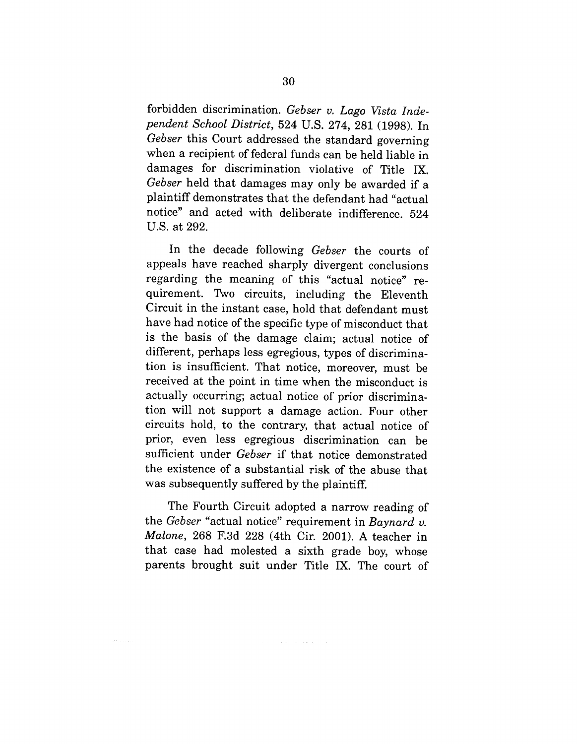forbidden discrimination. *Gebser v. Lago Vista Independent School District*, 524 U.S. 274, 281 (1998). In *Gebser* this Court addressed the standard governing when a recipient of federal funds can be held liable in damages for discrimination violative of Title IX. *Gebser* held that damages may only be awarded if a plaintiff demonstrates that the defendant had "actual notice" and acted with deliberate indifference. 524 U.S. at 292.

In the decade following *Gebser* the courts of appeals have reached sharply divergent conclusions regarding the meaning of this "actual notice" requirement. Two circuits, including the Eleventh Circuit in the instant case, hold that defendant must have had notice of the specific type of misconduct that is the basis of the damage claim; actual notice of different, perhaps less egregious, types of discrimination is insufficient. That notice, moreover, must be received at the point in time when the misconduct is actually occurring; actual notice of prior discrimination will not support a damage action. Four other circuits hold, to the contrary, that actual notice of prior, even less egregious discrimination can be sufficient under *Gebser* if that notice demonstrated the existence of a substantial risk of the abuse that was subsequently suffered by the plaintiff.

The Fourth Circuit adopted a narrow reading of the *Gebser* "actual notice" requirement in *Baynard v. Malone*, 268 F.3d 228 (4th Cir. 2001). A teacher in that case had molested a sixth grade boy, whose parents brought suit under Title IX. The court of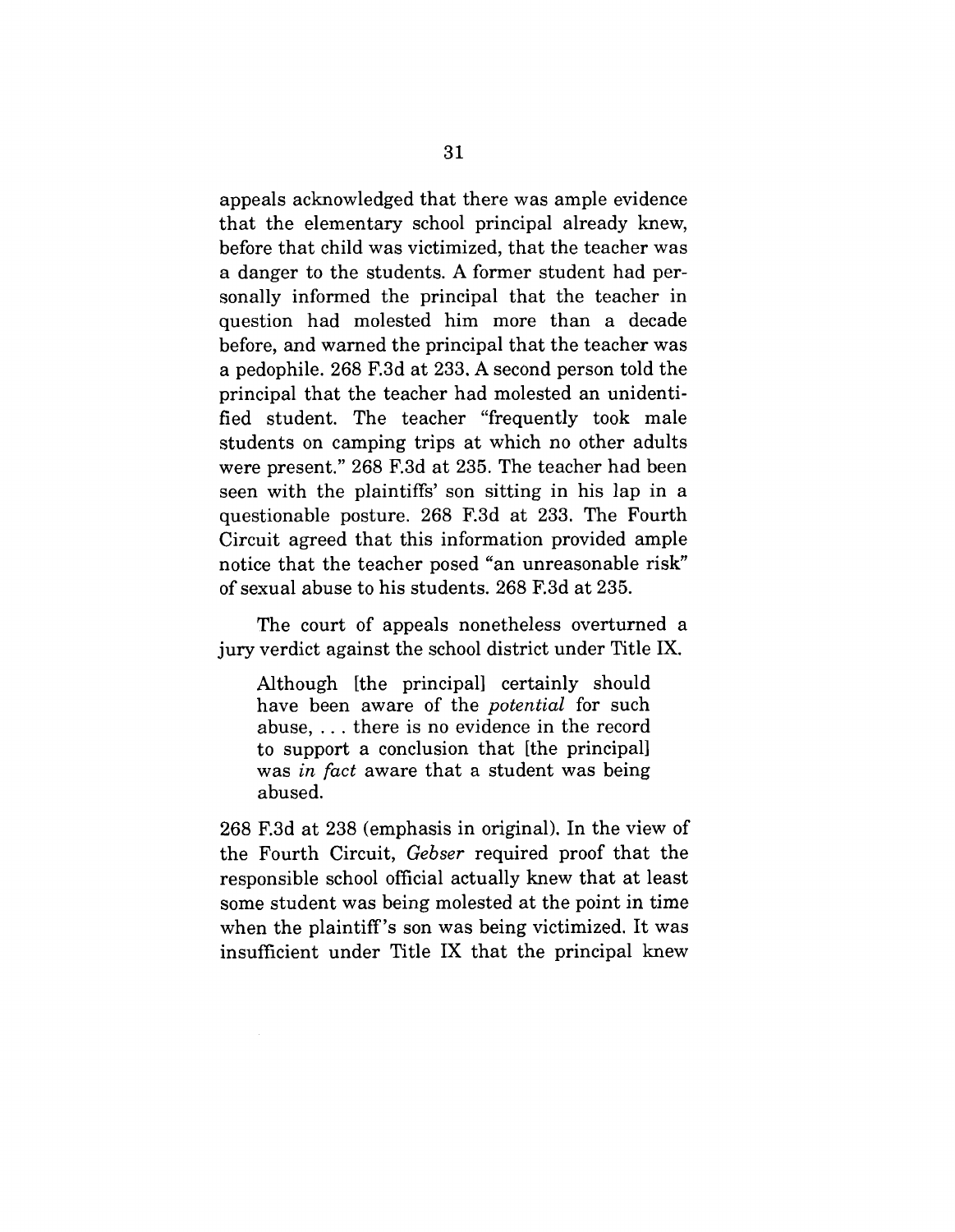appeals acknowledged that there was ample evidence that the elementary school principal already knew, before that child was victimized, that the teacher was a danger to the students. A former student had personally informed the principal that the teacher in question had molested him more than a decade before, and warned the principal that the teacher was a pedophile. 268 F.3d at 233. A second person told the principal that the teacher had molested an unidentified student. The teacher "frequently took male students on camping trips at which no other adults were present." 268 F.3d at 235. The teacher had been seen with the plaintiffs' son sitting in his lap in a questionable posture. 268 F.3d at 233. The Fourth Circuit agreed that this information provided ample notice that the teacher posed "an unreasonable risk" of sexual abuse to his students. 268 F.3d at 235.

The court of appeals nonetheless overturned a jury verdict against the school district under Title IX.

> Although [the principal] certainly should have been aware of the *potential* for such abuse, . . . there is no evidence in the record to support a conclusion that [the principal] was *in fact* aware that a student was being abused.

268 F.3d at 238 (emphasis in original). In the view of the Fourth Circuit, *Gebser* required proof that the responsible school official actually knew that at least some student was being molested at the point in time when the plaintiff's son was being victimized. It was insufficient under Title IX that the principal knew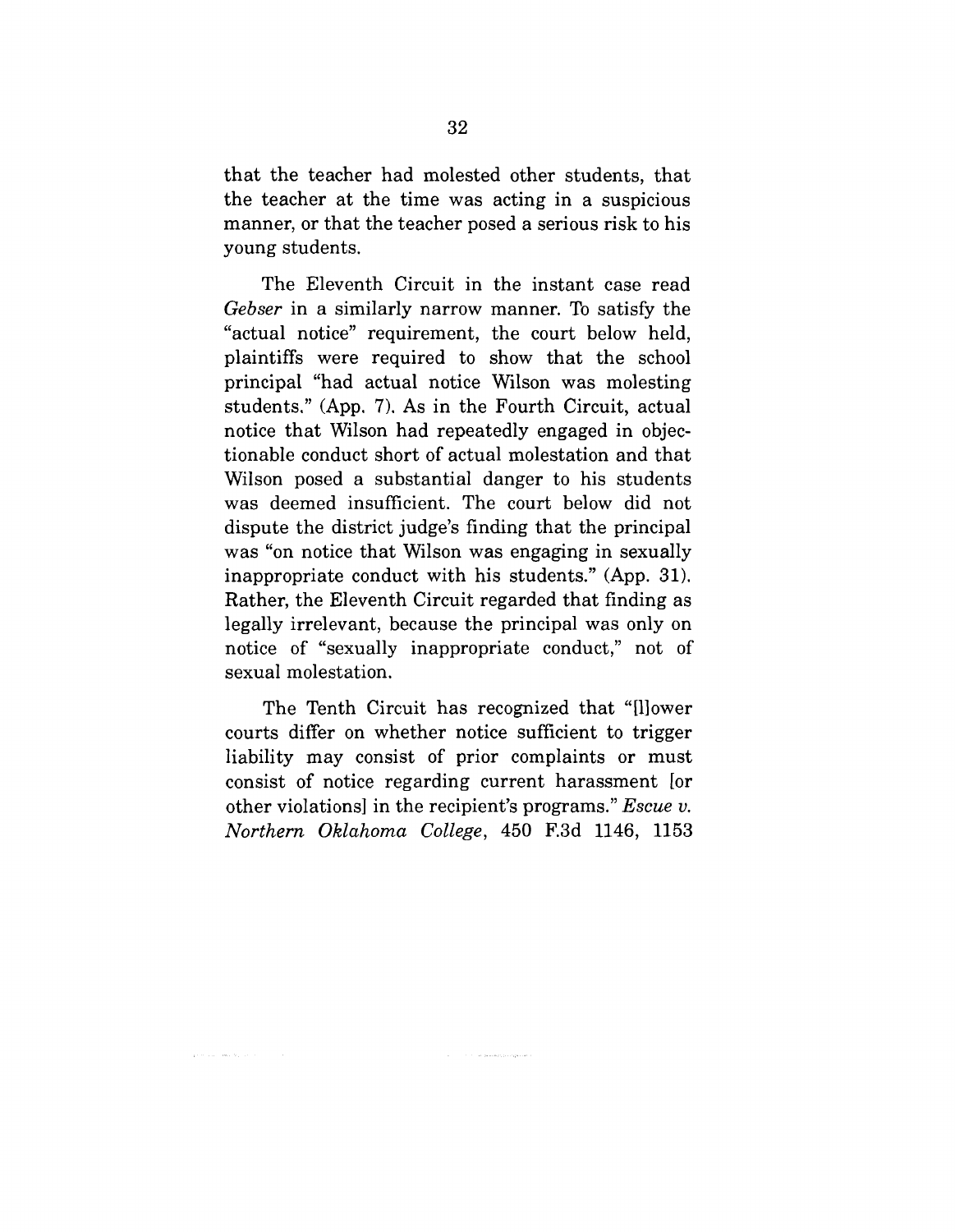that the teacher had molested other students, that the teacher at the time was acting in a suspicious manner, or that the teacher posed a serious risk to his young students.

The Eleventh Circuit in the instant case read *Gebser* in a similarly narrow manner. To satisfy the "actual notice" requirement, the court below held, plaintiffs were required to show that the school principal "had actual notice Wilson was molesting students." (App. 7). As in the Fourth Circuit, actual notice that Wilson had repeatedly engaged in objectionable conduct short of actual molestation and that Wilson posed a substantial danger to his students was deemed insufficient. The court below did not dispute the district judge's finding that the principal was "on notice that Wilson was engaging in sexually inappropriate conduct with his students." (App. 31). Rather, the Eleventh Circuit regarded that finding as legally irrelevant, because the principal was only on notice of "sexually inappropriate conduct," not of sexual molestation.

The Tenth Circuit has recognized that "[l]ower courts differ on whether notice sufficient to trigger liability may consist of prior complaints or must consist of notice regarding current harassment [or other violations] in the recipient's programs." *Escue v. Northern Oklahoma College*, 450 F.3d 1146, 1153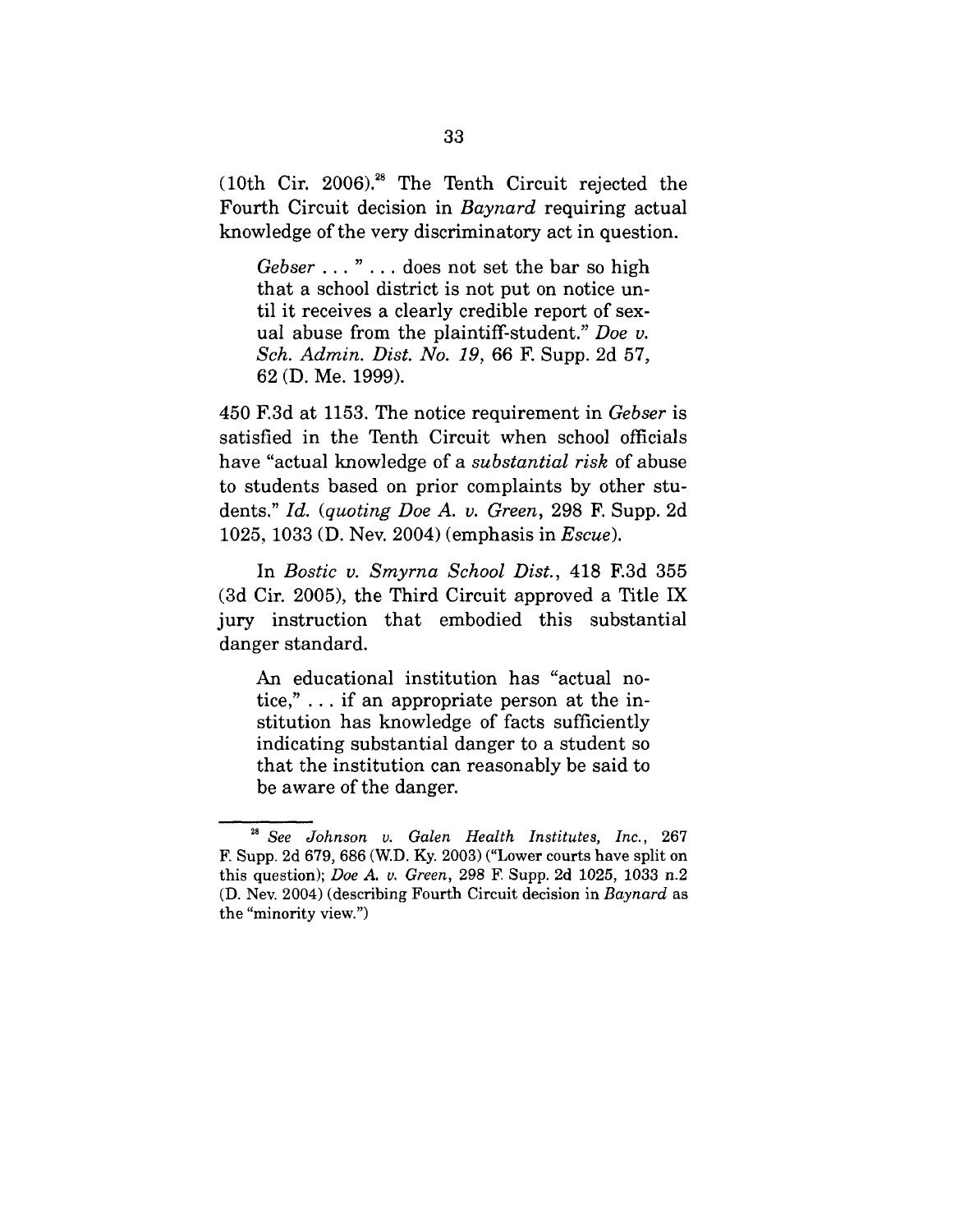(10th Cir. 2006).[28] The Tenth Circuit rejected the Fourth Circuit decision in *Baynard* requiring actual knowledge of the very discriminatory act in question.

> *Gebser* . . . " . . . does not set the bar so high that a school district is not put on notice until it receives a clearly credible report of sexual abuse from the plaintiff-student." *Doe v. Sch. Admin. Dist. No. 19*, 66 F. Supp. 2d 57, 62 (D. Me. 1999).

450 F.3d at 1153. The notice requirement in *Gebser* is satisfied in the Tenth Circuit when school officials have "actual knowledge of a *substantial risk* of abuse to students based on prior complaints by other students." *Id.* (*quoting Doe A. v. Green*, 298 F. Supp. 2d 1025, 1033 (D. Nev. 2004) (emphasis in *Escue*).

In *Bostic v. Smyrna School Dist.*, 418 F.3d 355 (3d Cir. 2005), the Third Circuit approved a Title IX jury instruction that embodied this substantial danger standard.

> An educational institution has "actual notice," . . . if an appropriate person at the institution has knowledge of facts sufficiently indicating substantial danger to a student so that the institution can reasonably be said to be aware of the danger.

---

[28] *See Johnson v. Galen Health Institutes, Inc.*, 267 F. Supp. 2d 679, 686 (W.D. Ky. 2003) ("Lower courts have split on this question); *Doe A. v. Green*, 298 F. Supp. 2d 1025, 1033 n.2 (D. Nev. 2004) (describing Fourth Circuit decision in *Baynard* as the "minority view.")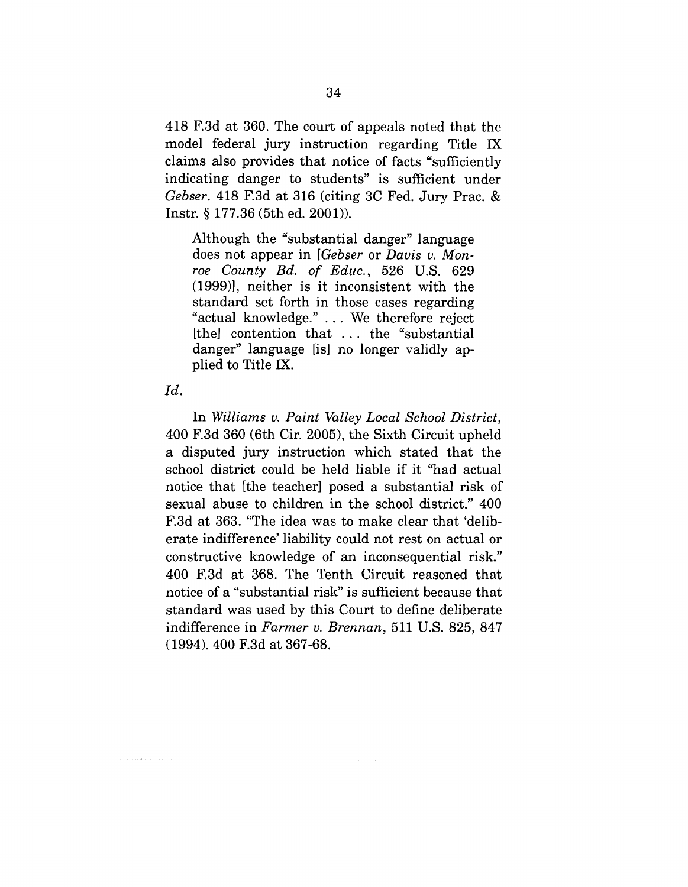418 F.3d at 360. The court of appeals noted that the model federal jury instruction regarding Title IX claims also provides that notice of facts "sufficiently indicating danger to students" is sufficient under *Gebser*. 418 F.3d at 316 (citing 3C Fed. Jury Prac. & Instr. § 177.36 (5th ed. 2001)).

> Although the "substantial danger" language does not appear in [*Gebser* or *Davis v. Monroe County Bd. of Educ.*, 526 U.S. 629 (1999)], neither is it inconsistent with the standard set forth in those cases regarding "actual knowledge." . . . We therefore reject [the] contention that . . . the "substantial danger" language [is] no longer validly applied to Title IX.

*Id.*

In *Williams v. Paint Valley Local School District*, 400 F.3d 360 (6th Cir. 2005), the Sixth Circuit upheld a disputed jury instruction which stated that the school district could be held liable if it "had actual notice that [the teacher] posed a substantial risk of sexual abuse to children in the school district." 400 F.3d at 363. "The idea was to make clear that 'deliberate indifference' liability could not rest on actual or constructive knowledge of an inconsequential risk." 400 F.3d at 368. The Tenth Circuit reasoned that notice of a "substantial risk" is sufficient because that standard was used by this Court to define deliberate indifference in *Farmer v. Brennan*, 511 U.S. 825, 847 (1994). 400 F.3d at 367-68.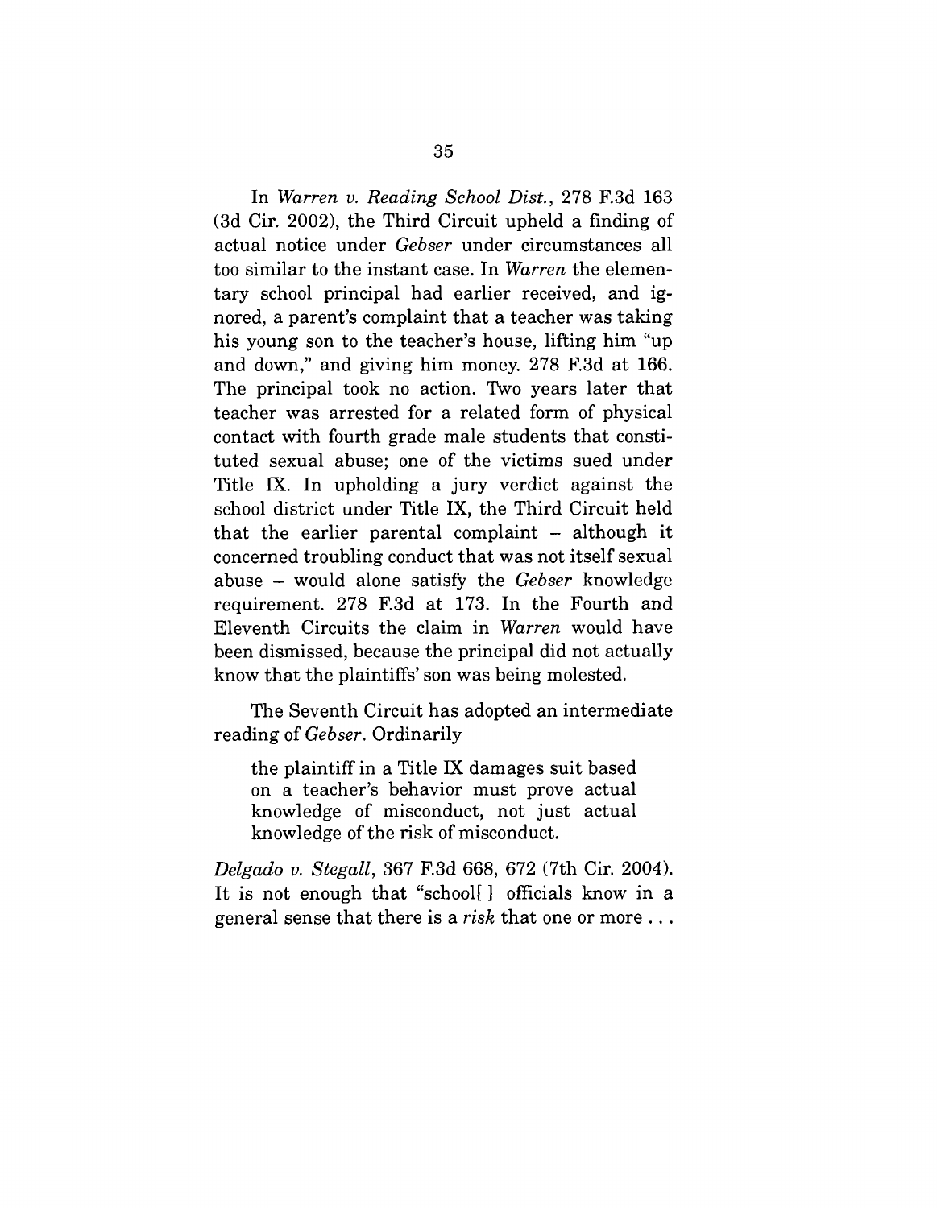In *Warren v. Reading School Dist.*, 278 F.3d 163 (3d Cir. 2002), the Third Circuit upheld a finding of actual notice under *Gebser* under circumstances all too similar to the instant case. In *Warren* the elementary school principal had earlier received, and ignored, a parent's complaint that a teacher was taking his young son to the teacher's house, lifting him "up and down," and giving him money. 278 F.3d at 166. The principal took no action. Two years later that teacher was arrested for a related form of physical contact with fourth grade male students that constituted sexual abuse; one of the victims sued under Title IX. In upholding a jury verdict against the school district under Title IX, the Third Circuit held that the earlier parental complaint – although it concerned troubling conduct that was not itself sexual abuse – would alone satisfy the *Gebser* knowledge requirement. 278 F.3d at 173. In the Fourth and Eleventh Circuits the claim in *Warren* would have been dismissed, because the principal did not actually know that the plaintiffs' son was being molested.

The Seventh Circuit has adopted an intermediate reading of *Gebser*. Ordinarily

> the plaintiff in a Title IX damages suit based on a teacher's behavior must prove actual knowledge of misconduct, not just actual knowledge of the risk of misconduct.

*Delgado v. Stegall*, 367 F.3d 668, 672 (7th Cir. 2004). It is not enough that "school[ ] officials know in a general sense that there is a *risk* that one or more . . .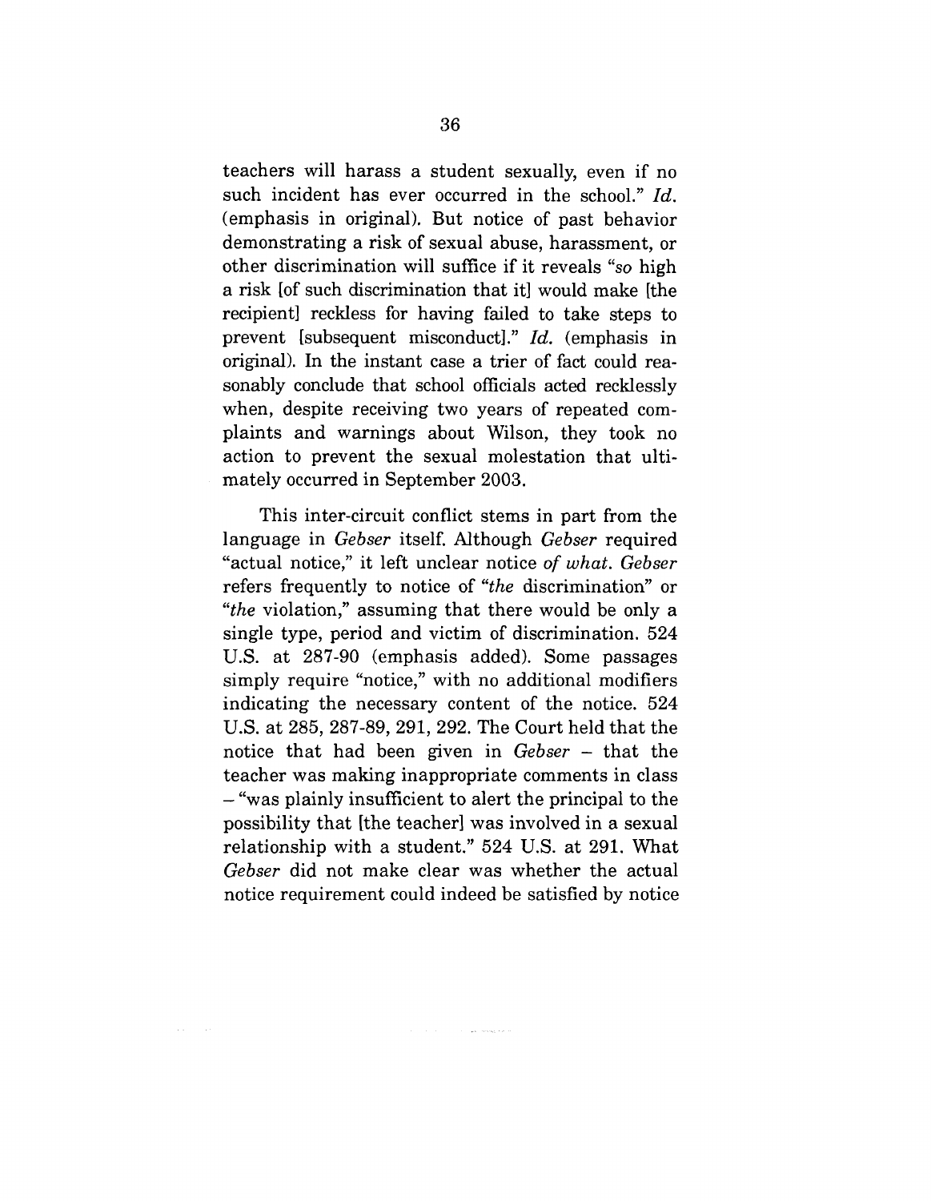teachers will harass a student sexually, even if no such incident has ever occurred in the school." *Id.* (emphasis in original). But notice of past behavior demonstrating a risk of sexual abuse, harassment, or other discrimination will suffice if it reveals "*so* high a risk [of such discrimination that it] would make [the recipient] reckless for having failed to take steps to prevent [subsequent misconduct]." *Id.* (emphasis in original). In the instant case a trier of fact could reasonably conclude that school officials acted recklessly when, despite receiving two years of repeated complaints and warnings about Wilson, they took no action to prevent the sexual molestation that ultimately occurred in September 2003.

This inter-circuit conflict stems in part from the language in *Gebser* itself. Although *Gebser* required "actual notice," it left unclear notice *of what*. *Gebser* refers frequently to notice of "*the* discrimination" or "*the* violation," assuming that there would be only a single type, period and victim of discrimination. 524 U.S. at 287-90 (emphasis added). Some passages simply require "notice," with no additional modifiers indicating the necessary content of the notice. 524 U.S. at 285, 287-89, 291, 292. The Court held that the notice that had been given in *Gebser* – that the teacher was making inappropriate comments in class – "was plainly insufficient to alert the principal to the possibility that [the teacher] was involved in a sexual relationship with a student." 524 U.S. at 291. What *Gebser* did not make clear was whether the actual notice requirement could indeed be satisfied by notice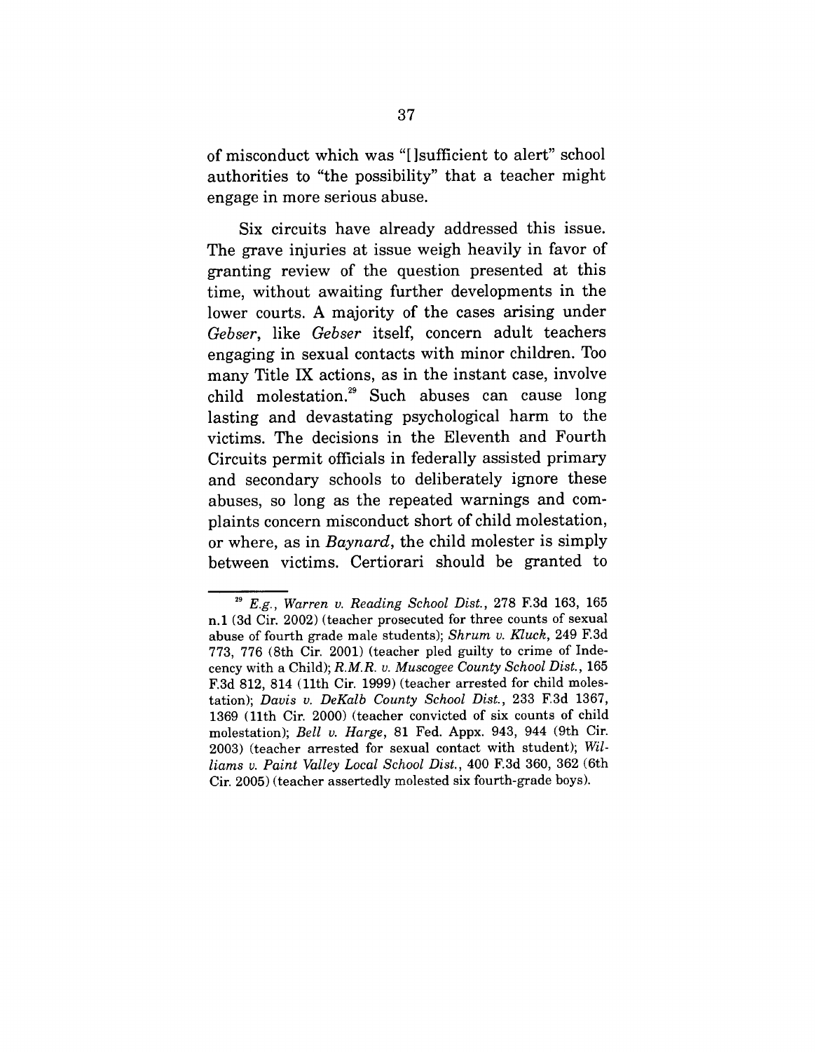of misconduct which was "[ ]sufficient to alert" school authorities to "the possibility" that a teacher might engage in more serious abuse.

Six circuits have already addressed this issue. The grave injuries at issue weigh heavily in favor of granting review of the question presented at this time, without awaiting further developments in the lower courts. A majority of the cases arising under *Gebser*, like *Gebser* itself, concern adult teachers engaging in sexual contacts with minor children. Too many Title IX actions, as in the instant case, involve child molestation.[29] Such abuses can cause long lasting and devastating psychological harm to the victims. The decisions in the Eleventh and Fourth Circuits permit officials in federally assisted primary and secondary schools to deliberately ignore these abuses, so long as the repeated warnings and complaints concern misconduct short of child molestation, or where, as in *Baynard*, the child molester is simply between victims. Certiorari should be granted to

---

[29] *E.g.*, *Warren v. Reading School Dist.*, 278 F.3d 163, 165 n.1 (3d Cir. 2002) (teacher prosecuted for three counts of sexual abuse of fourth grade male students); *Shrum v. Kluck*, 249 F.3d 773, 776 (8th Cir. 2001) (teacher pled guilty to crime of Indecency with a Child); *R.M.R. v. Muscogee County School Dist.*, 165 F.3d 812, 814 (11th Cir. 1999) (teacher arrested for child molestation); *Davis v. DeKalb County School Dist.*, 233 F.3d 1367, 1369 (11th Cir. 2000) (teacher convicted of six counts of child molestation); *Bell v. Harge*, 81 Fed. Appx. 943, 944 (9th Cir. 2003) (teacher arrested for sexual contact with student); *Williams v. Paint Valley Local School Dist.*, 400 F.3d 360, 362 (6th Cir. 2005) (teacher assertedly molested six fourth-grade boys).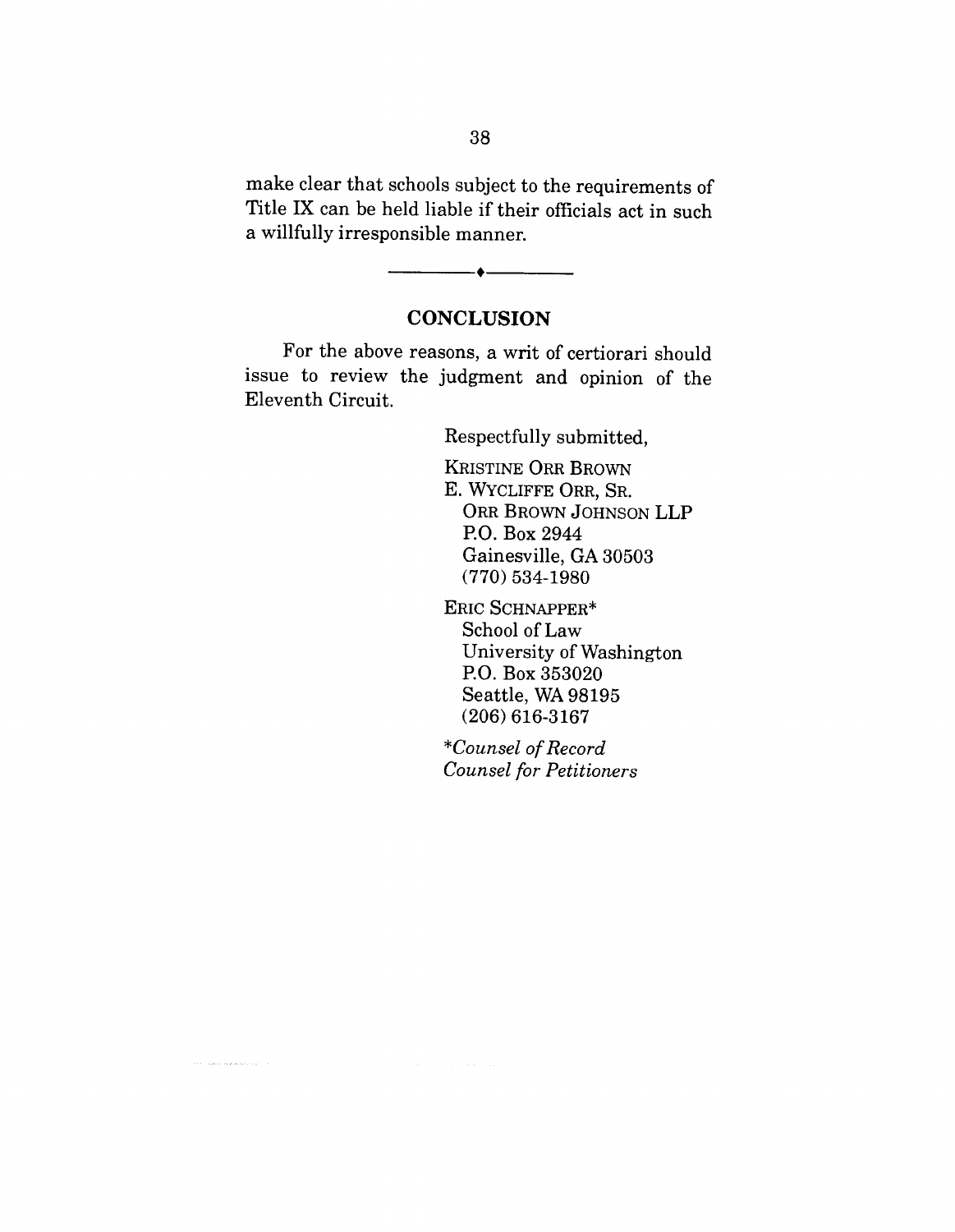make clear that schools subject to the requirements of Title IX can be held liable if their officials act in such a willfully irresponsible manner.

---

## CONCLUSION

For the above reasons, a writ of certiorari should issue to review the judgment and opinion of the Eleventh Circuit.

Respectfully submitted,

KRISTINE ORR BROWN
E. WYCLIFFE ORR, SR.
ORR BROWN JOHNSON LLP
P.O. Box 2944
Gainesville, GA 30503
(770) 534-1980

ERIC SCHNAPPER*
School of Law
University of Washington
P.O. Box 353020
Seattle, WA 98195
(206) 616-3167

*\*Counsel of Record*
*Counsel for Petitioners*